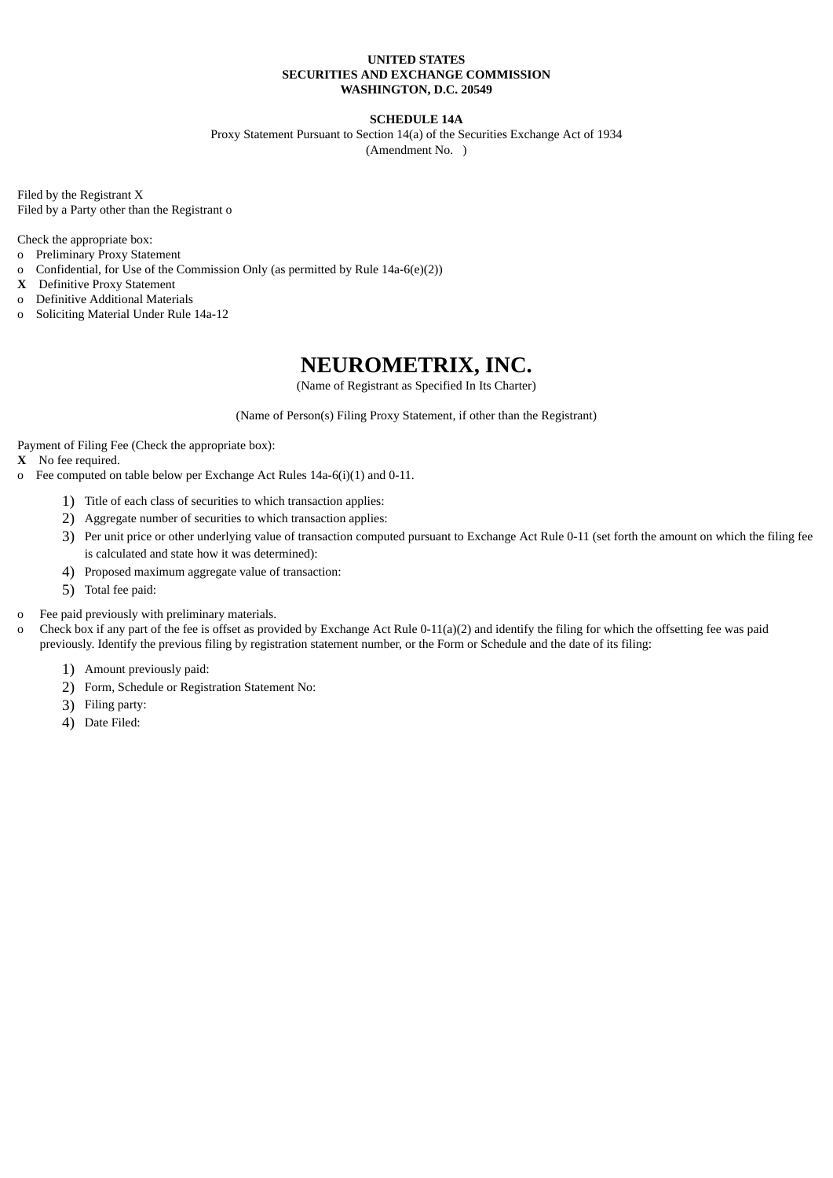**UNITED STATES**
**SECURITIES AND EXCHANGE COMMISSION**
**WASHINGTON, D.C. 20549**

**SCHEDULE 14A**

Proxy Statement Pursuant to Section 14(a) of the Securities Exchange Act of 1934
(Amendment No. )

Filed by the Registrant X
Filed by a Party other than the Registrant o

Check the appropriate box:
o Preliminary Proxy Statement
o Confidential, for Use of the Commission Only (as permitted by Rule 14a-6(e)(2))
**X** Definitive Proxy Statement
o Definitive Additional Materials
o Soliciting Material Under Rule 14a-12

# NEUROMETRIX, INC.

(Name of Registrant as Specified In Its Charter)

(Name of Person(s) Filing Proxy Statement, if other than the Registrant)

Payment of Filing Fee (Check the appropriate box):
**X** No fee required.
o Fee computed on table below per Exchange Act Rules 14a-6(i)(1) and 0-11.

1) Title of each class of securities to which transaction applies:
2) Aggregate number of securities to which transaction applies:
3) Per unit price or other underlying value of transaction computed pursuant to Exchange Act Rule 0-11 (set forth the amount on which the filing fee is calculated and state how it was determined):
4) Proposed maximum aggregate value of transaction:
5) Total fee paid:

o Fee paid previously with preliminary materials.
o Check box if any part of the fee is offset as provided by Exchange Act Rule 0-11(a)(2) and identify the filing for which the offsetting fee was paid previously. Identify the previous filing by registration statement number, or the Form or Schedule and the date of its filing:

1) Amount previously paid:
2) Form, Schedule or Registration Statement No:
3) Filing party:
4) Date Filed: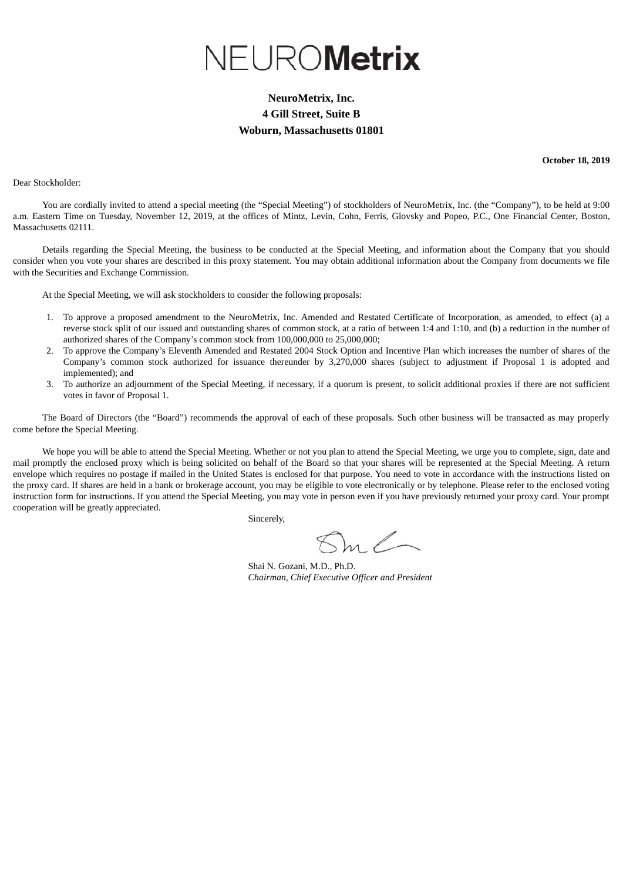# NEUROMetrix

**NeuroMetrix, Inc.**
**4 Gill Street, Suite B**
**Woburn, Massachusetts 01801**

**October 18, 2019**

Dear Stockholder:

You are cordially invited to attend a special meeting (the "Special Meeting") of stockholders of NeuroMetrix, Inc. (the "Company"), to be held at 9:00 a.m. Eastern Time on Tuesday, November 12, 2019, at the offices of Mintz, Levin, Cohn, Ferris, Glovsky and Popeo, P.C., One Financial Center, Boston, Massachusetts 02111.

Details regarding the Special Meeting, the business to be conducted at the Special Meeting, and information about the Company that you should consider when you vote your shares are described in this proxy statement. You may obtain additional information about the Company from documents we file with the Securities and Exchange Commission.

At the Special Meeting, we will ask stockholders to consider the following proposals:

1. To approve a proposed amendment to the NeuroMetrix, Inc. Amended and Restated Certificate of Incorporation, as amended, to effect (a) a reverse stock split of our issued and outstanding shares of common stock, at a ratio of between 1:4 and 1:10, and (b) a reduction in the number of authorized shares of the Company's common stock from 100,000,000 to 25,000,000;
2. To approve the Company's Eleventh Amended and Restated 2004 Stock Option and Incentive Plan which increases the number of shares of the Company's common stock authorized for issuance thereunder by 3,270,000 shares (subject to adjustment if Proposal 1 is adopted and implemented); and
3. To authorize an adjournment of the Special Meeting, if necessary, if a quorum is present, to solicit additional proxies if there are not sufficient votes in favor of Proposal 1.

The Board of Directors (the "Board") recommends the approval of each of these proposals. Such other business will be transacted as may properly come before the Special Meeting.

We hope you will be able to attend the Special Meeting. Whether or not you plan to attend the Special Meeting, we urge you to complete, sign, date and mail promptly the enclosed proxy which is being solicited on behalf of the Board so that your shares will be represented at the Special Meeting. A return envelope which requires no postage if mailed in the United States is enclosed for that purpose. You need to vote in accordance with the instructions listed on the proxy card. If shares are held in a bank or brokerage account, you may be eligible to vote electronically or by telephone. Please refer to the enclosed voting instruction form for instructions. If you attend the Special Meeting, you may vote in person even if you have previously returned your proxy card. Your prompt cooperation will be greatly appreciated.

Sincerely,

Shai N. Gozani, M.D., Ph.D.
*Chairman, Chief Executive Officer and President*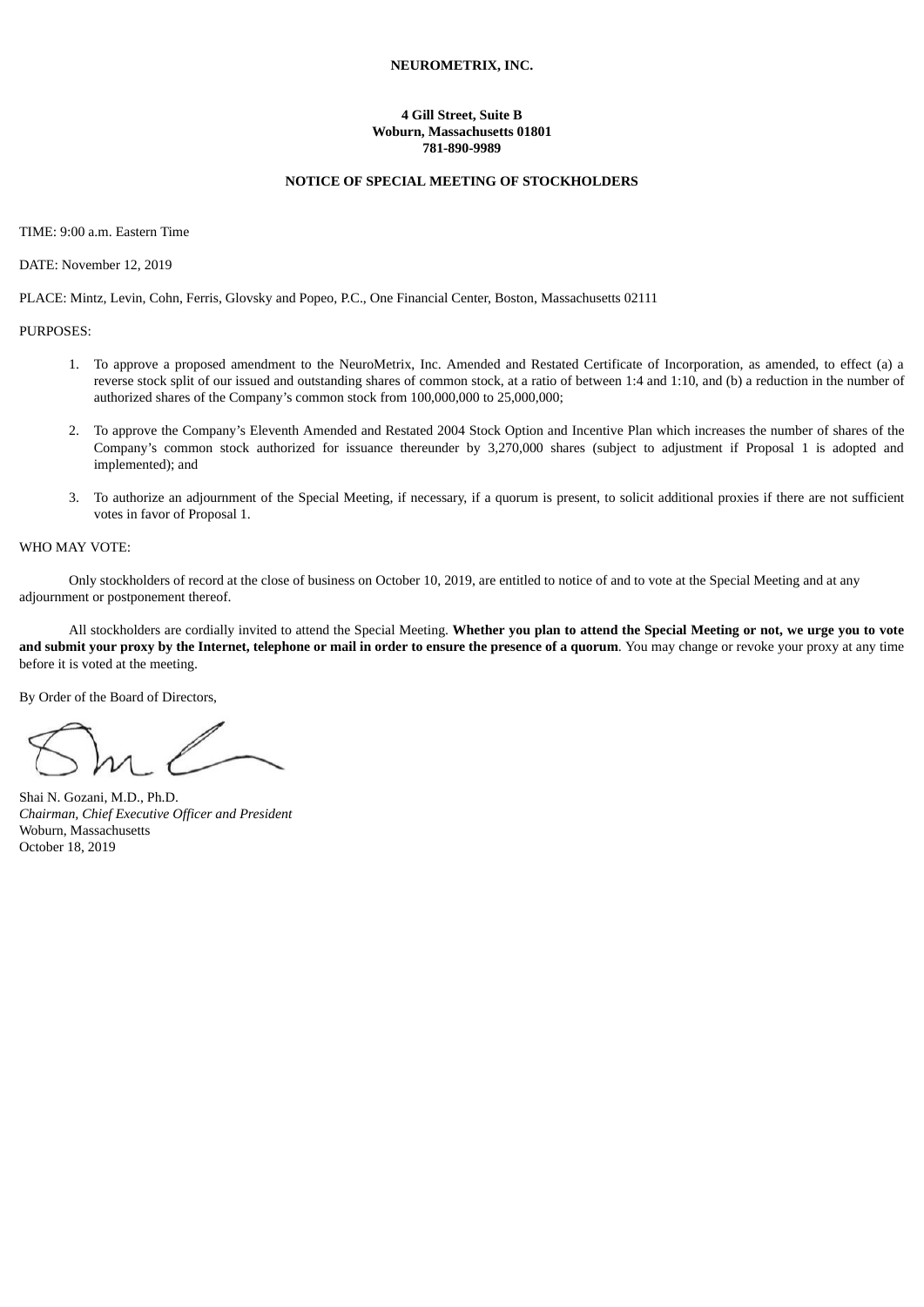**NEUROMETRIX, INC.**

**4 Gill Street, Suite B**
**Woburn, Massachusetts 01801**
**781-890-9989**

**NOTICE OF SPECIAL MEETING OF STOCKHOLDERS**

TIME: 9:00 a.m. Eastern Time

DATE: November 12, 2019

PLACE: Mintz, Levin, Cohn, Ferris, Glovsky and Popeo, P.C., One Financial Center, Boston, Massachusetts 02111

PURPOSES:

1. To approve a proposed amendment to the NeuroMetrix, Inc. Amended and Restated Certificate of Incorporation, as amended, to effect (a) a reverse stock split of our issued and outstanding shares of common stock, at a ratio of between 1:4 and 1:10, and (b) a reduction in the number of authorized shares of the Company's common stock from 100,000,000 to 25,000,000;

2. To approve the Company's Eleventh Amended and Restated 2004 Stock Option and Incentive Plan which increases the number of shares of the Company's common stock authorized for issuance thereunder by 3,270,000 shares (subject to adjustment if Proposal 1 is adopted and implemented); and

3. To authorize an adjournment of the Special Meeting, if necessary, if a quorum is present, to solicit additional proxies if there are not sufficient votes in favor of Proposal 1.

WHO MAY VOTE:

Only stockholders of record at the close of business on October 10, 2019, are entitled to notice of and to vote at the Special Meeting and at any adjournment or postponement thereof.

All stockholders are cordially invited to attend the Special Meeting. **Whether you plan to attend the Special Meeting or not, we urge you to vote and submit your proxy by the Internet, telephone or mail in order to ensure the presence of a quorum**. You may change or revoke your proxy at any time before it is voted at the meeting.

By Order of the Board of Directors,

Shai N. Gozani, M.D., Ph.D.
*Chairman, Chief Executive Officer and President*
Woburn, Massachusetts
October 18, 2019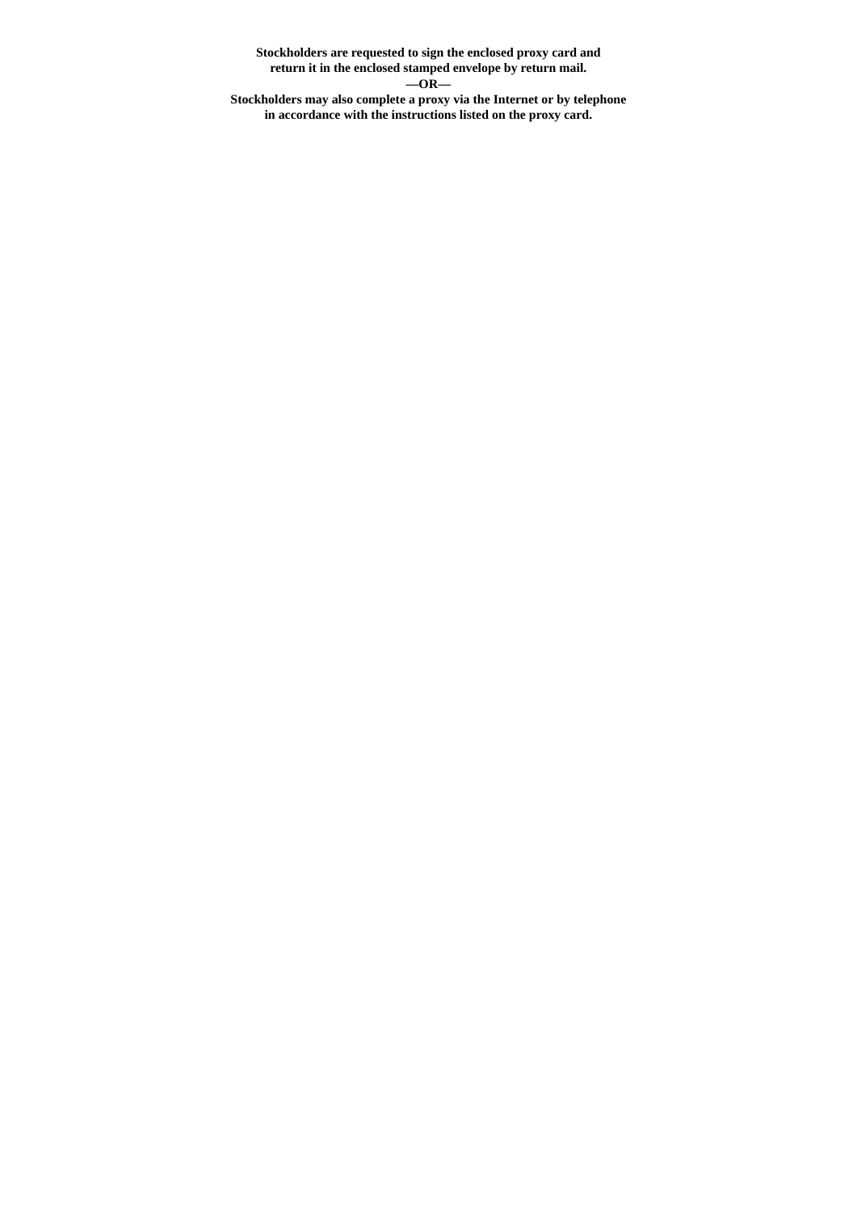**Stockholders are requested to sign the enclosed proxy card and return it in the enclosed stamped envelope by return mail.**

**—OR—**

**Stockholders may also complete a proxy via the Internet or by telephone in accordance with the instructions listed on the proxy card.**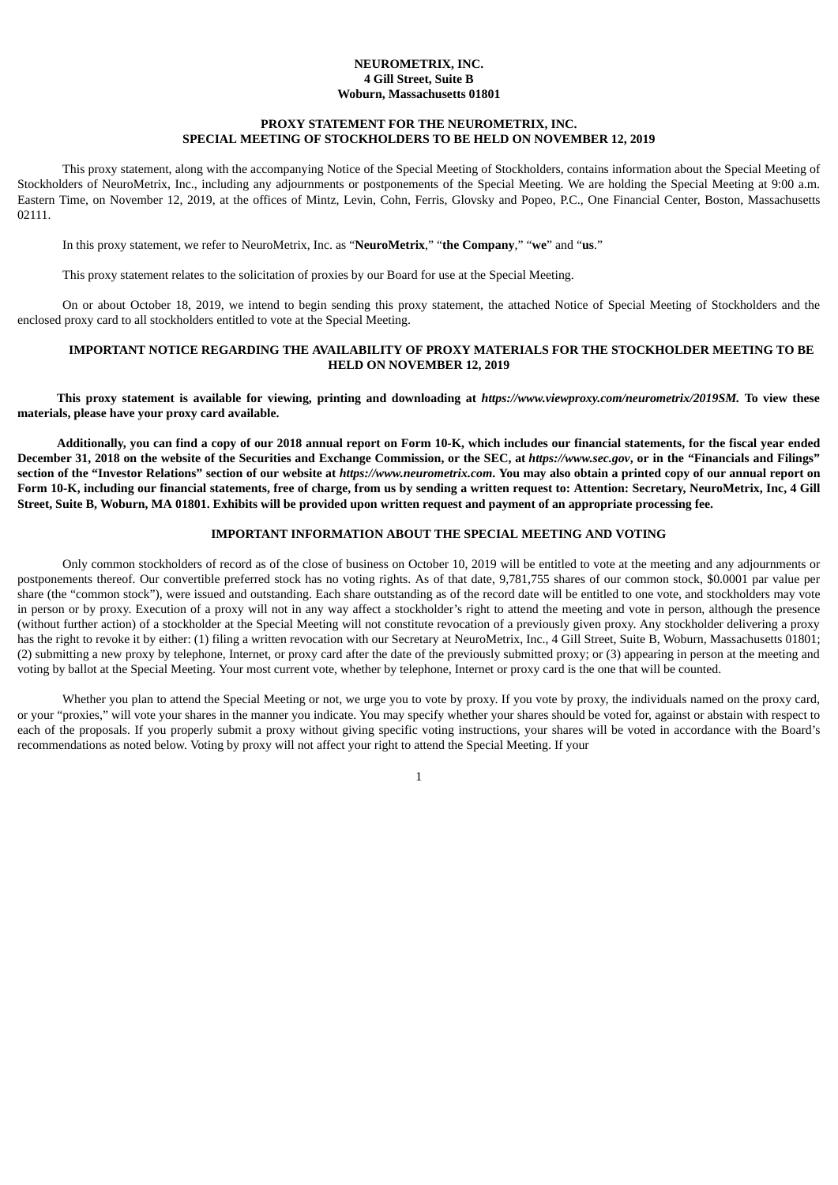**NEUROMETRIX, INC.**
**4 Gill Street, Suite B**
**Woburn, Massachusetts 01801**

**PROXY STATEMENT FOR THE NEUROMETRIX, INC.**
**SPECIAL MEETING OF STOCKHOLDERS TO BE HELD ON NOVEMBER 12, 2019**

This proxy statement, along with the accompanying Notice of the Special Meeting of Stockholders, contains information about the Special Meeting of Stockholders of NeuroMetrix, Inc., including any adjournments or postponements of the Special Meeting. We are holding the Special Meeting at 9:00 a.m. Eastern Time, on November 12, 2019, at the offices of Mintz, Levin, Cohn, Ferris, Glovsky and Popeo, P.C., One Financial Center, Boston, Massachusetts 02111.

In this proxy statement, we refer to NeuroMetrix, Inc. as "**NeuroMetrix**," "**the Company**," "**we**" and "**us**."

This proxy statement relates to the solicitation of proxies by our Board for use at the Special Meeting.

On or about October 18, 2019, we intend to begin sending this proxy statement, the attached Notice of Special Meeting of Stockholders and the enclosed proxy card to all stockholders entitled to vote at the Special Meeting.

**IMPORTANT NOTICE REGARDING THE AVAILABILITY OF PROXY MATERIALS FOR THE STOCKHOLDER MEETING TO BE HELD ON NOVEMBER 12, 2019**

**This proxy statement is available for viewing, printing and downloading at *https://www.viewproxy.com/neurometrix/2019SM*. To view these materials, please have your proxy card available.**

**Additionally, you can find a copy of our 2018 annual report on Form 10-K, which includes our financial statements, for the fiscal year ended December 31, 2018 on the website of the Securities and Exchange Commission, or the SEC, at *https://www.sec.gov*, or in the "Financials and Filings" section of the "Investor Relations" section of our website at *https://www.neurometrix.com*. You may also obtain a printed copy of our annual report on Form 10-K, including our financial statements, free of charge, from us by sending a written request to: Attention: Secretary, NeuroMetrix, Inc, 4 Gill Street, Suite B, Woburn, MA 01801. Exhibits will be provided upon written request and payment of an appropriate processing fee.**

**IMPORTANT INFORMATION ABOUT THE SPECIAL MEETING AND VOTING**

Only common stockholders of record as of the close of business on October 10, 2019 will be entitled to vote at the meeting and any adjournments or postponements thereof. Our convertible preferred stock has no voting rights. As of that date, 9,781,755 shares of our common stock, $0.0001 par value per share (the "common stock"), were issued and outstanding. Each share outstanding as of the record date will be entitled to one vote, and stockholders may vote in person or by proxy. Execution of a proxy will not in any way affect a stockholder's right to attend the meeting and vote in person, although the presence (without further action) of a stockholder at the Special Meeting will not constitute revocation of a previously given proxy. Any stockholder delivering a proxy has the right to revoke it by either: (1) filing a written revocation with our Secretary at NeuroMetrix, Inc., 4 Gill Street, Suite B, Woburn, Massachusetts 01801; (2) submitting a new proxy by telephone, Internet, or proxy card after the date of the previously submitted proxy; or (3) appearing in person at the meeting and voting by ballot at the Special Meeting. Your most current vote, whether by telephone, Internet or proxy card is the one that will be counted.

Whether you plan to attend the Special Meeting or not, we urge you to vote by proxy. If you vote by proxy, the individuals named on the proxy card, or your "proxies," will vote your shares in the manner you indicate. You may specify whether your shares should be voted for, against or abstain with respect to each of the proposals. If you properly submit a proxy without giving specific voting instructions, your shares will be voted in accordance with the Board's recommendations as noted below. Voting by proxy will not affect your right to attend the Special Meeting. If your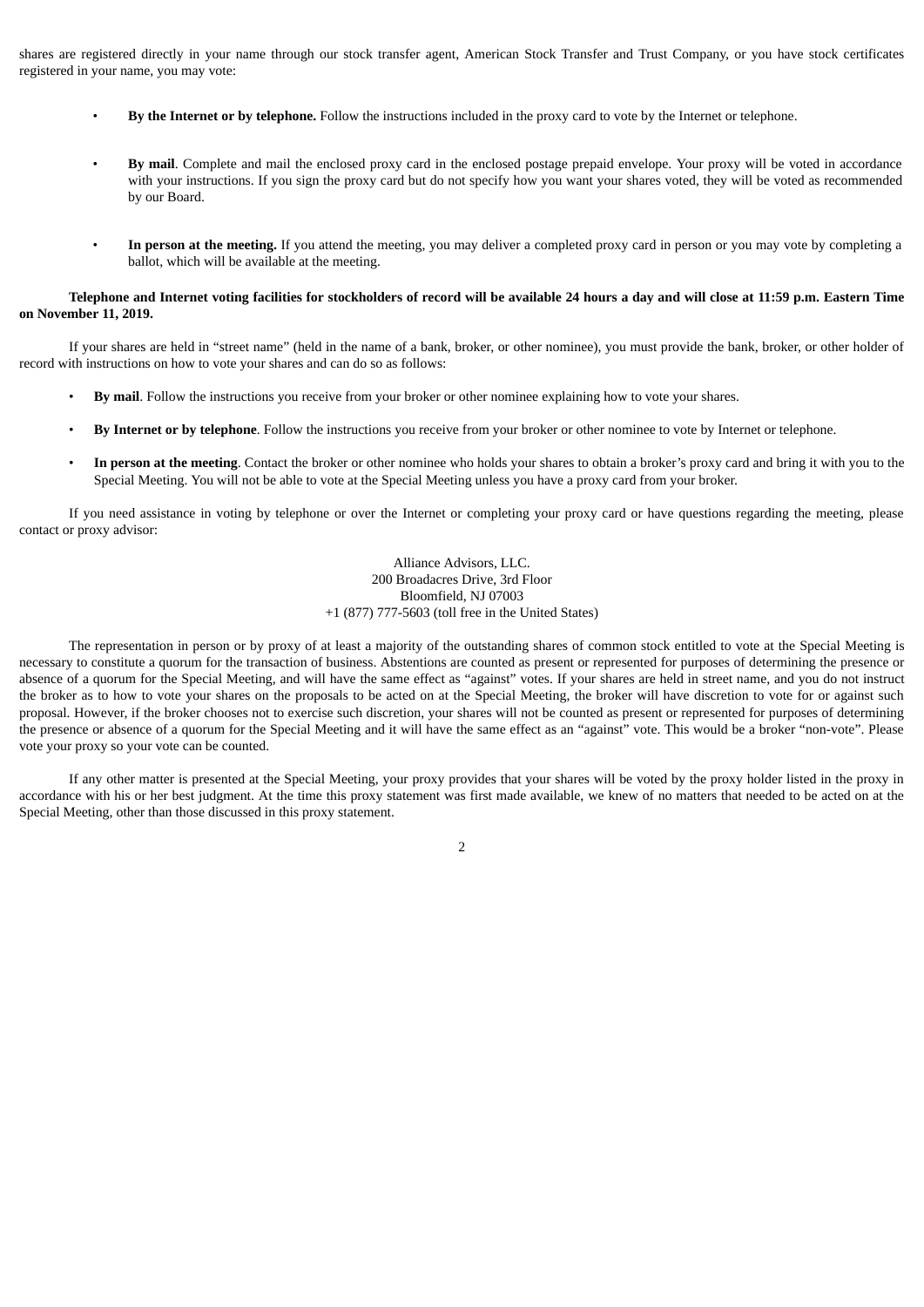shares are registered directly in your name through our stock transfer agent, American Stock Transfer and Trust Company, or you have stock certificates registered in your name, you may vote:

- **By the Internet or by telephone.** Follow the instructions included in the proxy card to vote by the Internet or telephone.
- **By mail**. Complete and mail the enclosed proxy card in the enclosed postage prepaid envelope. Your proxy will be voted in accordance with your instructions. If you sign the proxy card but do not specify how you want your shares voted, they will be voted as recommended by our Board.
- **In person at the meeting.** If you attend the meeting, you may deliver a completed proxy card in person or you may vote by completing a ballot, which will be available at the meeting.

**Telephone and Internet voting facilities for stockholders of record will be available 24 hours a day and will close at 11:59 p.m. Eastern Time on November 11, 2019.**

If your shares are held in "street name" (held in the name of a bank, broker, or other nominee), you must provide the bank, broker, or other holder of record with instructions on how to vote your shares and can do so as follows:

- **By mail**. Follow the instructions you receive from your broker or other nominee explaining how to vote your shares.
- **By Internet or by telephone**. Follow the instructions you receive from your broker or other nominee to vote by Internet or telephone.
- **In person at the meeting**. Contact the broker or other nominee who holds your shares to obtain a broker's proxy card and bring it with you to the Special Meeting. You will not be able to vote at the Special Meeting unless you have a proxy card from your broker.

If you need assistance in voting by telephone or over the Internet or completing your proxy card or have questions regarding the meeting, please contact or proxy advisor:

Alliance Advisors, LLC.
200 Broadacres Drive, 3rd Floor
Bloomfield, NJ 07003
+1 (877) 777-5603 (toll free in the United States)

The representation in person or by proxy of at least a majority of the outstanding shares of common stock entitled to vote at the Special Meeting is necessary to constitute a quorum for the transaction of business. Abstentions are counted as present or represented for purposes of determining the presence or absence of a quorum for the Special Meeting, and will have the same effect as "against" votes. If your shares are held in street name, and you do not instruct the broker as to how to vote your shares on the proposals to be acted on at the Special Meeting, the broker will have discretion to vote for or against such proposal. However, if the broker chooses not to exercise such discretion, your shares will not be counted as present or represented for purposes of determining the presence or absence of a quorum for the Special Meeting and it will have the same effect as an "against" vote. This would be a broker "non-vote". Please vote your proxy so your vote can be counted.

If any other matter is presented at the Special Meeting, your proxy provides that your shares will be voted by the proxy holder listed in the proxy in accordance with his or her best judgment. At the time this proxy statement was first made available, we knew of no matters that needed to be acted on at the Special Meeting, other than those discussed in this proxy statement.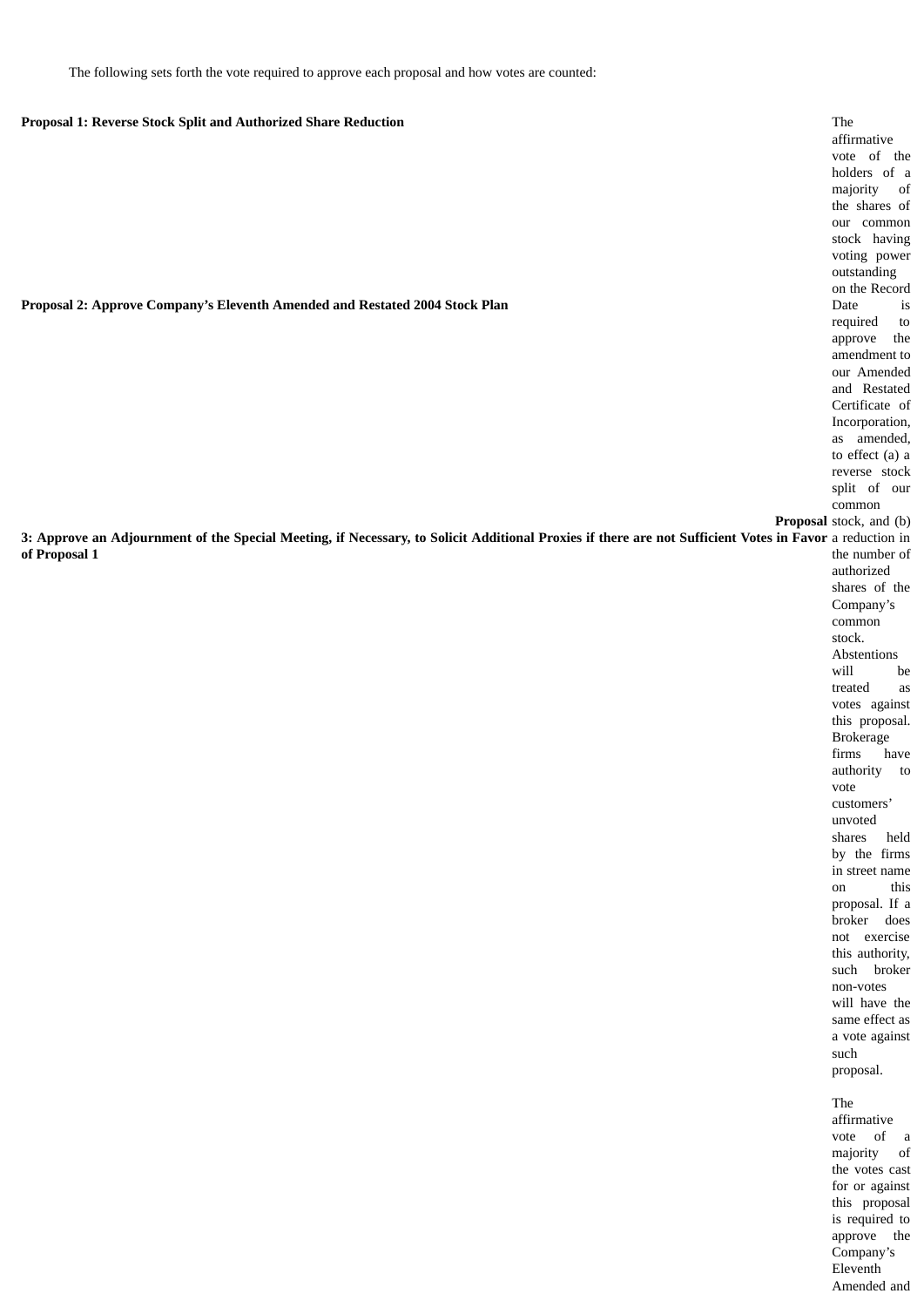The following sets forth the vote required to approve each proposal and how votes are counted:

| Proposal | Vote Required |
| --- | --- |
| **Proposal 1: Reverse Stock Split and Authorized Share Reduction** | The affirmative vote of the holders of a majority of the shares of our common stock having voting power outstanding on the Record Date is required to approve the amendment to our Amended and Restated Certificate of Incorporation, as amended, to effect (a) a reverse stock split of our common stock, and (b) a reduction in the number of authorized shares of the Company's common stock. Abstentions will be treated as votes against this proposal. Brokerage firms have authority to vote customers' unvoted shares held by the firms in street name on this proposal. If a broker does not exercise this authority, such broker non-votes will have the same effect as a vote against such proposal. |
| **Proposal 2: Approve Company's Eleventh Amended and Restated 2004 Stock Plan** | The affirmative vote of a majority of the votes cast for or against this proposal is required to approve the Company's Eleventh Amended and |
| **Proposal 3: Approve an Adjournment of the Special Meeting, if Necessary, to Solicit Additional Proxies if there are not Sufficient Votes in Favor of Proposal 1** | |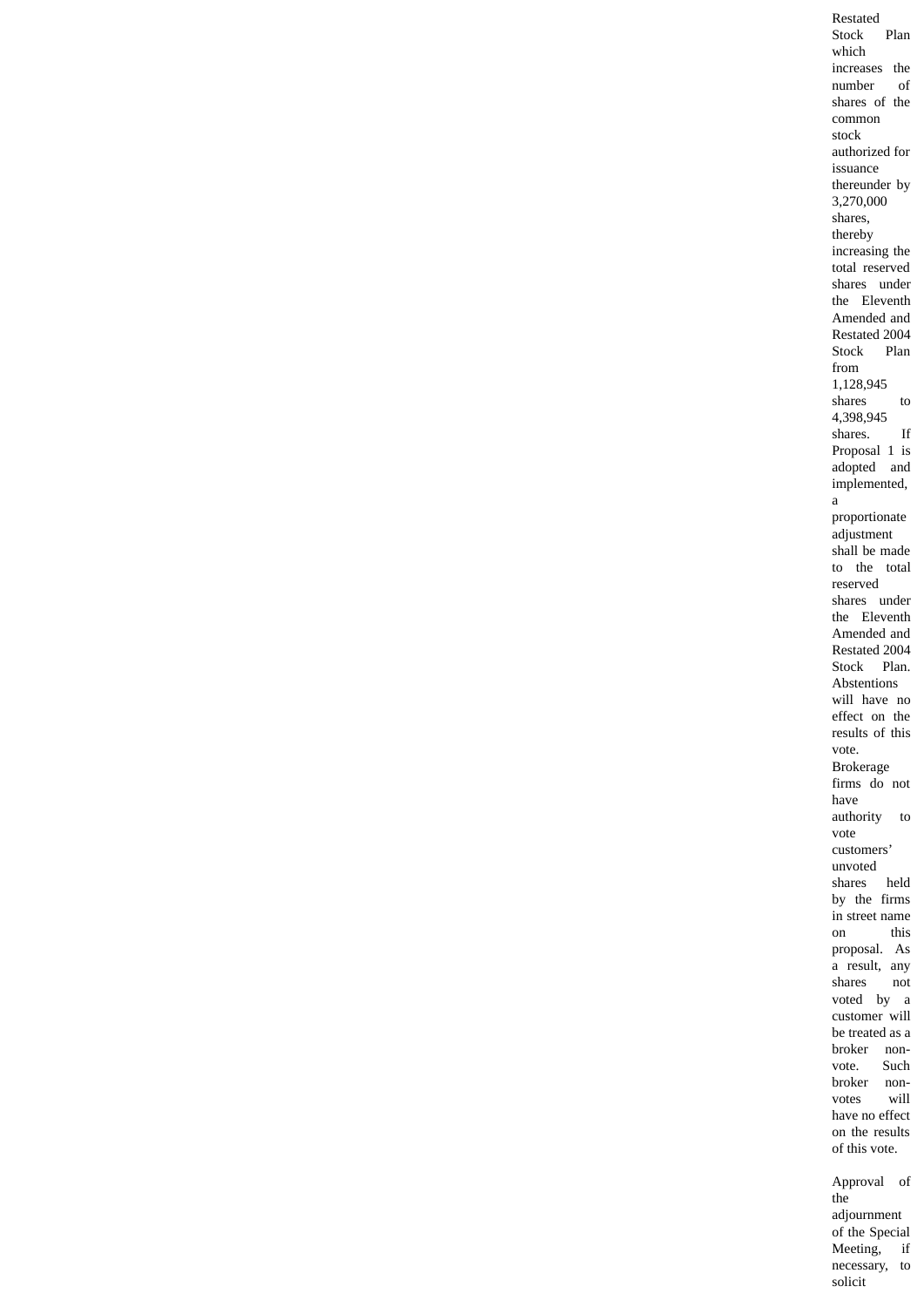Restated Stock Plan which increases the number of shares of the common stock authorized for issuance thereunder by 3,270,000 shares, thereby increasing the total reserved shares under the Eleventh Amended and Restated 2004 Stock Plan from 1,128,945 shares to 4,398,945 shares. If Proposal 1 is adopted and implemented, a proportionate adjustment shall be made to the total reserved shares under the Eleventh Amended and Restated 2004 Stock Plan. Abstentions will have no effect on the results of this vote. Brokerage firms do not have authority to vote customers' unvoted shares held by the firms in street name on this proposal. As a result, any shares not voted by a customer will be treated as a broker non-vote. Such broker non-votes will have no effect on the results of this vote.

Approval of the adjournment of the Special Meeting, if necessary, to solicit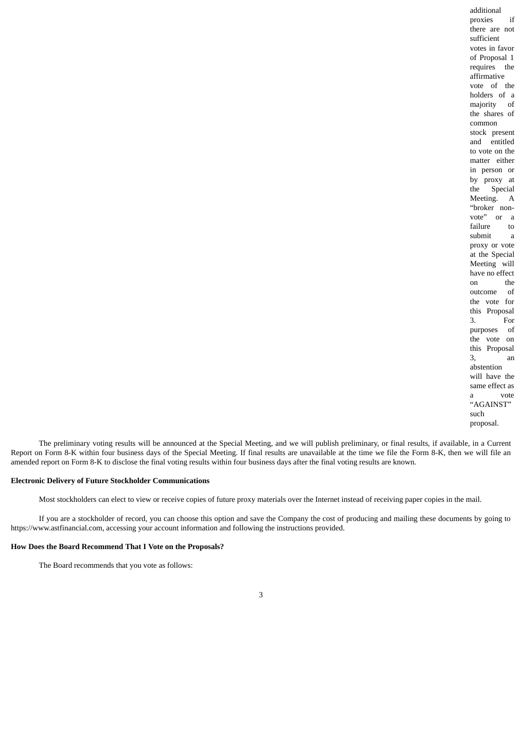additional proxies if there are not sufficient votes in favor of Proposal 1 requires the affirmative vote of the holders of a majority of the shares of common stock present and entitled to vote on the matter either in person or by proxy at the Special Meeting. A "broker non-vote" or a failure to submit a proxy or vote at the Special Meeting will have no effect on the outcome of the vote for this Proposal 3. For purposes of the vote on this Proposal 3, an abstention will have the same effect as a vote "AGAINST" such proposal.

The preliminary voting results will be announced at the Special Meeting, and we will publish preliminary, or final results, if available, in a Current Report on Form 8-K within four business days of the Special Meeting. If final results are unavailable at the time we file the Form 8-K, then we will file an amended report on Form 8-K to disclose the final voting results within four business days after the final voting results are known.

**Electronic Delivery of Future Stockholder Communications**

Most stockholders can elect to view or receive copies of future proxy materials over the Internet instead of receiving paper copies in the mail.

If you are a stockholder of record, you can choose this option and save the Company the cost of producing and mailing these documents by going to https://www.astfinancial.com, accessing your account information and following the instructions provided.

**How Does the Board Recommend That I Vote on the Proposals?**

The Board recommends that you vote as follows: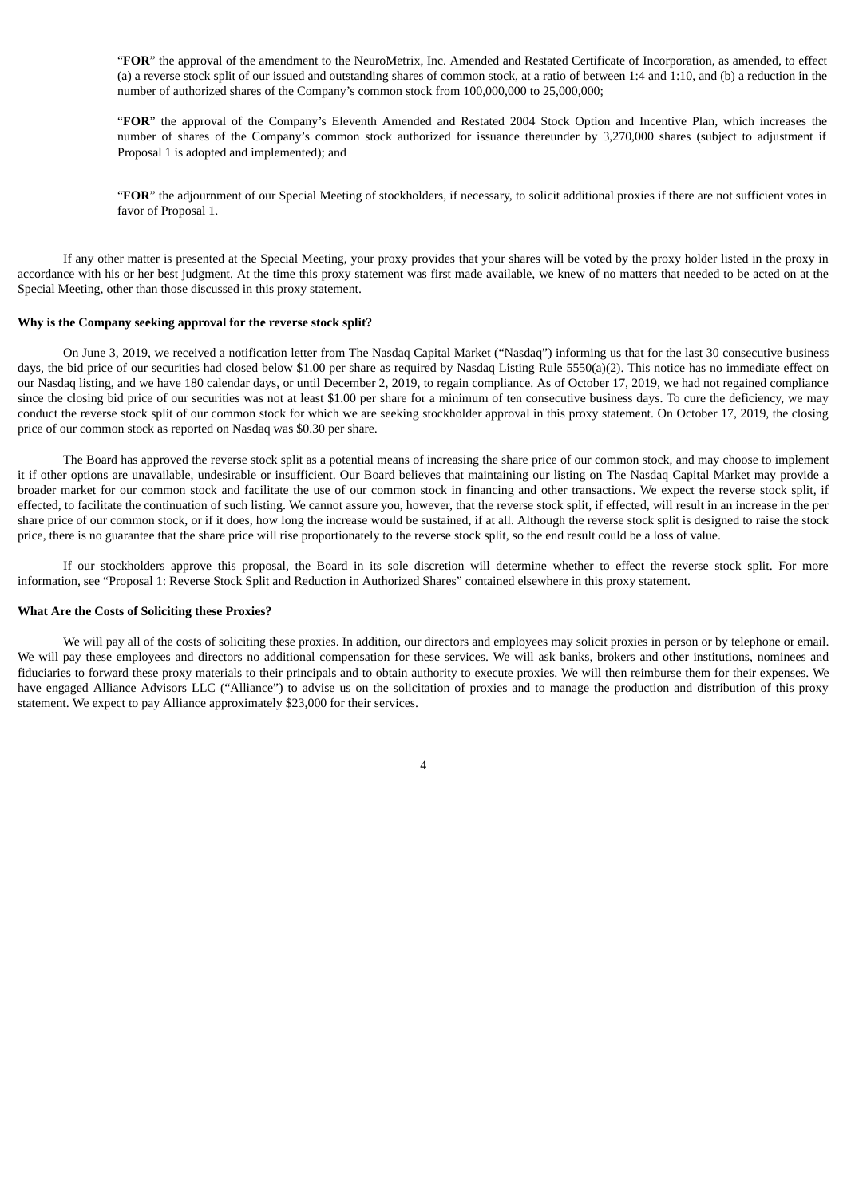"**FOR**" the approval of the amendment to the NeuroMetrix, Inc. Amended and Restated Certificate of Incorporation, as amended, to effect (a) a reverse stock split of our issued and outstanding shares of common stock, at a ratio of between 1:4 and 1:10, and (b) a reduction in the number of authorized shares of the Company's common stock from 100,000,000 to 25,000,000;

"**FOR**" the approval of the Company's Eleventh Amended and Restated 2004 Stock Option and Incentive Plan, which increases the number of shares of the Company's common stock authorized for issuance thereunder by 3,270,000 shares (subject to adjustment if Proposal 1 is adopted and implemented); and

"**FOR**" the adjournment of our Special Meeting of stockholders, if necessary, to solicit additional proxies if there are not sufficient votes in favor of Proposal 1.

If any other matter is presented at the Special Meeting, your proxy provides that your shares will be voted by the proxy holder listed in the proxy in accordance with his or her best judgment. At the time this proxy statement was first made available, we knew of no matters that needed to be acted on at the Special Meeting, other than those discussed in this proxy statement.

**Why is the Company seeking approval for the reverse stock split?**

On June 3, 2019, we received a notification letter from The Nasdaq Capital Market ("Nasdaq") informing us that for the last 30 consecutive business days, the bid price of our securities had closed below $1.00 per share as required by Nasdaq Listing Rule 5550(a)(2). This notice has no immediate effect on our Nasdaq listing, and we have 180 calendar days, or until December 2, 2019, to regain compliance. As of October 17, 2019, we had not regained compliance since the closing bid price of our securities was not at least $1.00 per share for a minimum of ten consecutive business days. To cure the deficiency, we may conduct the reverse stock split of our common stock for which we are seeking stockholder approval in this proxy statement. On October 17, 2019, the closing price of our common stock as reported on Nasdaq was $0.30 per share.

The Board has approved the reverse stock split as a potential means of increasing the share price of our common stock, and may choose to implement it if other options are unavailable, undesirable or insufficient. Our Board believes that maintaining our listing on The Nasdaq Capital Market may provide a broader market for our common stock and facilitate the use of our common stock in financing and other transactions. We expect the reverse stock split, if effected, to facilitate the continuation of such listing. We cannot assure you, however, that the reverse stock split, if effected, will result in an increase in the per share price of our common stock, or if it does, how long the increase would be sustained, if at all. Although the reverse stock split is designed to raise the stock price, there is no guarantee that the share price will rise proportionately to the reverse stock split, so the end result could be a loss of value.

If our stockholders approve this proposal, the Board in its sole discretion will determine whether to effect the reverse stock split. For more information, see "Proposal 1: Reverse Stock Split and Reduction in Authorized Shares" contained elsewhere in this proxy statement.

**What Are the Costs of Soliciting these Proxies?**

We will pay all of the costs of soliciting these proxies. In addition, our directors and employees may solicit proxies in person or by telephone or email. We will pay these employees and directors no additional compensation for these services. We will ask banks, brokers and other institutions, nominees and fiduciaries to forward these proxy materials to their principals and to obtain authority to execute proxies. We will then reimburse them for their expenses. We have engaged Alliance Advisors LLC ("Alliance") to advise us on the solicitation of proxies and to manage the production and distribution of this proxy statement. We expect to pay Alliance approximately $23,000 for their services.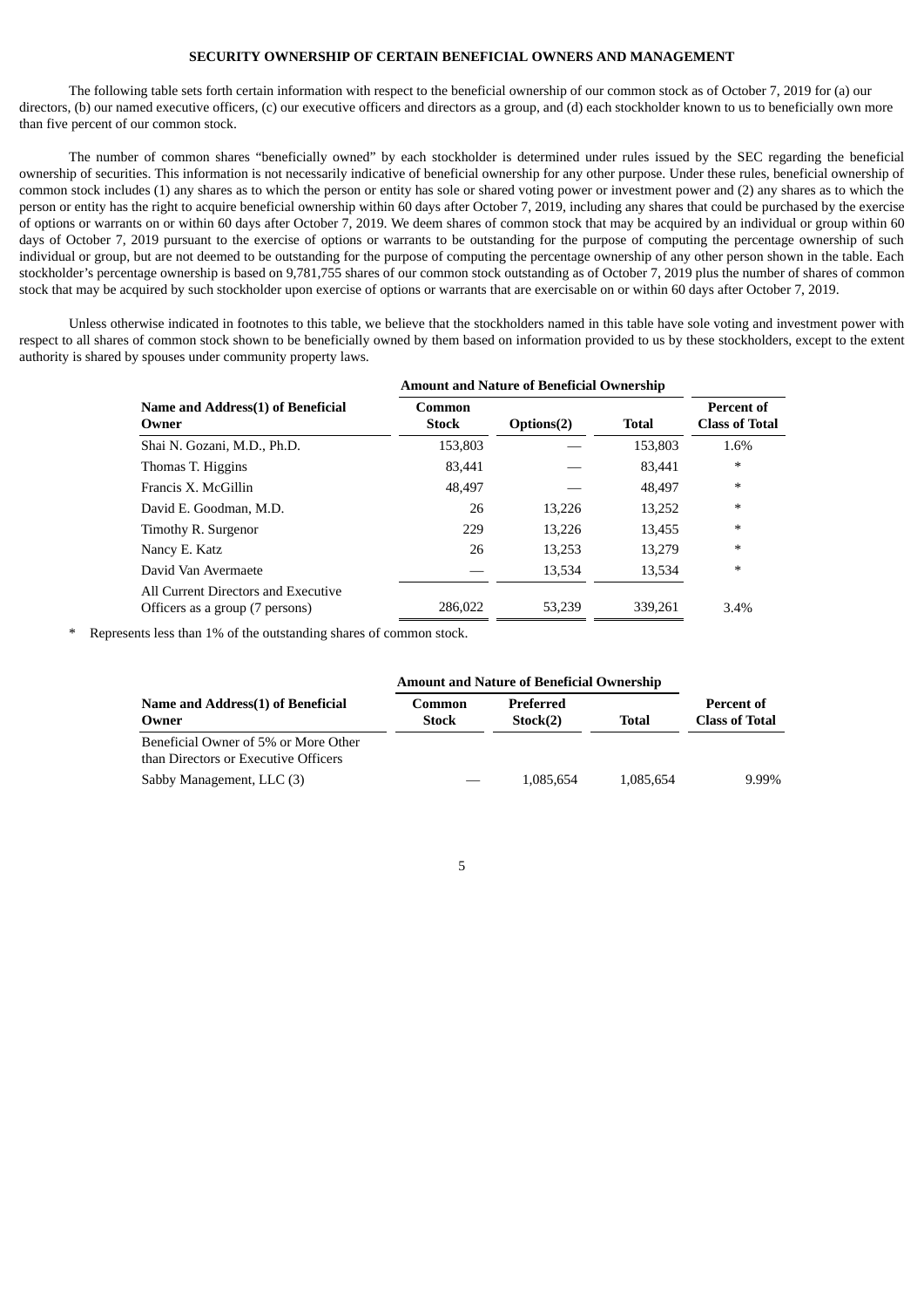## SECURITY OWNERSHIP OF CERTAIN BENEFICIAL OWNERS AND MANAGEMENT

The following table sets forth certain information with respect to the beneficial ownership of our common stock as of October 7, 2019 for (a) our directors, (b) our named executive officers, (c) our executive officers and directors as a group, and (d) each stockholder known to us to beneficially own more than five percent of our common stock.

The number of common shares "beneficially owned" by each stockholder is determined under rules issued by the SEC regarding the beneficial ownership of securities. This information is not necessarily indicative of beneficial ownership for any other purpose. Under these rules, beneficial ownership of common stock includes (1) any shares as to which the person or entity has sole or shared voting power or investment power and (2) any shares as to which the person or entity has the right to acquire beneficial ownership within 60 days after October 7, 2019, including any shares that could be purchased by the exercise of options or warrants on or within 60 days after October 7, 2019. We deem shares of common stock that may be acquired by an individual or group within 60 days of October 7, 2019 pursuant to the exercise of options or warrants to be outstanding for the purpose of computing the percentage ownership of such individual or group, but are not deemed to be outstanding for the purpose of computing the percentage ownership of any other person shown in the table. Each stockholder's percentage ownership is based on 9,781,755 shares of our common stock outstanding as of October 7, 2019 plus the number of shares of common stock that may be acquired by such stockholder upon exercise of options or warrants that are exercisable on or within 60 days after October 7, 2019.

Unless otherwise indicated in footnotes to this table, we believe that the stockholders named in this table have sole voting and investment power with respect to all shares of common stock shown to be beneficially owned by them based on information provided to us by these stockholders, except to the extent authority is shared by spouses under community property laws.

| | Amount and Nature of Beneficial Ownership | | | |
|---|---|---|---|---|
| **Name and Address(1) of Beneficial Owner** | **Common Stock** | **Options(2)** | **Total** | **Percent of Class of Total** |
| Shai N. Gozani, M.D., Ph.D. | 153,803 | — | 153,803 | 1.6% |
| Thomas T. Higgins | 83,441 | — | 83,441 | * |
| Francis X. McGillin | 48,497 | — | 48,497 | * |
| David E. Goodman, M.D. | 26 | 13,226 | 13,252 | * |
| Timothy R. Surgenor | 229 | 13,226 | 13,455 | * |
| Nancy E. Katz | 26 | 13,253 | 13,279 | * |
| David Van Avermaete | — | 13,534 | 13,534 | * |
| All Current Directors and Executive Officers as a group (7 persons) | 286,022 | 53,239 | 339,261 | 3.4% |

\* Represents less than 1% of the outstanding shares of common stock.

| | Amount and Nature of Beneficial Ownership | | | |
|---|---|---|---|---|
| **Name and Address(1) of Beneficial Owner** | **Common Stock** | **Preferred Stock(2)** | **Total** | **Percent of Class of Total** |
| Beneficial Owner of 5% or More Other than Directors or Executive Officers | | | | |
| Sabby Management, LLC (3) | — | 1,085,654 | 1,085,654 | 9.99% |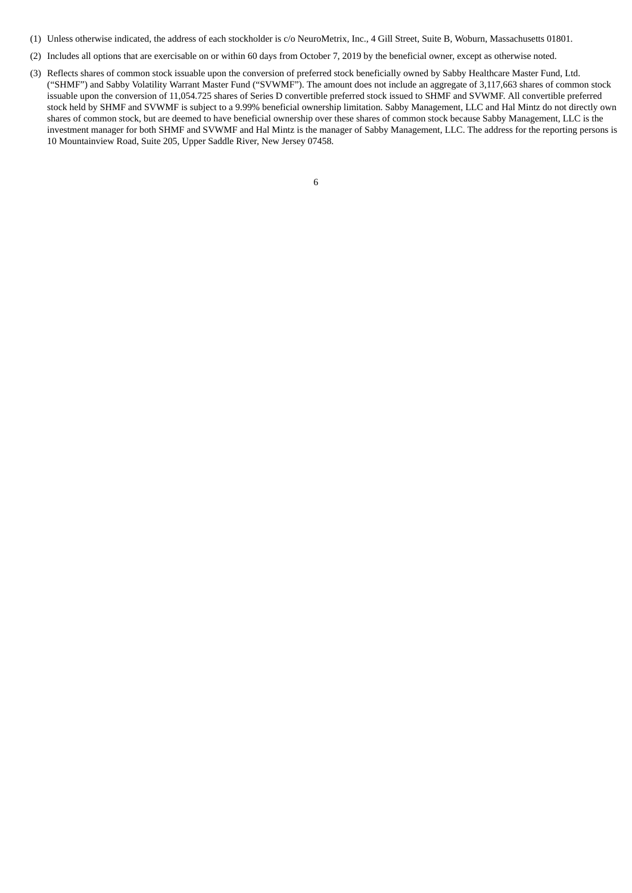(1) Unless otherwise indicated, the address of each stockholder is c/o NeuroMetrix, Inc., 4 Gill Street, Suite B, Woburn, Massachusetts 01801.

(2) Includes all options that are exercisable on or within 60 days from October 7, 2019 by the beneficial owner, except as otherwise noted.

(3) Reflects shares of common stock issuable upon the conversion of preferred stock beneficially owned by Sabby Healthcare Master Fund, Ltd. ("SHMF") and Sabby Volatility Warrant Master Fund ("SVWMF"). The amount does not include an aggregate of 3,117,663 shares of common stock issuable upon the conversion of 11,054.725 shares of Series D convertible preferred stock issued to SHMF and SVWMF. All convertible preferred stock held by SHMF and SVWMF is subject to a 9.99% beneficial ownership limitation. Sabby Management, LLC and Hal Mintz do not directly own shares of common stock, but are deemed to have beneficial ownership over these shares of common stock because Sabby Management, LLC is the investment manager for both SHMF and SVWMF and Hal Mintz is the manager of Sabby Management, LLC. The address for the reporting persons is 10 Mountainview Road, Suite 205, Upper Saddle River, New Jersey 07458.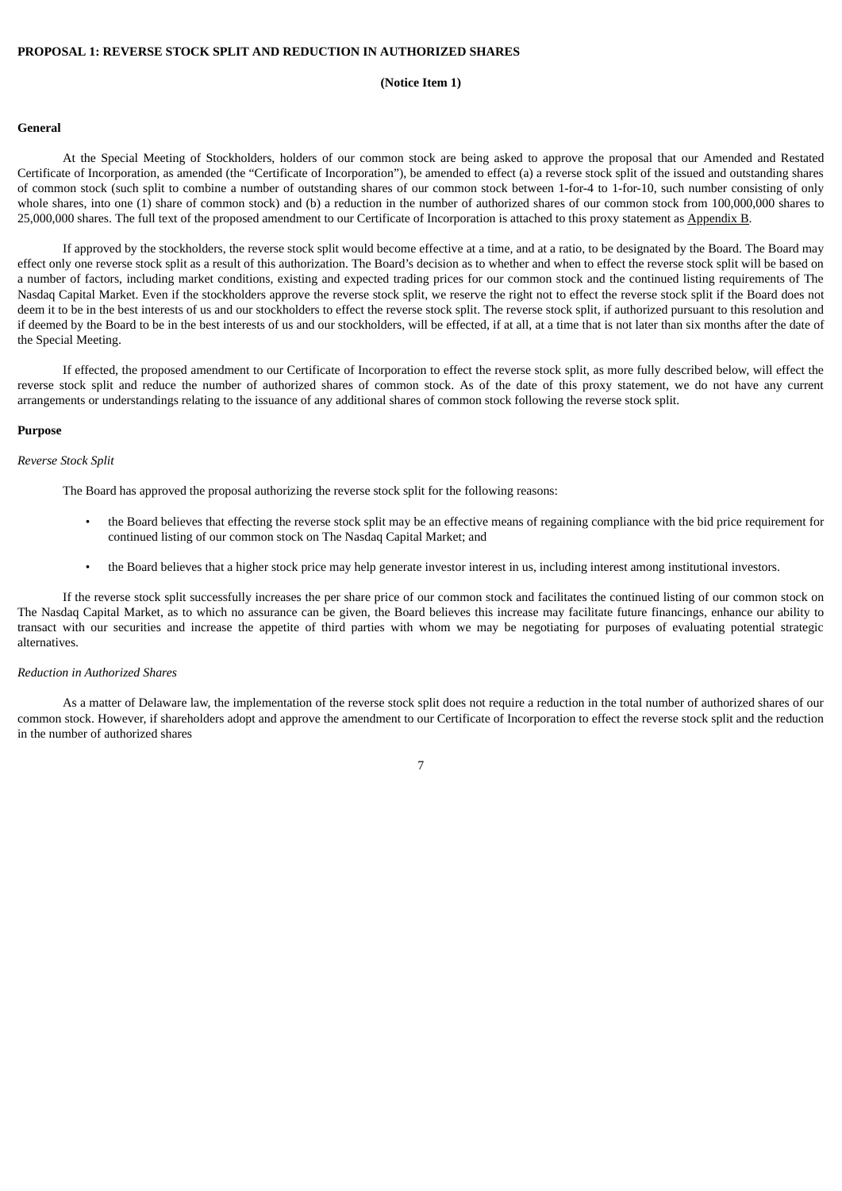**PROPOSAL 1: REVERSE STOCK SPLIT AND REDUCTION IN AUTHORIZED SHARES**

**(Notice Item 1)**

**General**

At the Special Meeting of Stockholders, holders of our common stock are being asked to approve the proposal that our Amended and Restated Certificate of Incorporation, as amended (the "Certificate of Incorporation"), be amended to effect (a) a reverse stock split of the issued and outstanding shares of common stock (such split to combine a number of outstanding shares of our common stock between 1-for-4 to 1-for-10, such number consisting of only whole shares, into one (1) share of common stock) and (b) a reduction in the number of authorized shares of our common stock from 100,000,000 shares to 25,000,000 shares. The full text of the proposed amendment to our Certificate of Incorporation is attached to this proxy statement as Appendix B.

If approved by the stockholders, the reverse stock split would become effective at a time, and at a ratio, to be designated by the Board. The Board may effect only one reverse stock split as a result of this authorization. The Board's decision as to whether and when to effect the reverse stock split will be based on a number of factors, including market conditions, existing and expected trading prices for our common stock and the continued listing requirements of The Nasdaq Capital Market. Even if the stockholders approve the reverse stock split, we reserve the right not to effect the reverse stock split if the Board does not deem it to be in the best interests of us and our stockholders to effect the reverse stock split. The reverse stock split, if authorized pursuant to this resolution and if deemed by the Board to be in the best interests of us and our stockholders, will be effected, if at all, at a time that is not later than six months after the date of the Special Meeting.

If effected, the proposed amendment to our Certificate of Incorporation to effect the reverse stock split, as more fully described below, will effect the reverse stock split and reduce the number of authorized shares of common stock. As of the date of this proxy statement, we do not have any current arrangements or understandings relating to the issuance of any additional shares of common stock following the reverse stock split.

**Purpose**

*Reverse Stock Split*

The Board has approved the proposal authorizing the reverse stock split for the following reasons:

- the Board believes that effecting the reverse stock split may be an effective means of regaining compliance with the bid price requirement for continued listing of our common stock on The Nasdaq Capital Market; and
- the Board believes that a higher stock price may help generate investor interest in us, including interest among institutional investors.

If the reverse stock split successfully increases the per share price of our common stock and facilitates the continued listing of our common stock on The Nasdaq Capital Market, as to which no assurance can be given, the Board believes this increase may facilitate future financings, enhance our ability to transact with our securities and increase the appetite of third parties with whom we may be negotiating for purposes of evaluating potential strategic alternatives.

*Reduction in Authorized Shares*

As a matter of Delaware law, the implementation of the reverse stock split does not require a reduction in the total number of authorized shares of our common stock. However, if shareholders adopt and approve the amendment to our Certificate of Incorporation to effect the reverse stock split and the reduction in the number of authorized shares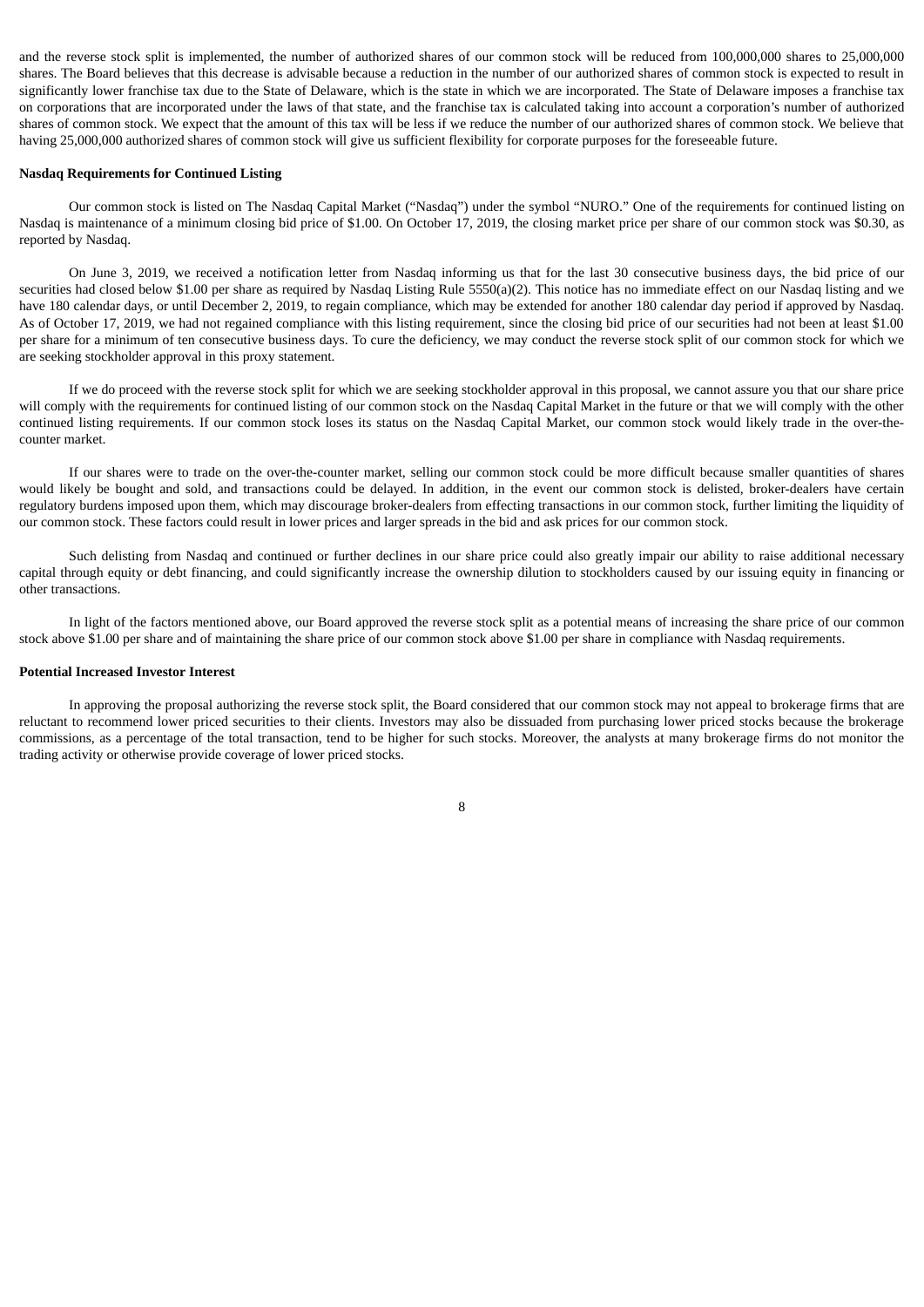and the reverse stock split is implemented, the number of authorized shares of our common stock will be reduced from 100,000,000 shares to 25,000,000 shares. The Board believes that this decrease is advisable because a reduction in the number of our authorized shares of common stock is expected to result in significantly lower franchise tax due to the State of Delaware, which is the state in which we are incorporated. The State of Delaware imposes a franchise tax on corporations that are incorporated under the laws of that state, and the franchise tax is calculated taking into account a corporation's number of authorized shares of common stock. We expect that the amount of this tax will be less if we reduce the number of our authorized shares of common stock. We believe that having 25,000,000 authorized shares of common stock will give us sufficient flexibility for corporate purposes for the foreseeable future.

**Nasdaq Requirements for Continued Listing**

Our common stock is listed on The Nasdaq Capital Market ("Nasdaq") under the symbol "NURO." One of the requirements for continued listing on Nasdaq is maintenance of a minimum closing bid price of $1.00. On October 17, 2019, the closing market price per share of our common stock was $0.30, as reported by Nasdaq.

On June 3, 2019, we received a notification letter from Nasdaq informing us that for the last 30 consecutive business days, the bid price of our securities had closed below $1.00 per share as required by Nasdaq Listing Rule 5550(a)(2). This notice has no immediate effect on our Nasdaq listing and we have 180 calendar days, or until December 2, 2019, to regain compliance, which may be extended for another 180 calendar day period if approved by Nasdaq. As of October 17, 2019, we had not regained compliance with this listing requirement, since the closing bid price of our securities had not been at least $1.00 per share for a minimum of ten consecutive business days. To cure the deficiency, we may conduct the reverse stock split of our common stock for which we are seeking stockholder approval in this proxy statement.

If we do proceed with the reverse stock split for which we are seeking stockholder approval in this proposal, we cannot assure you that our share price will comply with the requirements for continued listing of our common stock on the Nasdaq Capital Market in the future or that we will comply with the other continued listing requirements. If our common stock loses its status on the Nasdaq Capital Market, our common stock would likely trade in the over-the-counter market.

If our shares were to trade on the over-the-counter market, selling our common stock could be more difficult because smaller quantities of shares would likely be bought and sold, and transactions could be delayed. In addition, in the event our common stock is delisted, broker-dealers have certain regulatory burdens imposed upon them, which may discourage broker-dealers from effecting transactions in our common stock, further limiting the liquidity of our common stock. These factors could result in lower prices and larger spreads in the bid and ask prices for our common stock.

Such delisting from Nasdaq and continued or further declines in our share price could also greatly impair our ability to raise additional necessary capital through equity or debt financing, and could significantly increase the ownership dilution to stockholders caused by our issuing equity in financing or other transactions.

In light of the factors mentioned above, our Board approved the reverse stock split as a potential means of increasing the share price of our common stock above $1.00 per share and of maintaining the share price of our common stock above $1.00 per share in compliance with Nasdaq requirements.

**Potential Increased Investor Interest**

In approving the proposal authorizing the reverse stock split, the Board considered that our common stock may not appeal to brokerage firms that are reluctant to recommend lower priced securities to their clients. Investors may also be dissuaded from purchasing lower priced stocks because the brokerage commissions, as a percentage of the total transaction, tend to be higher for such stocks. Moreover, the analysts at many brokerage firms do not monitor the trading activity or otherwise provide coverage of lower priced stocks.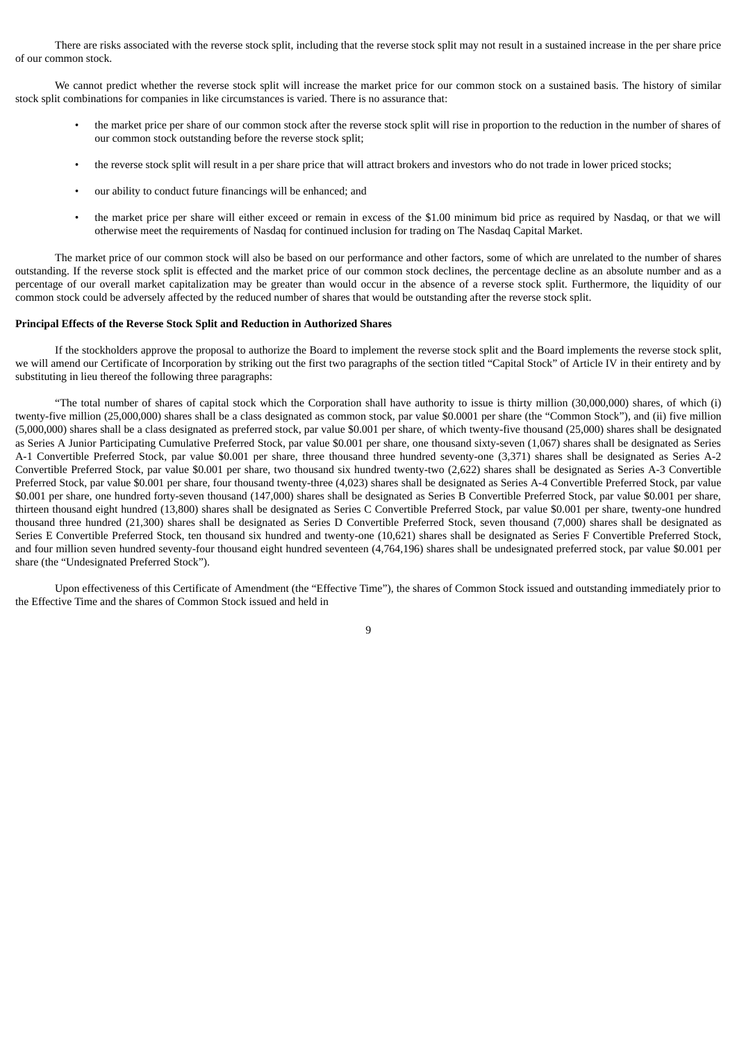There are risks associated with the reverse stock split, including that the reverse stock split may not result in a sustained increase in the per share price of our common stock.

We cannot predict whether the reverse stock split will increase the market price for our common stock on a sustained basis. The history of similar stock split combinations for companies in like circumstances is varied. There is no assurance that:

- the market price per share of our common stock after the reverse stock split will rise in proportion to the reduction in the number of shares of our common stock outstanding before the reverse stock split;
- the reverse stock split will result in a per share price that will attract brokers and investors who do not trade in lower priced stocks;
- our ability to conduct future financings will be enhanced; and
- the market price per share will either exceed or remain in excess of the $1.00 minimum bid price as required by Nasdaq, or that we will otherwise meet the requirements of Nasdaq for continued inclusion for trading on The Nasdaq Capital Market.

The market price of our common stock will also be based on our performance and other factors, some of which are unrelated to the number of shares outstanding. If the reverse stock split is effected and the market price of our common stock declines, the percentage decline as an absolute number and as a percentage of our overall market capitalization may be greater than would occur in the absence of a reverse stock split. Furthermore, the liquidity of our common stock could be adversely affected by the reduced number of shares that would be outstanding after the reverse stock split.

**Principal Effects of the Reverse Stock Split and Reduction in Authorized Shares**

If the stockholders approve the proposal to authorize the Board to implement the reverse stock split and the Board implements the reverse stock split, we will amend our Certificate of Incorporation by striking out the first two paragraphs of the section titled "Capital Stock" of Article IV in their entirety and by substituting in lieu thereof the following three paragraphs:

"The total number of shares of capital stock which the Corporation shall have authority to issue is thirty million (30,000,000) shares, of which (i) twenty-five million (25,000,000) shares shall be a class designated as common stock, par value $0.0001 per share (the "Common Stock"), and (ii) five million (5,000,000) shares shall be a class designated as preferred stock, par value $0.001 per share, of which twenty-five thousand (25,000) shares shall be designated as Series A Junior Participating Cumulative Preferred Stock, par value $0.001 per share, one thousand sixty-seven (1,067) shares shall be designated as Series A-1 Convertible Preferred Stock, par value $0.001 per share, three thousand three hundred seventy-one (3,371) shares shall be designated as Series A-2 Convertible Preferred Stock, par value $0.001 per share, two thousand six hundred twenty-two (2,622) shares shall be designated as Series A-3 Convertible Preferred Stock, par value $0.001 per share, four thousand twenty-three (4,023) shares shall be designated as Series A-4 Convertible Preferred Stock, par value $0.001 per share, one hundred forty-seven thousand (147,000) shares shall be designated as Series B Convertible Preferred Stock, par value $0.001 per share, thirteen thousand eight hundred (13,800) shares shall be designated as Series C Convertible Preferred Stock, par value $0.001 per share, twenty-one hundred thousand three hundred (21,300) shares shall be designated as Series D Convertible Preferred Stock, seven thousand (7,000) shares shall be designated as Series E Convertible Preferred Stock, ten thousand six hundred and twenty-one (10,621) shares shall be designated as Series F Convertible Preferred Stock, and four million seven hundred seventy-four thousand eight hundred seventeen (4,764,196) shares shall be undesignated preferred stock, par value $0.001 per share (the "Undesignated Preferred Stock").

Upon effectiveness of this Certificate of Amendment (the "Effective Time"), the shares of Common Stock issued and outstanding immediately prior to the Effective Time and the shares of Common Stock issued and held in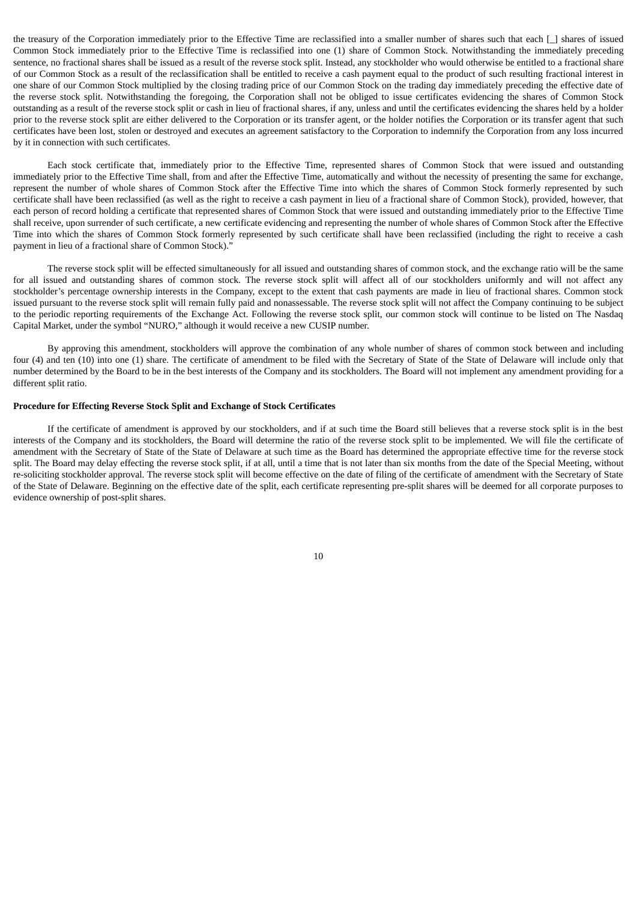the treasury of the Corporation immediately prior to the Effective Time are reclassified into a smaller number of shares such that each [_] shares of issued Common Stock immediately prior to the Effective Time is reclassified into one (1) share of Common Stock. Notwithstanding the immediately preceding sentence, no fractional shares shall be issued as a result of the reverse stock split. Instead, any stockholder who would otherwise be entitled to a fractional share of our Common Stock as a result of the reclassification shall be entitled to receive a cash payment equal to the product of such resulting fractional interest in one share of our Common Stock multiplied by the closing trading price of our Common Stock on the trading day immediately preceding the effective date of the reverse stock split. Notwithstanding the foregoing, the Corporation shall not be obliged to issue certificates evidencing the shares of Common Stock outstanding as a result of the reverse stock split or cash in lieu of fractional shares, if any, unless and until the certificates evidencing the shares held by a holder prior to the reverse stock split are either delivered to the Corporation or its transfer agent, or the holder notifies the Corporation or its transfer agent that such certificates have been lost, stolen or destroyed and executes an agreement satisfactory to the Corporation to indemnify the Corporation from any loss incurred by it in connection with such certificates.

Each stock certificate that, immediately prior to the Effective Time, represented shares of Common Stock that were issued and outstanding immediately prior to the Effective Time shall, from and after the Effective Time, automatically and without the necessity of presenting the same for exchange, represent the number of whole shares of Common Stock after the Effective Time into which the shares of Common Stock formerly represented by such certificate shall have been reclassified (as well as the right to receive a cash payment in lieu of a fractional share of Common Stock), provided, however, that each person of record holding a certificate that represented shares of Common Stock that were issued and outstanding immediately prior to the Effective Time shall receive, upon surrender of such certificate, a new certificate evidencing and representing the number of whole shares of Common Stock after the Effective Time into which the shares of Common Stock formerly represented by such certificate shall have been reclassified (including the right to receive a cash payment in lieu of a fractional share of Common Stock)."

The reverse stock split will be effected simultaneously for all issued and outstanding shares of common stock, and the exchange ratio will be the same for all issued and outstanding shares of common stock. The reverse stock split will affect all of our stockholders uniformly and will not affect any stockholder's percentage ownership interests in the Company, except to the extent that cash payments are made in lieu of fractional shares. Common stock issued pursuant to the reverse stock split will remain fully paid and nonassessable. The reverse stock split will not affect the Company continuing to be subject to the periodic reporting requirements of the Exchange Act. Following the reverse stock split, our common stock will continue to be listed on The Nasdaq Capital Market, under the symbol "NURO," although it would receive a new CUSIP number.

By approving this amendment, stockholders will approve the combination of any whole number of shares of common stock between and including four (4) and ten (10) into one (1) share. The certificate of amendment to be filed with the Secretary of State of the State of Delaware will include only that number determined by the Board to be in the best interests of the Company and its stockholders. The Board will not implement any amendment providing for a different split ratio.

**Procedure for Effecting Reverse Stock Split and Exchange of Stock Certificates**

If the certificate of amendment is approved by our stockholders, and if at such time the Board still believes that a reverse stock split is in the best interests of the Company and its stockholders, the Board will determine the ratio of the reverse stock split to be implemented. We will file the certificate of amendment with the Secretary of State of the State of Delaware at such time as the Board has determined the appropriate effective time for the reverse stock split. The Board may delay effecting the reverse stock split, if at all, until a time that is not later than six months from the date of the Special Meeting, without re-soliciting stockholder approval. The reverse stock split will become effective on the date of filing of the certificate of amendment with the Secretary of State of the State of Delaware. Beginning on the effective date of the split, each certificate representing pre-split shares will be deemed for all corporate purposes to evidence ownership of post-split shares.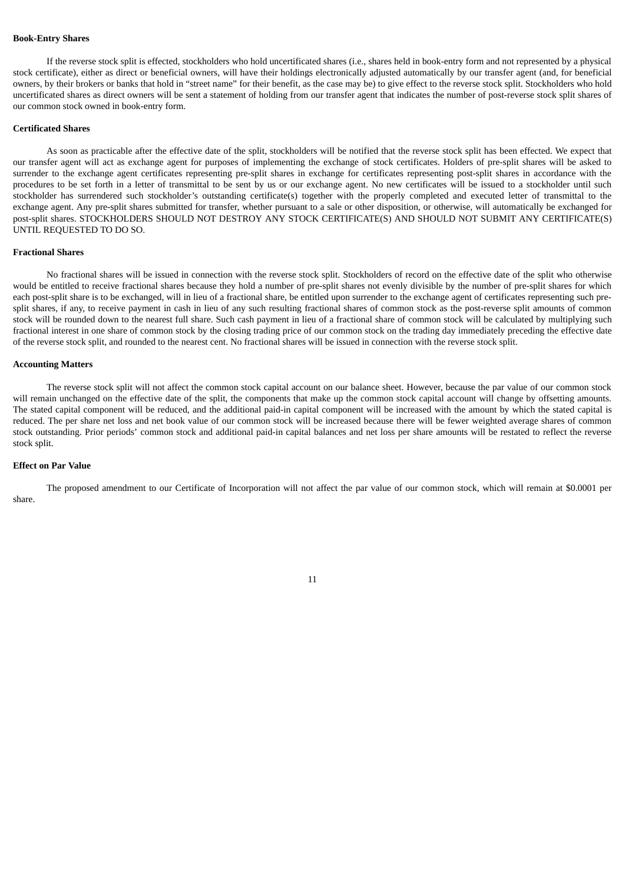**Book-Entry Shares**

If the reverse stock split is effected, stockholders who hold uncertificated shares (i.e., shares held in book-entry form and not represented by a physical stock certificate), either as direct or beneficial owners, will have their holdings electronically adjusted automatically by our transfer agent (and, for beneficial owners, by their brokers or banks that hold in "street name" for their benefit, as the case may be) to give effect to the reverse stock split. Stockholders who hold uncertificated shares as direct owners will be sent a statement of holding from our transfer agent that indicates the number of post-reverse stock split shares of our common stock owned in book-entry form.

**Certificated Shares**

As soon as practicable after the effective date of the split, stockholders will be notified that the reverse stock split has been effected. We expect that our transfer agent will act as exchange agent for purposes of implementing the exchange of stock certificates. Holders of pre-split shares will be asked to surrender to the exchange agent certificates representing pre-split shares in exchange for certificates representing post-split shares in accordance with the procedures to be set forth in a letter of transmittal to be sent by us or our exchange agent. No new certificates will be issued to a stockholder until such stockholder has surrendered such stockholder's outstanding certificate(s) together with the properly completed and executed letter of transmittal to the exchange agent. Any pre-split shares submitted for transfer, whether pursuant to a sale or other disposition, or otherwise, will automatically be exchanged for post-split shares. STOCKHOLDERS SHOULD NOT DESTROY ANY STOCK CERTIFICATE(S) AND SHOULD NOT SUBMIT ANY CERTIFICATE(S) UNTIL REQUESTED TO DO SO.

**Fractional Shares**

No fractional shares will be issued in connection with the reverse stock split. Stockholders of record on the effective date of the split who otherwise would be entitled to receive fractional shares because they hold a number of pre-split shares not evenly divisible by the number of pre-split shares for which each post-split share is to be exchanged, will in lieu of a fractional share, be entitled upon surrender to the exchange agent of certificates representing such pre-split shares, if any, to receive payment in cash in lieu of any such resulting fractional shares of common stock as the post-reverse split amounts of common stock will be rounded down to the nearest full share. Such cash payment in lieu of a fractional share of common stock will be calculated by multiplying such fractional interest in one share of common stock by the closing trading price of our common stock on the trading day immediately preceding the effective date of the reverse stock split, and rounded to the nearest cent. No fractional shares will be issued in connection with the reverse stock split.

**Accounting Matters**

The reverse stock split will not affect the common stock capital account on our balance sheet. However, because the par value of our common stock will remain unchanged on the effective date of the split, the components that make up the common stock capital account will change by offsetting amounts. The stated capital component will be reduced, and the additional paid-in capital component will be increased with the amount by which the stated capital is reduced. The per share net loss and net book value of our common stock will be increased because there will be fewer weighted average shares of common stock outstanding. Prior periods' common stock and additional paid-in capital balances and net loss per share amounts will be restated to reflect the reverse stock split.

**Effect on Par Value**

The proposed amendment to our Certificate of Incorporation will not affect the par value of our common stock, which will remain at $0.0001 per share.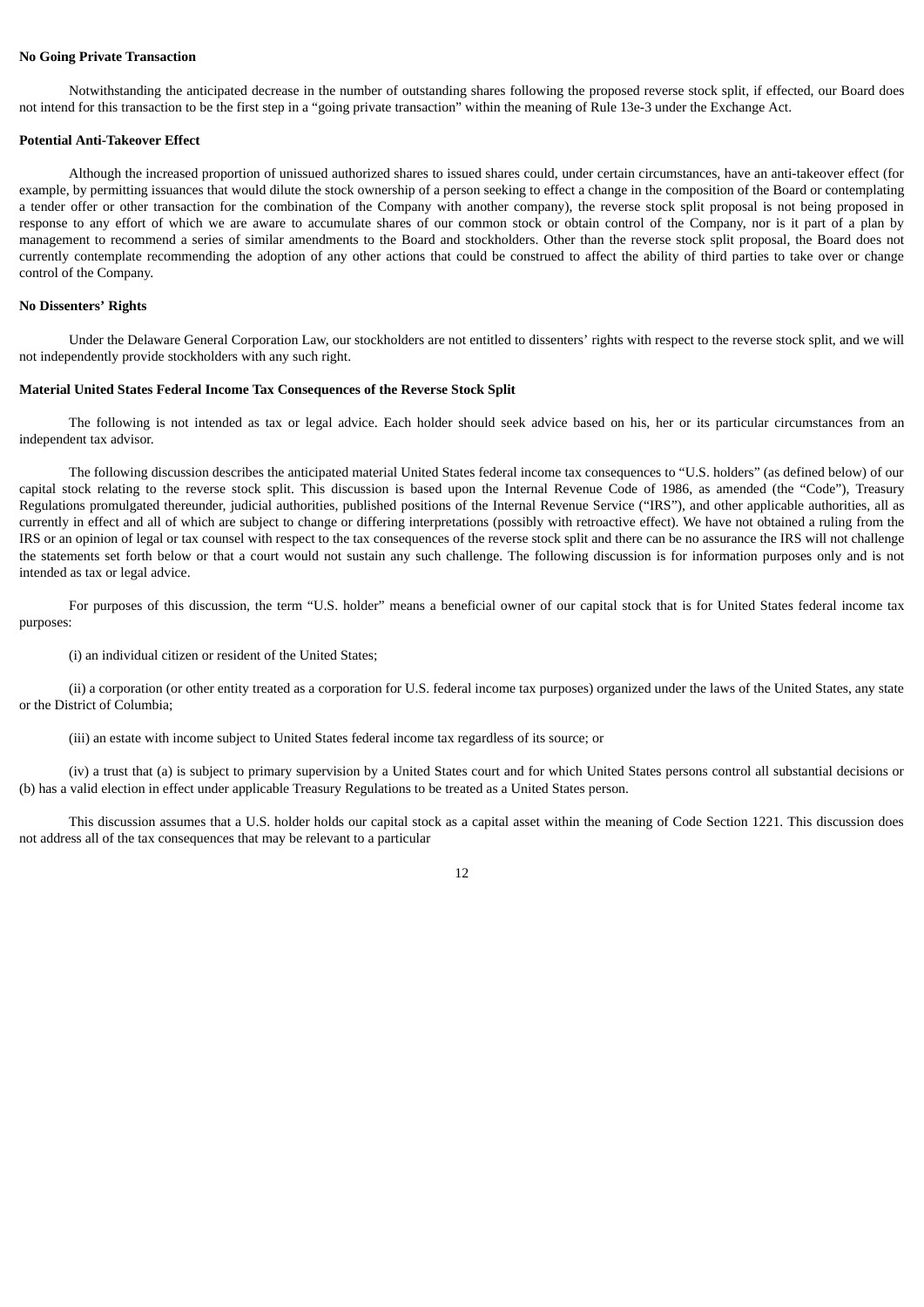**No Going Private Transaction**

Notwithstanding the anticipated decrease in the number of outstanding shares following the proposed reverse stock split, if effected, our Board does not intend for this transaction to be the first step in a "going private transaction" within the meaning of Rule 13e-3 under the Exchange Act.

**Potential Anti-Takeover Effect**

Although the increased proportion of unissued authorized shares to issued shares could, under certain circumstances, have an anti-takeover effect (for example, by permitting issuances that would dilute the stock ownership of a person seeking to effect a change in the composition of the Board or contemplating a tender offer or other transaction for the combination of the Company with another company), the reverse stock split proposal is not being proposed in response to any effort of which we are aware to accumulate shares of our common stock or obtain control of the Company, nor is it part of a plan by management to recommend a series of similar amendments to the Board and stockholders. Other than the reverse stock split proposal, the Board does not currently contemplate recommending the adoption of any other actions that could be construed to affect the ability of third parties to take over or change control of the Company.

**No Dissenters' Rights**

Under the Delaware General Corporation Law, our stockholders are not entitled to dissenters' rights with respect to the reverse stock split, and we will not independently provide stockholders with any such right.

**Material United States Federal Income Tax Consequences of the Reverse Stock Split**

The following is not intended as tax or legal advice. Each holder should seek advice based on his, her or its particular circumstances from an independent tax advisor.

The following discussion describes the anticipated material United States federal income tax consequences to "U.S. holders" (as defined below) of our capital stock relating to the reverse stock split. This discussion is based upon the Internal Revenue Code of 1986, as amended (the "Code"), Treasury Regulations promulgated thereunder, judicial authorities, published positions of the Internal Revenue Service ("IRS"), and other applicable authorities, all as currently in effect and all of which are subject to change or differing interpretations (possibly with retroactive effect). We have not obtained a ruling from the IRS or an opinion of legal or tax counsel with respect to the tax consequences of the reverse stock split and there can be no assurance the IRS will not challenge the statements set forth below or that a court would not sustain any such challenge. The following discussion is for information purposes only and is not intended as tax or legal advice.

For purposes of this discussion, the term "U.S. holder" means a beneficial owner of our capital stock that is for United States federal income tax purposes:

(i) an individual citizen or resident of the United States;

(ii) a corporation (or other entity treated as a corporation for U.S. federal income tax purposes) organized under the laws of the United States, any state or the District of Columbia;

(iii) an estate with income subject to United States federal income tax regardless of its source; or

(iv) a trust that (a) is subject to primary supervision by a United States court and for which United States persons control all substantial decisions or (b) has a valid election in effect under applicable Treasury Regulations to be treated as a United States person.

This discussion assumes that a U.S. holder holds our capital stock as a capital asset within the meaning of Code Section 1221. This discussion does not address all of the tax consequences that may be relevant to a particular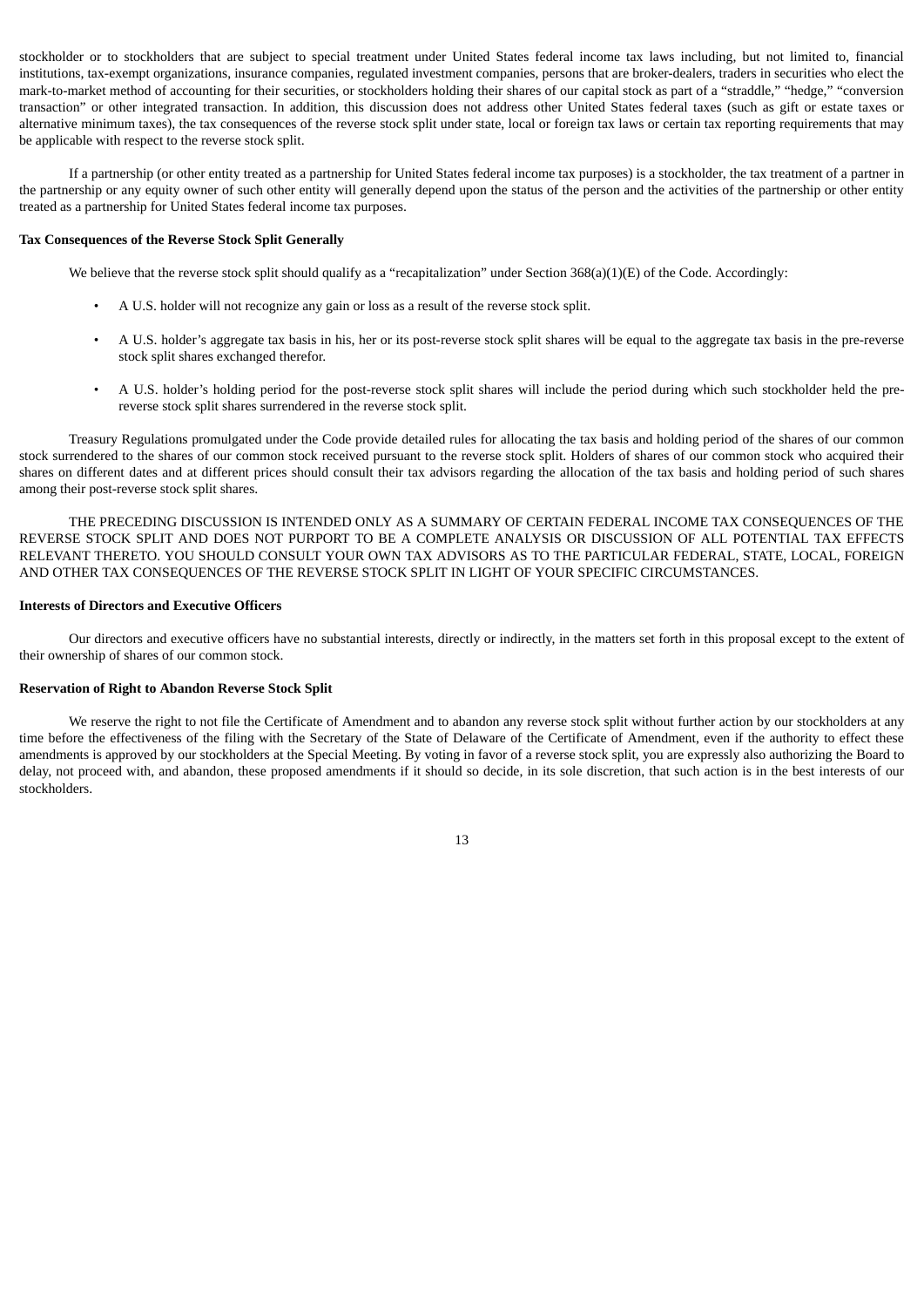stockholder or to stockholders that are subject to special treatment under United States federal income tax laws including, but not limited to, financial institutions, tax-exempt organizations, insurance companies, regulated investment companies, persons that are broker-dealers, traders in securities who elect the mark-to-market method of accounting for their securities, or stockholders holding their shares of our capital stock as part of a "straddle," "hedge," "conversion transaction" or other integrated transaction. In addition, this discussion does not address other United States federal taxes (such as gift or estate taxes or alternative minimum taxes), the tax consequences of the reverse stock split under state, local or foreign tax laws or certain tax reporting requirements that may be applicable with respect to the reverse stock split.

If a partnership (or other entity treated as a partnership for United States federal income tax purposes) is a stockholder, the tax treatment of a partner in the partnership or any equity owner of such other entity will generally depend upon the status of the person and the activities of the partnership or other entity treated as a partnership for United States federal income tax purposes.

**Tax Consequences of the Reverse Stock Split Generally**

We believe that the reverse stock split should qualify as a "recapitalization" under Section 368(a)(1)(E) of the Code. Accordingly:

- A U.S. holder will not recognize any gain or loss as a result of the reverse stock split.
- A U.S. holder's aggregate tax basis in his, her or its post-reverse stock split shares will be equal to the aggregate tax basis in the pre-reverse stock split shares exchanged therefor.
- A U.S. holder's holding period for the post-reverse stock split shares will include the period during which such stockholder held the pre-reverse stock split shares surrendered in the reverse stock split.

Treasury Regulations promulgated under the Code provide detailed rules for allocating the tax basis and holding period of the shares of our common stock surrendered to the shares of our common stock received pursuant to the reverse stock split. Holders of shares of our common stock who acquired their shares on different dates and at different prices should consult their tax advisors regarding the allocation of the tax basis and holding period of such shares among their post-reverse stock split shares.

THE PRECEDING DISCUSSION IS INTENDED ONLY AS A SUMMARY OF CERTAIN FEDERAL INCOME TAX CONSEQUENCES OF THE REVERSE STOCK SPLIT AND DOES NOT PURPORT TO BE A COMPLETE ANALYSIS OR DISCUSSION OF ALL POTENTIAL TAX EFFECTS RELEVANT THERETO. YOU SHOULD CONSULT YOUR OWN TAX ADVISORS AS TO THE PARTICULAR FEDERAL, STATE, LOCAL, FOREIGN AND OTHER TAX CONSEQUENCES OF THE REVERSE STOCK SPLIT IN LIGHT OF YOUR SPECIFIC CIRCUMSTANCES.

**Interests of Directors and Executive Officers**

Our directors and executive officers have no substantial interests, directly or indirectly, in the matters set forth in this proposal except to the extent of their ownership of shares of our common stock.

**Reservation of Right to Abandon Reverse Stock Split**

We reserve the right to not file the Certificate of Amendment and to abandon any reverse stock split without further action by our stockholders at any time before the effectiveness of the filing with the Secretary of the State of Delaware of the Certificate of Amendment, even if the authority to effect these amendments is approved by our stockholders at the Special Meeting. By voting in favor of a reverse stock split, you are expressly also authorizing the Board to delay, not proceed with, and abandon, these proposed amendments if it should so decide, in its sole discretion, that such action is in the best interests of our stockholders.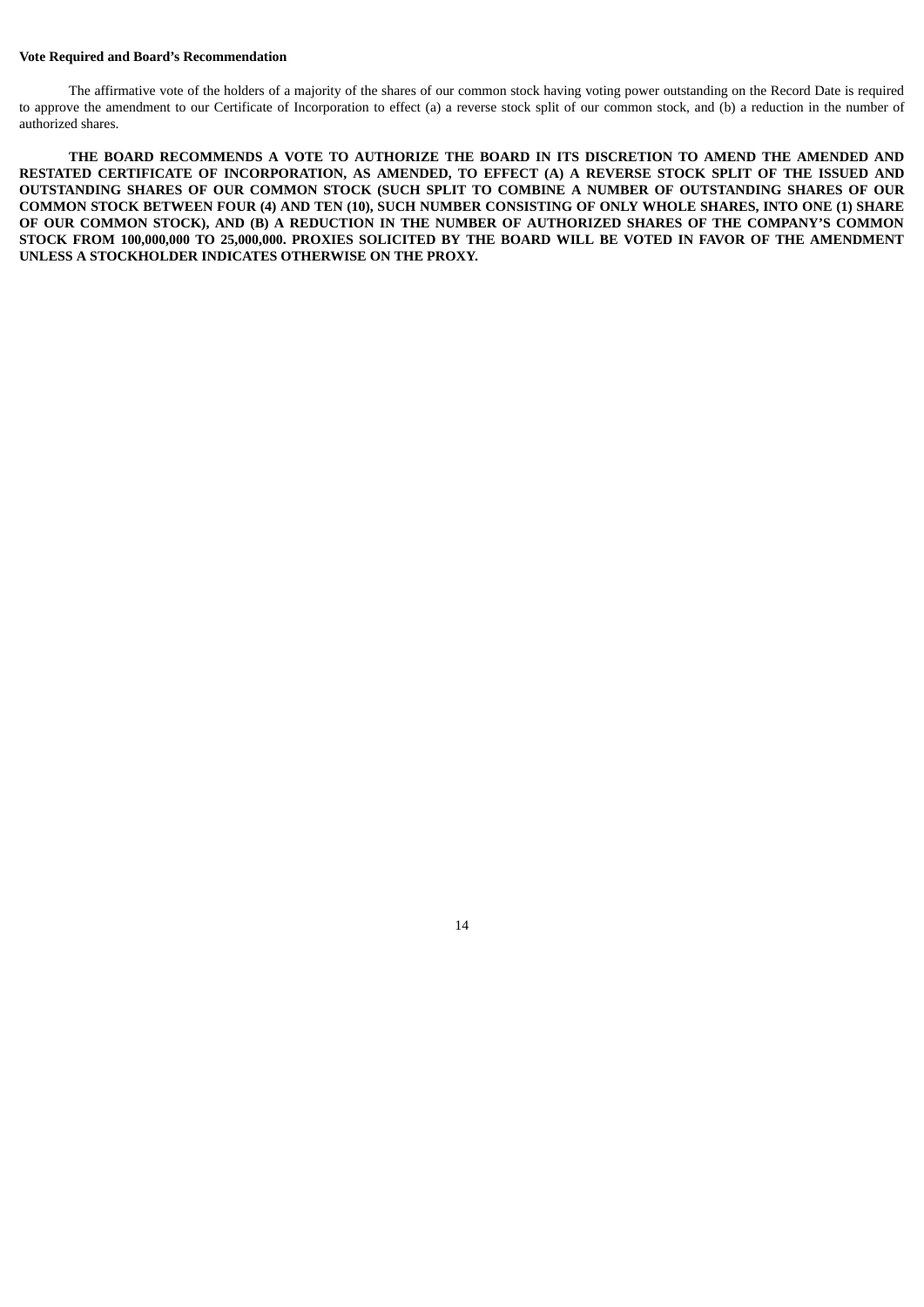**Vote Required and Board’s Recommendation**

The affirmative vote of the holders of a majority of the shares of our common stock having voting power outstanding on the Record Date is required to approve the amendment to our Certificate of Incorporation to effect (a) a reverse stock split of our common stock, and (b) a reduction in the number of authorized shares.

**THE BOARD RECOMMENDS A VOTE TO AUTHORIZE THE BOARD IN ITS DISCRETION TO AMEND THE AMENDED AND RESTATED CERTIFICATE OF INCORPORATION, AS AMENDED, TO EFFECT (A) A REVERSE STOCK SPLIT OF THE ISSUED AND OUTSTANDING SHARES OF OUR COMMON STOCK (SUCH SPLIT TO COMBINE A NUMBER OF OUTSTANDING SHARES OF OUR COMMON STOCK BETWEEN FOUR (4) AND TEN (10), SUCH NUMBER CONSISTING OF ONLY WHOLE SHARES, INTO ONE (1) SHARE OF OUR COMMON STOCK), AND (B) A REDUCTION IN THE NUMBER OF AUTHORIZED SHARES OF THE COMPANY’S COMMON STOCK FROM 100,000,000 TO 25,000,000. PROXIES SOLICITED BY THE BOARD WILL BE VOTED IN FAVOR OF THE AMENDMENT UNLESS A STOCKHOLDER INDICATES OTHERWISE ON THE PROXY.**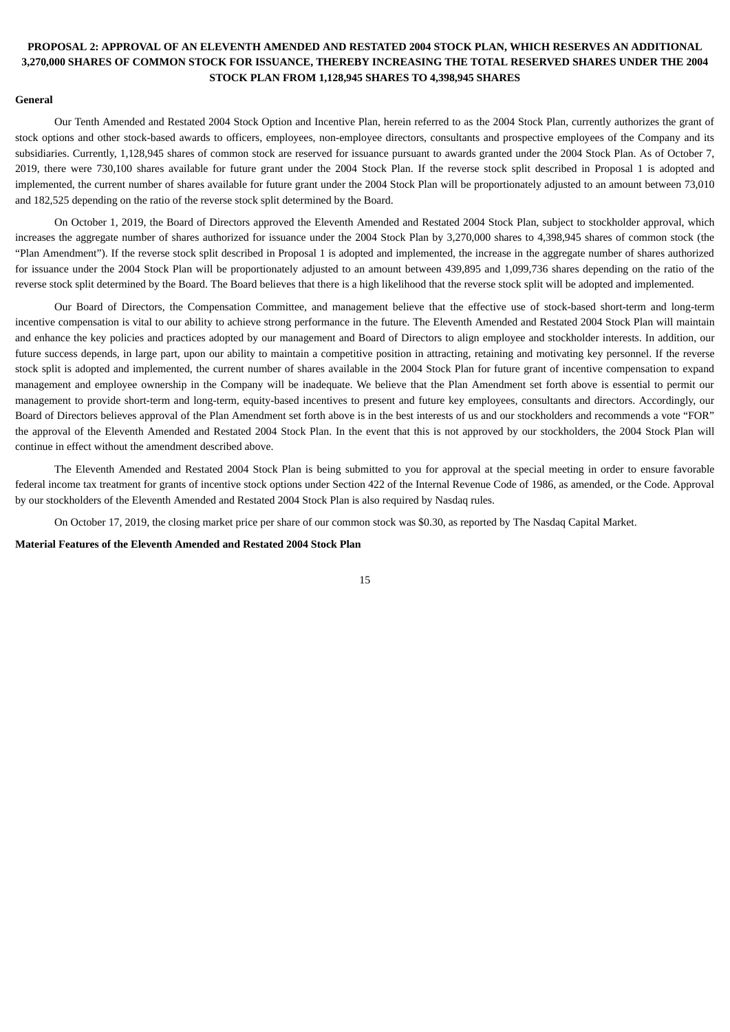## PROPOSAL 2: APPROVAL OF AN ELEVENTH AMENDED AND RESTATED 2004 STOCK PLAN, WHICH RESERVES AN ADDITIONAL 3,270,000 SHARES OF COMMON STOCK FOR ISSUANCE, THEREBY INCREASING THE TOTAL RESERVED SHARES UNDER THE 2004 STOCK PLAN FROM 1,128,945 SHARES TO 4,398,945 SHARES

**General**

Our Tenth Amended and Restated 2004 Stock Option and Incentive Plan, herein referred to as the 2004 Stock Plan, currently authorizes the grant of stock options and other stock-based awards to officers, employees, non-employee directors, consultants and prospective employees of the Company and its subsidiaries. Currently, 1,128,945 shares of common stock are reserved for issuance pursuant to awards granted under the 2004 Stock Plan. As of October 7, 2019, there were 730,100 shares available for future grant under the 2004 Stock Plan. If the reverse stock split described in Proposal 1 is adopted and implemented, the current number of shares available for future grant under the 2004 Stock Plan will be proportionately adjusted to an amount between 73,010 and 182,525 depending on the ratio of the reverse stock split determined by the Board.

On October 1, 2019, the Board of Directors approved the Eleventh Amended and Restated 2004 Stock Plan, subject to stockholder approval, which increases the aggregate number of shares authorized for issuance under the 2004 Stock Plan by 3,270,000 shares to 4,398,945 shares of common stock (the "Plan Amendment"). If the reverse stock split described in Proposal 1 is adopted and implemented, the increase in the aggregate number of shares authorized for issuance under the 2004 Stock Plan will be proportionately adjusted to an amount between 439,895 and 1,099,736 shares depending on the ratio of the reverse stock split determined by the Board. The Board believes that there is a high likelihood that the reverse stock split will be adopted and implemented.

Our Board of Directors, the Compensation Committee, and management believe that the effective use of stock-based short-term and long-term incentive compensation is vital to our ability to achieve strong performance in the future. The Eleventh Amended and Restated 2004 Stock Plan will maintain and enhance the key policies and practices adopted by our management and Board of Directors to align employee and stockholder interests. In addition, our future success depends, in large part, upon our ability to maintain a competitive position in attracting, retaining and motivating key personnel. If the reverse stock split is adopted and implemented, the current number of shares available in the 2004 Stock Plan for future grant of incentive compensation to expand management and employee ownership in the Company will be inadequate. We believe that the Plan Amendment set forth above is essential to permit our management to provide short-term and long-term, equity-based incentives to present and future key employees, consultants and directors. Accordingly, our Board of Directors believes approval of the Plan Amendment set forth above is in the best interests of us and our stockholders and recommends a vote "FOR" the approval of the Eleventh Amended and Restated 2004 Stock Plan. In the event that this is not approved by our stockholders, the 2004 Stock Plan will continue in effect without the amendment described above.

The Eleventh Amended and Restated 2004 Stock Plan is being submitted to you for approval at the special meeting in order to ensure favorable federal income tax treatment for grants of incentive stock options under Section 422 of the Internal Revenue Code of 1986, as amended, or the Code. Approval by our stockholders of the Eleventh Amended and Restated 2004 Stock Plan is also required by Nasdaq rules.

On October 17, 2019, the closing market price per share of our common stock was $0.30, as reported by The Nasdaq Capital Market.

**Material Features of the Eleventh Amended and Restated 2004 Stock Plan**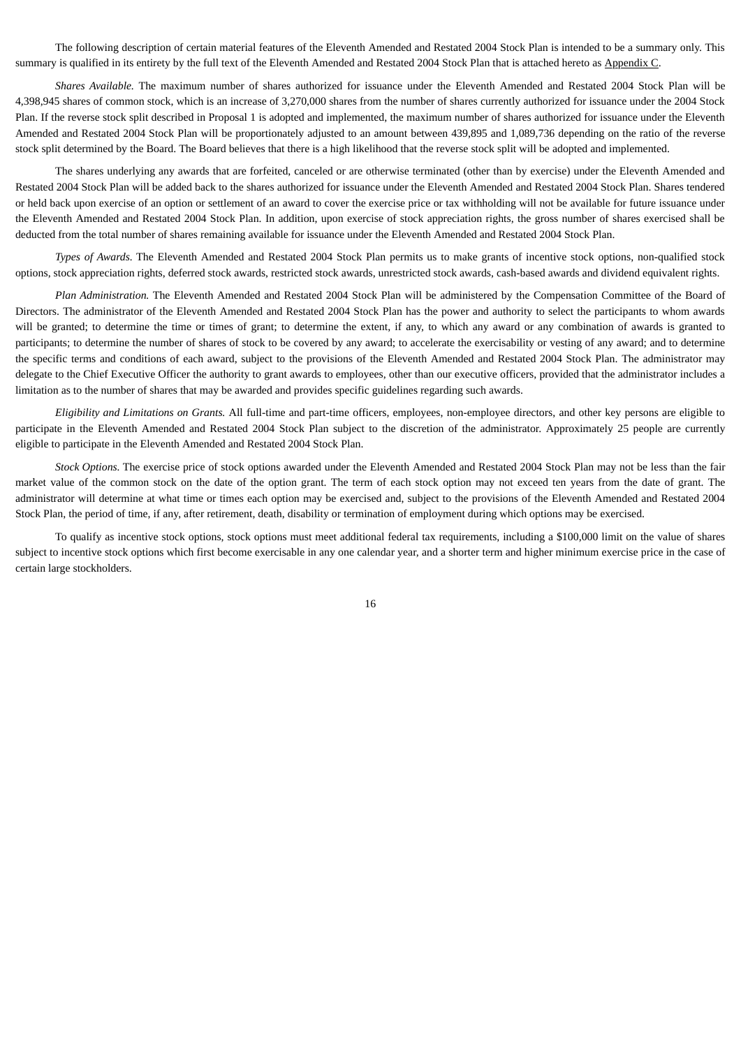The following description of certain material features of the Eleventh Amended and Restated 2004 Stock Plan is intended to be a summary only. This summary is qualified in its entirety by the full text of the Eleventh Amended and Restated 2004 Stock Plan that is attached hereto as Appendix C.

*Shares Available.* The maximum number of shares authorized for issuance under the Eleventh Amended and Restated 2004 Stock Plan will be 4,398,945 shares of common stock, which is an increase of 3,270,000 shares from the number of shares currently authorized for issuance under the 2004 Stock Plan. If the reverse stock split described in Proposal 1 is adopted and implemented, the maximum number of shares authorized for issuance under the Eleventh Amended and Restated 2004 Stock Plan will be proportionately adjusted to an amount between 439,895 and 1,089,736 depending on the ratio of the reverse stock split determined by the Board. The Board believes that there is a high likelihood that the reverse stock split will be adopted and implemented.

The shares underlying any awards that are forfeited, canceled or are otherwise terminated (other than by exercise) under the Eleventh Amended and Restated 2004 Stock Plan will be added back to the shares authorized for issuance under the Eleventh Amended and Restated 2004 Stock Plan. Shares tendered or held back upon exercise of an option or settlement of an award to cover the exercise price or tax withholding will not be available for future issuance under the Eleventh Amended and Restated 2004 Stock Plan. In addition, upon exercise of stock appreciation rights, the gross number of shares exercised shall be deducted from the total number of shares remaining available for issuance under the Eleventh Amended and Restated 2004 Stock Plan.

*Types of Awards.* The Eleventh Amended and Restated 2004 Stock Plan permits us to make grants of incentive stock options, non-qualified stock options, stock appreciation rights, deferred stock awards, restricted stock awards, unrestricted stock awards, cash-based awards and dividend equivalent rights.

*Plan Administration.* The Eleventh Amended and Restated 2004 Stock Plan will be administered by the Compensation Committee of the Board of Directors. The administrator of the Eleventh Amended and Restated 2004 Stock Plan has the power and authority to select the participants to whom awards will be granted; to determine the time or times of grant; to determine the extent, if any, to which any award or any combination of awards is granted to participants; to determine the number of shares of stock to be covered by any award; to accelerate the exercisability or vesting of any award; and to determine the specific terms and conditions of each award, subject to the provisions of the Eleventh Amended and Restated 2004 Stock Plan. The administrator may delegate to the Chief Executive Officer the authority to grant awards to employees, other than our executive officers, provided that the administrator includes a limitation as to the number of shares that may be awarded and provides specific guidelines regarding such awards.

*Eligibility and Limitations on Grants.* All full-time and part-time officers, employees, non-employee directors, and other key persons are eligible to participate in the Eleventh Amended and Restated 2004 Stock Plan subject to the discretion of the administrator. Approximately 25 people are currently eligible to participate in the Eleventh Amended and Restated 2004 Stock Plan.

*Stock Options.* The exercise price of stock options awarded under the Eleventh Amended and Restated 2004 Stock Plan may not be less than the fair market value of the common stock on the date of the option grant. The term of each stock option may not exceed ten years from the date of grant. The administrator will determine at what time or times each option may be exercised and, subject to the provisions of the Eleventh Amended and Restated 2004 Stock Plan, the period of time, if any, after retirement, death, disability or termination of employment during which options may be exercised.

To qualify as incentive stock options, stock options must meet additional federal tax requirements, including a $100,000 limit on the value of shares subject to incentive stock options which first become exercisable in any one calendar year, and a shorter term and higher minimum exercise price in the case of certain large stockholders.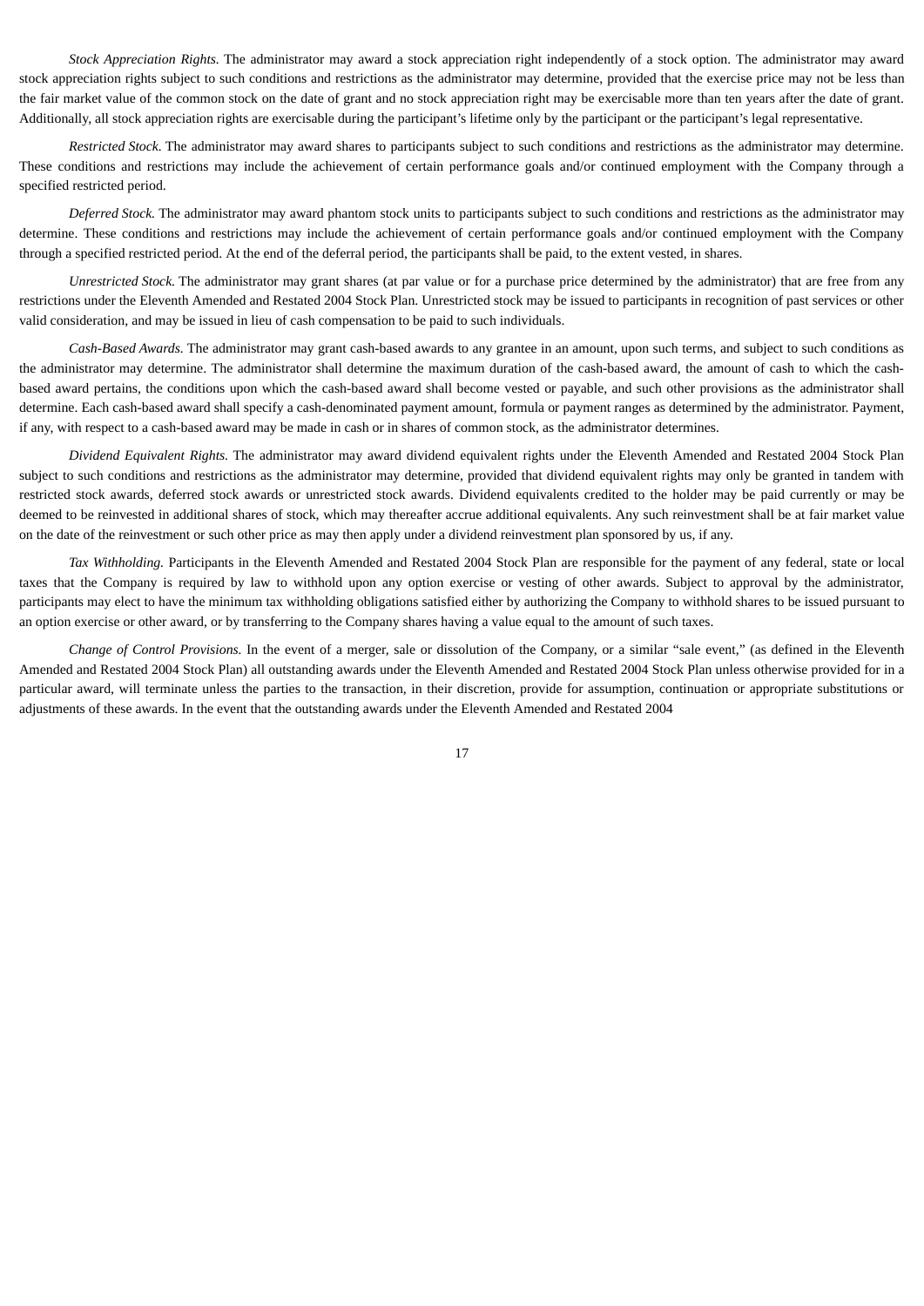*Stock Appreciation Rights.* The administrator may award a stock appreciation right independently of a stock option. The administrator may award stock appreciation rights subject to such conditions and restrictions as the administrator may determine, provided that the exercise price may not be less than the fair market value of the common stock on the date of grant and no stock appreciation right may be exercisable more than ten years after the date of grant. Additionally, all stock appreciation rights are exercisable during the participant's lifetime only by the participant or the participant's legal representative.

*Restricted Stock*. The administrator may award shares to participants subject to such conditions and restrictions as the administrator may determine. These conditions and restrictions may include the achievement of certain performance goals and/or continued employment with the Company through a specified restricted period.

*Deferred Stock.* The administrator may award phantom stock units to participants subject to such conditions and restrictions as the administrator may determine. These conditions and restrictions may include the achievement of certain performance goals and/or continued employment with the Company through a specified restricted period. At the end of the deferral period, the participants shall be paid, to the extent vested, in shares.

*Unrestricted Stock.* The administrator may grant shares (at par value or for a purchase price determined by the administrator) that are free from any restrictions under the Eleventh Amended and Restated 2004 Stock Plan. Unrestricted stock may be issued to participants in recognition of past services or other valid consideration, and may be issued in lieu of cash compensation to be paid to such individuals.

*Cash-Based Awards.* The administrator may grant cash-based awards to any grantee in an amount, upon such terms, and subject to such conditions as the administrator may determine. The administrator shall determine the maximum duration of the cash-based award, the amount of cash to which the cash-based award pertains, the conditions upon which the cash-based award shall become vested or payable, and such other provisions as the administrator shall determine. Each cash-based award shall specify a cash-denominated payment amount, formula or payment ranges as determined by the administrator. Payment, if any, with respect to a cash-based award may be made in cash or in shares of common stock, as the administrator determines.

*Dividend Equivalent Rights.* The administrator may award dividend equivalent rights under the Eleventh Amended and Restated 2004 Stock Plan subject to such conditions and restrictions as the administrator may determine, provided that dividend equivalent rights may only be granted in tandem with restricted stock awards, deferred stock awards or unrestricted stock awards. Dividend equivalents credited to the holder may be paid currently or may be deemed to be reinvested in additional shares of stock, which may thereafter accrue additional equivalents. Any such reinvestment shall be at fair market value on the date of the reinvestment or such other price as may then apply under a dividend reinvestment plan sponsored by us, if any.

*Tax Withholding.* Participants in the Eleventh Amended and Restated 2004 Stock Plan are responsible for the payment of any federal, state or local taxes that the Company is required by law to withhold upon any option exercise or vesting of other awards. Subject to approval by the administrator, participants may elect to have the minimum tax withholding obligations satisfied either by authorizing the Company to withhold shares to be issued pursuant to an option exercise or other award, or by transferring to the Company shares having a value equal to the amount of such taxes.

*Change of Control Provisions.* In the event of a merger, sale or dissolution of the Company, or a similar "sale event," (as defined in the Eleventh Amended and Restated 2004 Stock Plan) all outstanding awards under the Eleventh Amended and Restated 2004 Stock Plan unless otherwise provided for in a particular award, will terminate unless the parties to the transaction, in their discretion, provide for assumption, continuation or appropriate substitutions or adjustments of these awards. In the event that the outstanding awards under the Eleventh Amended and Restated 2004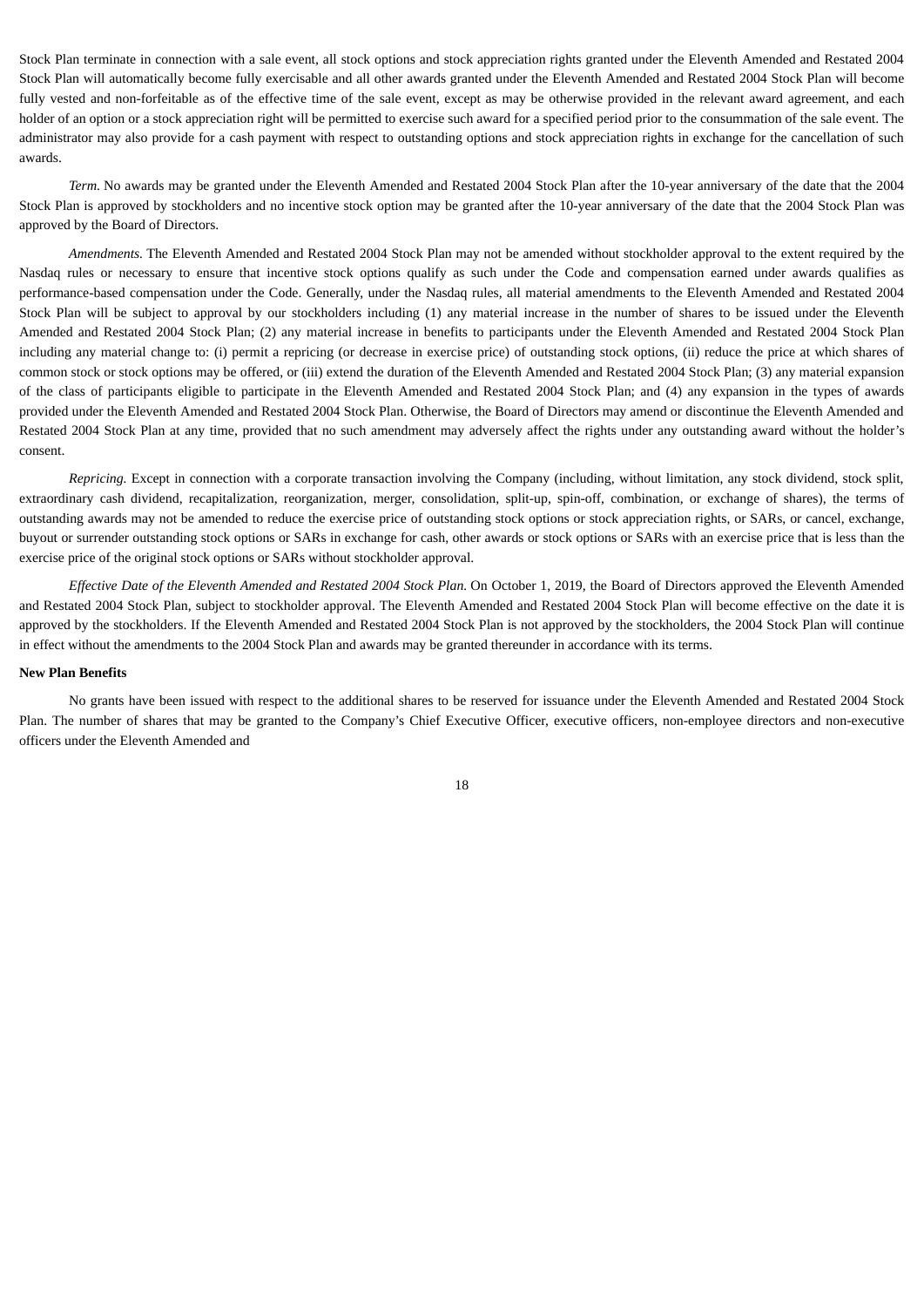Stock Plan terminate in connection with a sale event, all stock options and stock appreciation rights granted under the Eleventh Amended and Restated 2004 Stock Plan will automatically become fully exercisable and all other awards granted under the Eleventh Amended and Restated 2004 Stock Plan will become fully vested and non-forfeitable as of the effective time of the sale event, except as may be otherwise provided in the relevant award agreement, and each holder of an option or a stock appreciation right will be permitted to exercise such award for a specified period prior to the consummation of the sale event. The administrator may also provide for a cash payment with respect to outstanding options and stock appreciation rights in exchange for the cancellation of such awards.

*Term.* No awards may be granted under the Eleventh Amended and Restated 2004 Stock Plan after the 10-year anniversary of the date that the 2004 Stock Plan is approved by stockholders and no incentive stock option may be granted after the 10-year anniversary of the date that the 2004 Stock Plan was approved by the Board of Directors.

*Amendments.* The Eleventh Amended and Restated 2004 Stock Plan may not be amended without stockholder approval to the extent required by the Nasdaq rules or necessary to ensure that incentive stock options qualify as such under the Code and compensation earned under awards qualifies as performance-based compensation under the Code. Generally, under the Nasdaq rules, all material amendments to the Eleventh Amended and Restated 2004 Stock Plan will be subject to approval by our stockholders including (1) any material increase in the number of shares to be issued under the Eleventh Amended and Restated 2004 Stock Plan; (2) any material increase in benefits to participants under the Eleventh Amended and Restated 2004 Stock Plan including any material change to: (i) permit a repricing (or decrease in exercise price) of outstanding stock options, (ii) reduce the price at which shares of common stock or stock options may be offered, or (iii) extend the duration of the Eleventh Amended and Restated 2004 Stock Plan; (3) any material expansion of the class of participants eligible to participate in the Eleventh Amended and Restated 2004 Stock Plan; and (4) any expansion in the types of awards provided under the Eleventh Amended and Restated 2004 Stock Plan. Otherwise, the Board of Directors may amend or discontinue the Eleventh Amended and Restated 2004 Stock Plan at any time, provided that no such amendment may adversely affect the rights under any outstanding award without the holder's consent.

*Repricing.* Except in connection with a corporate transaction involving the Company (including, without limitation, any stock dividend, stock split, extraordinary cash dividend, recapitalization, reorganization, merger, consolidation, split-up, spin-off, combination, or exchange of shares), the terms of outstanding awards may not be amended to reduce the exercise price of outstanding stock options or stock appreciation rights, or SARs, or cancel, exchange, buyout or surrender outstanding stock options or SARs in exchange for cash, other awards or stock options or SARs with an exercise price that is less than the exercise price of the original stock options or SARs without stockholder approval.

*Effective Date of the Eleventh Amended and Restated 2004 Stock Plan.* On October 1, 2019, the Board of Directors approved the Eleventh Amended and Restated 2004 Stock Plan, subject to stockholder approval. The Eleventh Amended and Restated 2004 Stock Plan will become effective on the date it is approved by the stockholders. If the Eleventh Amended and Restated 2004 Stock Plan is not approved by the stockholders, the 2004 Stock Plan will continue in effect without the amendments to the 2004 Stock Plan and awards may be granted thereunder in accordance with its terms.

**New Plan Benefits**

No grants have been issued with respect to the additional shares to be reserved for issuance under the Eleventh Amended and Restated 2004 Stock Plan. The number of shares that may be granted to the Company's Chief Executive Officer, executive officers, non-employee directors and non-executive officers under the Eleventh Amended and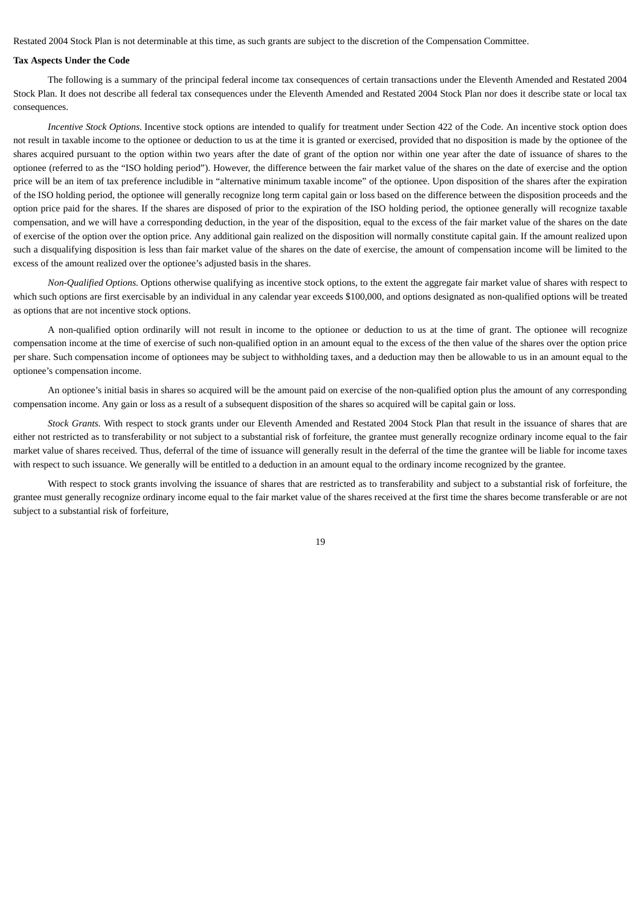Restated 2004 Stock Plan is not determinable at this time, as such grants are subject to the discretion of the Compensation Committee.

**Tax Aspects Under the Code**

The following is a summary of the principal federal income tax consequences of certain transactions under the Eleventh Amended and Restated 2004 Stock Plan. It does not describe all federal tax consequences under the Eleventh Amended and Restated 2004 Stock Plan nor does it describe state or local tax consequences.

*Incentive Stock Options.* Incentive stock options are intended to qualify for treatment under Section 422 of the Code. An incentive stock option does not result in taxable income to the optionee or deduction to us at the time it is granted or exercised, provided that no disposition is made by the optionee of the shares acquired pursuant to the option within two years after the date of grant of the option nor within one year after the date of issuance of shares to the optionee (referred to as the "ISO holding period"). However, the difference between the fair market value of the shares on the date of exercise and the option price will be an item of tax preference includible in "alternative minimum taxable income" of the optionee. Upon disposition of the shares after the expiration of the ISO holding period, the optionee will generally recognize long term capital gain or loss based on the difference between the disposition proceeds and the option price paid for the shares. If the shares are disposed of prior to the expiration of the ISO holding period, the optionee generally will recognize taxable compensation, and we will have a corresponding deduction, in the year of the disposition, equal to the excess of the fair market value of the shares on the date of exercise of the option over the option price. Any additional gain realized on the disposition will normally constitute capital gain. If the amount realized upon such a disqualifying disposition is less than fair market value of the shares on the date of exercise, the amount of compensation income will be limited to the excess of the amount realized over the optionee's adjusted basis in the shares.

*Non-Qualified Options.* Options otherwise qualifying as incentive stock options, to the extent the aggregate fair market value of shares with respect to which such options are first exercisable by an individual in any calendar year exceeds $100,000, and options designated as non-qualified options will be treated as options that are not incentive stock options.

A non-qualified option ordinarily will not result in income to the optionee or deduction to us at the time of grant. The optionee will recognize compensation income at the time of exercise of such non-qualified option in an amount equal to the excess of the then value of the shares over the option price per share. Such compensation income of optionees may be subject to withholding taxes, and a deduction may then be allowable to us in an amount equal to the optionee's compensation income.

An optionee's initial basis in shares so acquired will be the amount paid on exercise of the non-qualified option plus the amount of any corresponding compensation income. Any gain or loss as a result of a subsequent disposition of the shares so acquired will be capital gain or loss.

*Stock Grants.* With respect to stock grants under our Eleventh Amended and Restated 2004 Stock Plan that result in the issuance of shares that are either not restricted as to transferability or not subject to a substantial risk of forfeiture, the grantee must generally recognize ordinary income equal to the fair market value of shares received. Thus, deferral of the time of issuance will generally result in the deferral of the time the grantee will be liable for income taxes with respect to such issuance. We generally will be entitled to a deduction in an amount equal to the ordinary income recognized by the grantee.

With respect to stock grants involving the issuance of shares that are restricted as to transferability and subject to a substantial risk of forfeiture, the grantee must generally recognize ordinary income equal to the fair market value of the shares received at the first time the shares become transferable or are not subject to a substantial risk of forfeiture,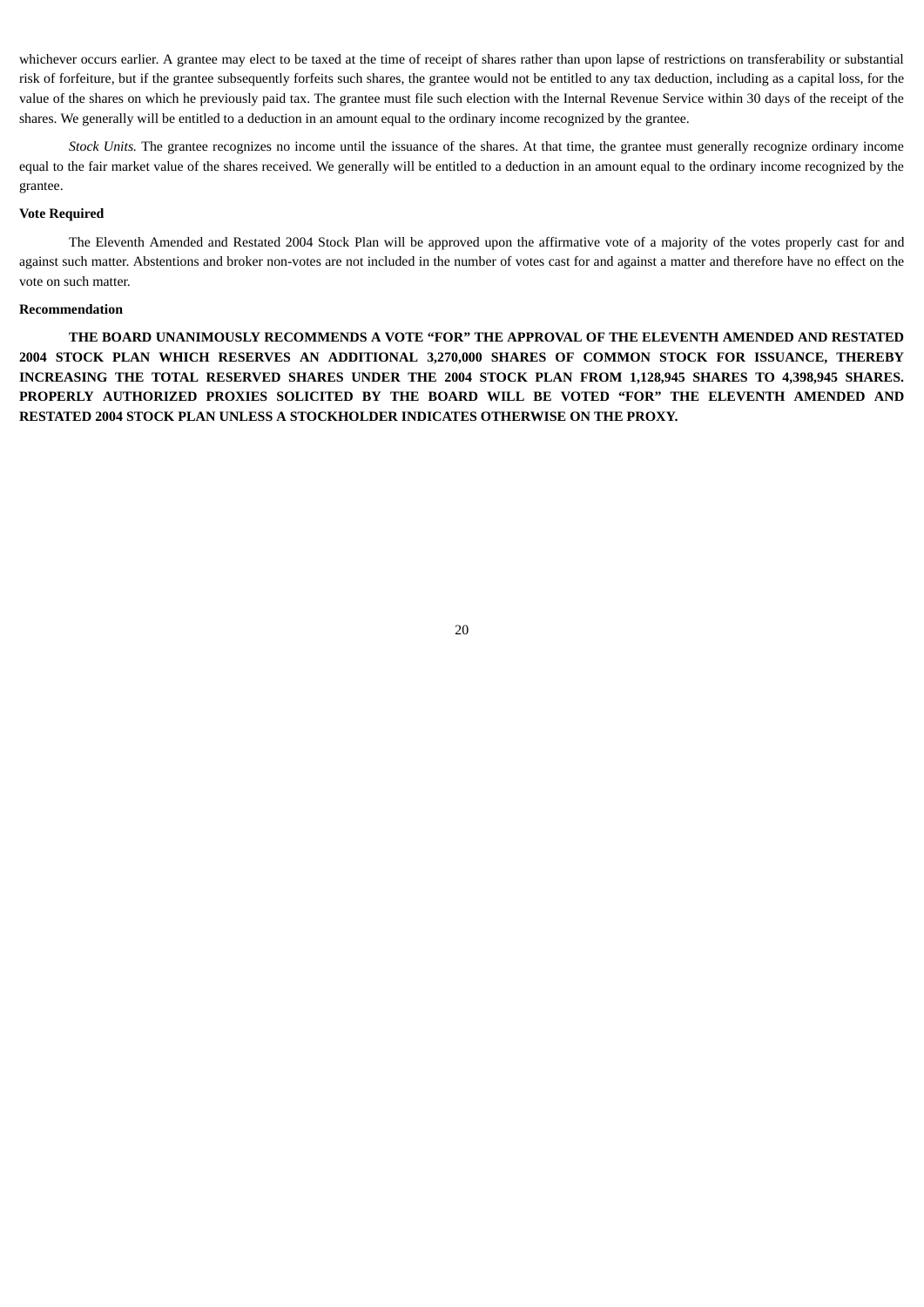whichever occurs earlier. A grantee may elect to be taxed at the time of receipt of shares rather than upon lapse of restrictions on transferability or substantial risk of forfeiture, but if the grantee subsequently forfeits such shares, the grantee would not be entitled to any tax deduction, including as a capital loss, for the value of the shares on which he previously paid tax. The grantee must file such election with the Internal Revenue Service within 30 days of the receipt of the shares. We generally will be entitled to a deduction in an amount equal to the ordinary income recognized by the grantee.

*Stock Units.* The grantee recognizes no income until the issuance of the shares. At that time, the grantee must generally recognize ordinary income equal to the fair market value of the shares received. We generally will be entitled to a deduction in an amount equal to the ordinary income recognized by the grantee.

**Vote Required**

The Eleventh Amended and Restated 2004 Stock Plan will be approved upon the affirmative vote of a majority of the votes properly cast for and against such matter. Abstentions and broker non-votes are not included in the number of votes cast for and against a matter and therefore have no effect on the vote on such matter.

**Recommendation**

**THE BOARD UNANIMOUSLY RECOMMENDS A VOTE "FOR" THE APPROVAL OF THE ELEVENTH AMENDED AND RESTATED 2004 STOCK PLAN WHICH RESERVES AN ADDITIONAL 3,270,000 SHARES OF COMMON STOCK FOR ISSUANCE, THEREBY INCREASING THE TOTAL RESERVED SHARES UNDER THE 2004 STOCK PLAN FROM 1,128,945 SHARES TO 4,398,945 SHARES. PROPERLY AUTHORIZED PROXIES SOLICITED BY THE BOARD WILL BE VOTED "FOR" THE ELEVENTH AMENDED AND RESTATED 2004 STOCK PLAN UNLESS A STOCKHOLDER INDICATES OTHERWISE ON THE PROXY.**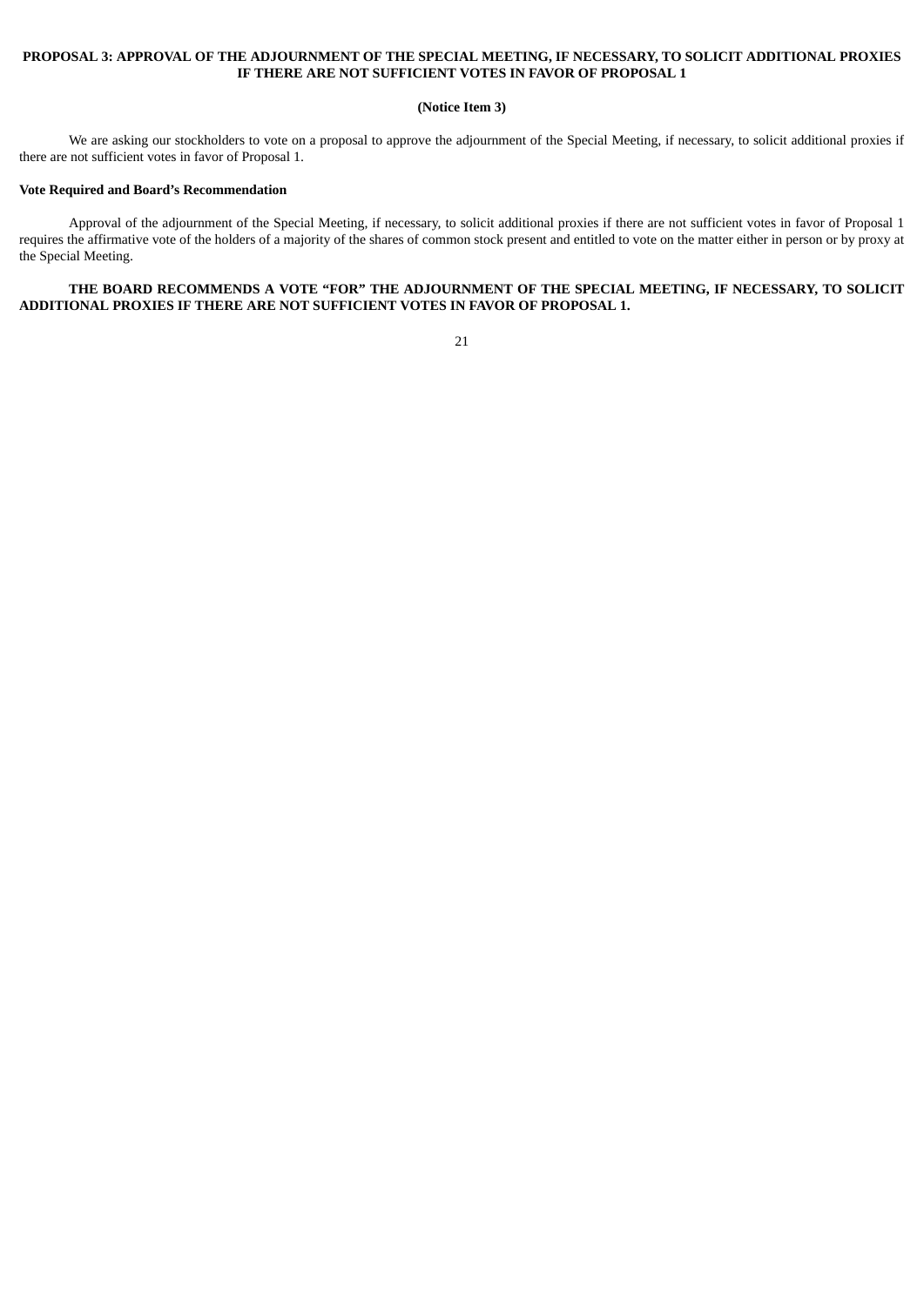## PROPOSAL 3: APPROVAL OF THE ADJOURNMENT OF THE SPECIAL MEETING, IF NECESSARY, TO SOLICIT ADDITIONAL PROXIES IF THERE ARE NOT SUFFICIENT VOTES IN FAVOR OF PROPOSAL 1

**(Notice Item 3)**

We are asking our stockholders to vote on a proposal to approve the adjournment of the Special Meeting, if necessary, to solicit additional proxies if there are not sufficient votes in favor of Proposal 1.

### Vote Required and Board's Recommendation

Approval of the adjournment of the Special Meeting, if necessary, to solicit additional proxies if there are not sufficient votes in favor of Proposal 1 requires the affirmative vote of the holders of a majority of the shares of common stock present and entitled to vote on the matter either in person or by proxy at the Special Meeting.

**THE BOARD RECOMMENDS A VOTE "FOR" THE ADJOURNMENT OF THE SPECIAL MEETING, IF NECESSARY, TO SOLICIT ADDITIONAL PROXIES IF THERE ARE NOT SUFFICIENT VOTES IN FAVOR OF PROPOSAL 1.**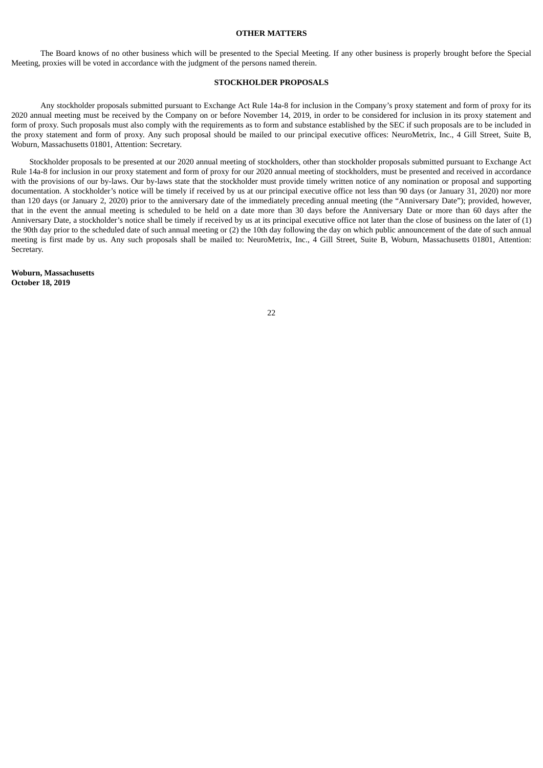## OTHER MATTERS

The Board knows of no other business which will be presented to the Special Meeting. If any other business is properly brought before the Special Meeting, proxies will be voted in accordance with the judgment of the persons named therein.

## STOCKHOLDER PROPOSALS

Any stockholder proposals submitted pursuant to Exchange Act Rule 14a-8 for inclusion in the Company's proxy statement and form of proxy for its 2020 annual meeting must be received by the Company on or before November 14, 2019, in order to be considered for inclusion in its proxy statement and form of proxy. Such proposals must also comply with the requirements as to form and substance established by the SEC if such proposals are to be included in the proxy statement and form of proxy. Any such proposal should be mailed to our principal executive offices: NeuroMetrix, Inc., 4 Gill Street, Suite B, Woburn, Massachusetts 01801, Attention: Secretary.

Stockholder proposals to be presented at our 2020 annual meeting of stockholders, other than stockholder proposals submitted pursuant to Exchange Act Rule 14a-8 for inclusion in our proxy statement and form of proxy for our 2020 annual meeting of stockholders, must be presented and received in accordance with the provisions of our by-laws. Our by-laws state that the stockholder must provide timely written notice of any nomination or proposal and supporting documentation. A stockholder's notice will be timely if received by us at our principal executive office not less than 90 days (or January 31, 2020) nor more than 120 days (or January 2, 2020) prior to the anniversary date of the immediately preceding annual meeting (the "Anniversary Date"); provided, however, that in the event the annual meeting is scheduled to be held on a date more than 30 days before the Anniversary Date or more than 60 days after the Anniversary Date, a stockholder's notice shall be timely if received by us at its principal executive office not later than the close of business on the later of (1) the 90th day prior to the scheduled date of such annual meeting or (2) the 10th day following the day on which public announcement of the date of such annual meeting is first made by us. Any such proposals shall be mailed to: NeuroMetrix, Inc., 4 Gill Street, Suite B, Woburn, Massachusetts 01801, Attention: Secretary.

**Woburn, Massachusetts**
**October 18, 2019**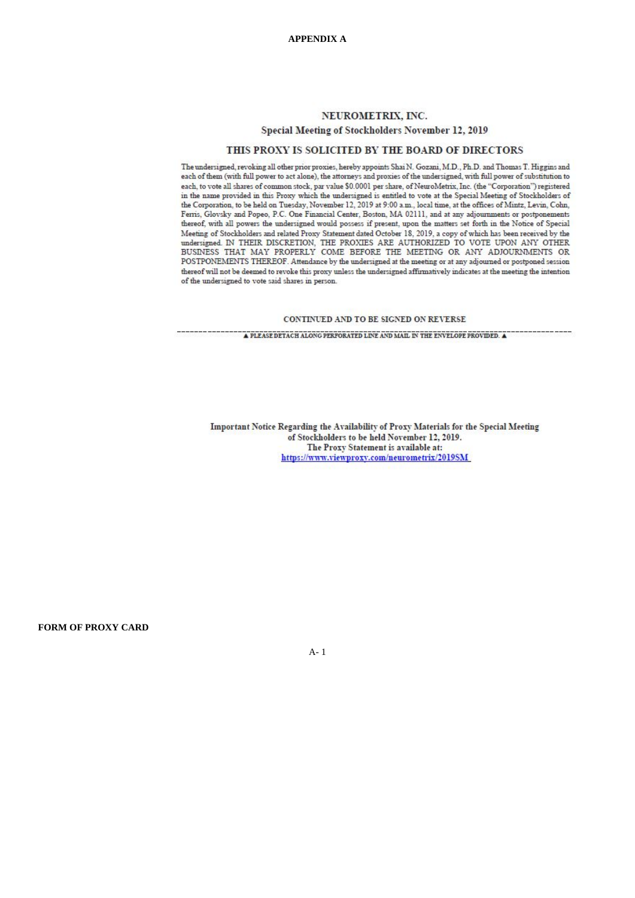**APPENDIX A**

## NEUROMETRIX, INC.

### Special Meeting of Stockholders November 12, 2019

### THIS PROXY IS SOLICITED BY THE BOARD OF DIRECTORS

The undersigned, revoking all other prior proxies, hereby appoints Shai N. Gozani, M.D., Ph.D. and Thomas T. Higgins and each of them (with full power to act alone), the attorneys and proxies of the undersigned, with full power of substitution to each, to vote all shares of common stock, par value $0.0001 per share, of NeuroMetrix, Inc. (the "Corporation") registered in the name provided in this Proxy which the undersigned is entitled to vote at the Special Meeting of Stockholders of the Corporation, to be held on Tuesday, November 12, 2019 at 9:00 a.m., local time, at the offices of Mintz, Levin, Cohn, Ferris, Glovsky and Popeo, P.C. One Financial Center, Boston, MA 02111, and at any adjournments or postponements thereof, with all powers the undersigned would possess if present, upon the matters set forth in the Notice of Special Meeting of Stockholders and related Proxy Statement dated October 18, 2019, a copy of which has been received by the undersigned. IN THEIR DISCRETION, THE PROXIES ARE AUTHORIZED TO VOTE UPON ANY OTHER BUSINESS THAT MAY PROPERLY COME BEFORE THE MEETING OR ANY ADJOURNMENTS OR POSTPONEMENTS THEREOF. Attendance by the undersigned at the meeting or at any adjourned or postponed session thereof will not be deemed to revoke this proxy unless the undersigned affirmatively indicates at the meeting the intention of the undersigned to vote said shares in person.

CONTINUED AND TO BE SIGNED ON REVERSE

▲ PLEASE DETACH ALONG PERFORATED LINE AND MAIL IN THE ENVELOPE PROVIDED. ▲

**Important Notice Regarding the Availability of Proxy Materials for the Special Meeting of Stockholders to be held November 12, 2019.**
**The Proxy Statement is available at:**
**https://www.viewproxy.com/neurometrix/2019SM**

**FORM OF PROXY CARD**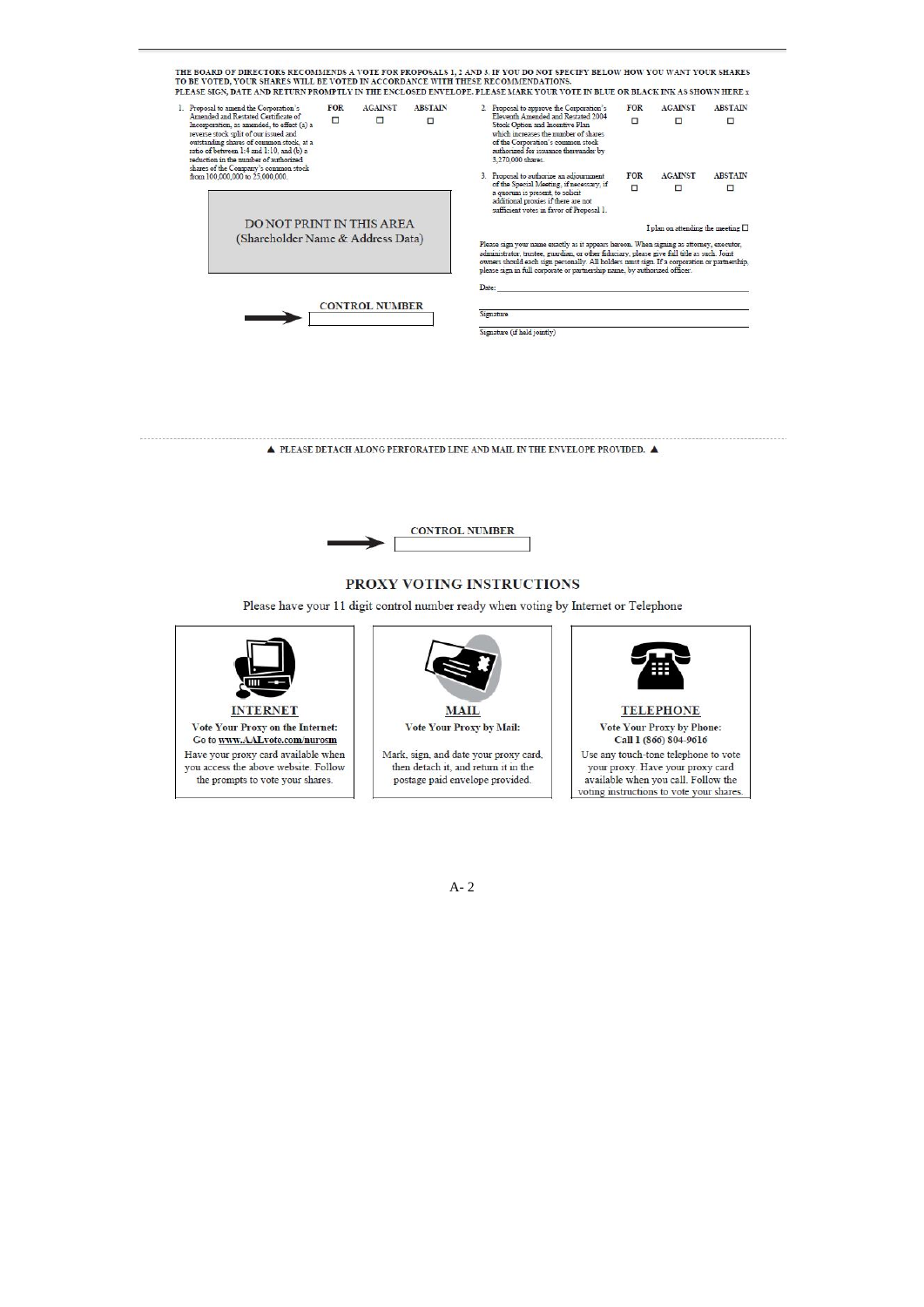**THE BOARD OF DIRECTORS RECOMMENDS A VOTE FOR PROPOSALS 1, 2 AND 3. IF YOU DO NOT SPECIFY BELOW HOW YOU WANT YOUR SHARES TO BE VOTED, YOUR SHARES WILL BE VOTED IN ACCORDANCE WITH THESE RECOMMENDATIONS.**
**PLEASE SIGN, DATE AND RETURN PROMPTLY IN THE ENCLOSED ENVELOPE. PLEASE MARK YOUR VOTE IN BLUE OR BLACK INK AS SHOWN HERE x**

| Proposal | FOR | AGAINST | ABSTAIN |
|---|---|---|---|
| 1. Proposal to amend the Corporation's Amended and Restated Certificate of Incorporation, as amended, to effect (a) a reverse stock split of our issued and outstanding shares of common stock, at a ratio of between 1:4 and 1:10, and (b) a reduction in the number of authorized shares of the Company's common stock from 100,000,000 to 25,000,000. | ☐ | ☐ | ☐ |
| 2. Proposal to approve the Corporation's Eleventh Amended and Restated 2004 Stock Option and Incentive Plan which increases the number of shares of the Corporation's common stock authorized for issuance thereunder by 3,270,000 shares. | ☐ | ☐ | ☐ |
| 3. Proposal to authorize an adjournment of the Special Meeting, if necessary, if a quorum is present, to solicit additional proxies if there are not sufficient votes in favor of Proposal 1. | ☐ | ☐ | ☐ |

DO NOT PRINT IN THIS AREA
(Shareholder Name & Address Data)

I plan on attending the meeting ☐

Please sign your name exactly as it appears hereon. When signing as attorney, executor, administrator, trustee, guardian, or other fiduciary, please give full title as such. Joint owners should each sign personally. All holders must sign. If a corporation or partnership, please sign in full corporate or partnership name, by authorized officer.

Date: ______________________________

CONTROL NUMBER

______________________________
Signature

______________________________
Signature (if held jointly)

▲ PLEASE DETACH ALONG PERFORATED LINE AND MAIL IN THE ENVELOPE PROVIDED. ▲

CONTROL NUMBER

## PROXY VOTING INSTRUCTIONS

Please have your 11 digit control number ready when voting by Internet or Telephone

**INTERNET**

**Vote Your Proxy on the Internet:**
**Go to www.AALvote.com/nurosm**

Have your proxy card available when you access the above website. Follow the prompts to vote your shares.

**MAIL**

**Vote Your Proxy by Mail:**

Mark, sign, and date your proxy card, then detach it, and return it in the postage paid envelope provided.

**TELEPHONE**

**Vote Your Proxy by Phone:**
**Call 1 (866) 804-9616**

Use any touch-tone telephone to vote your proxy. Have your proxy card available when you call. Follow the voting instructions to vote your shares.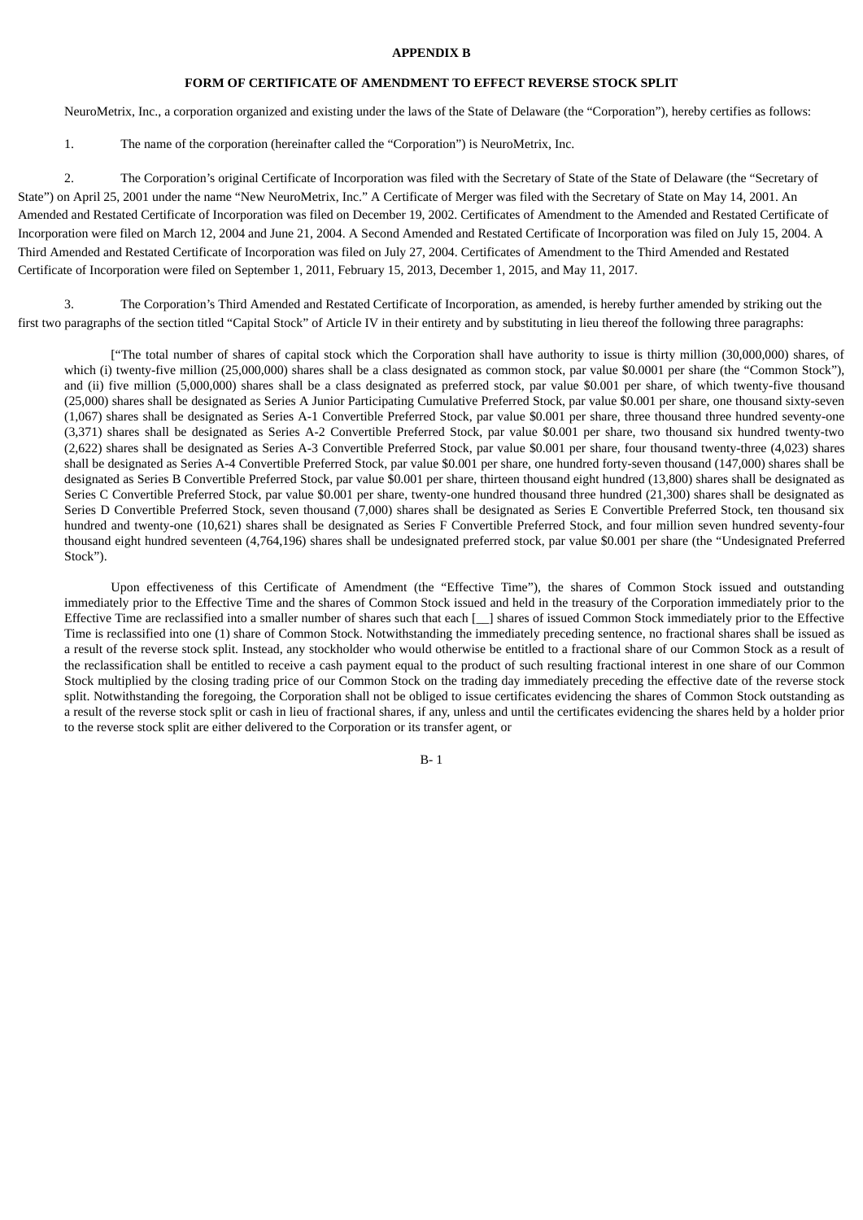**APPENDIX B**

**FORM OF CERTIFICATE OF AMENDMENT TO EFFECT REVERSE STOCK SPLIT**

NeuroMetrix, Inc., a corporation organized and existing under the laws of the State of Delaware (the "Corporation"), hereby certifies as follows:

1. The name of the corporation (hereinafter called the "Corporation") is NeuroMetrix, Inc.

2. The Corporation's original Certificate of Incorporation was filed with the Secretary of State of the State of Delaware (the "Secretary of State") on April 25, 2001 under the name "New NeuroMetrix, Inc." A Certificate of Merger was filed with the Secretary of State on May 14, 2001. An Amended and Restated Certificate of Incorporation was filed on December 19, 2002. Certificates of Amendment to the Amended and Restated Certificate of Incorporation were filed on March 12, 2004 and June 21, 2004. A Second Amended and Restated Certificate of Incorporation was filed on July 15, 2004. A Third Amended and Restated Certificate of Incorporation was filed on July 27, 2004. Certificates of Amendment to the Third Amended and Restated Certificate of Incorporation were filed on September 1, 2011, February 15, 2013, December 1, 2015, and May 11, 2017.

3. The Corporation's Third Amended and Restated Certificate of Incorporation, as amended, is hereby further amended by striking out the first two paragraphs of the section titled "Capital Stock" of Article IV in their entirety and by substituting in lieu thereof the following three paragraphs:

> ["The total number of shares of capital stock which the Corporation shall have authority to issue is thirty million (30,000,000) shares, of which (i) twenty-five million (25,000,000) shares shall be a class designated as common stock, par value $0.0001 per share (the "Common Stock"), and (ii) five million (5,000,000) shares shall be a class designated as preferred stock, par value $0.001 per share, of which twenty-five thousand (25,000) shares shall be designated as Series A Junior Participating Cumulative Preferred Stock, par value $0.001 per share, one thousand sixty-seven (1,067) shares shall be designated as Series A-1 Convertible Preferred Stock, par value $0.001 per share, three thousand three hundred seventy-one (3,371) shares shall be designated as Series A-2 Convertible Preferred Stock, par value $0.001 per share, two thousand six hundred twenty-two (2,622) shares shall be designated as Series A-3 Convertible Preferred Stock, par value $0.001 per share, four thousand twenty-three (4,023) shares shall be designated as Series A-4 Convertible Preferred Stock, par value $0.001 per share, one hundred forty-seven thousand (147,000) shares shall be designated as Series B Convertible Preferred Stock, par value $0.001 per share, thirteen thousand eight hundred (13,800) shares shall be designated as Series C Convertible Preferred Stock, par value $0.001 per share, twenty-one hundred thousand three hundred (21,300) shares shall be designated as Series D Convertible Preferred Stock, seven thousand (7,000) shares shall be designated as Series E Convertible Preferred Stock, ten thousand six hundred and twenty-one (10,621) shares shall be designated as Series F Convertible Preferred Stock, and four million seven hundred seventy-four thousand eight hundred seventeen (4,764,196) shares shall be undesignated preferred stock, par value $0.001 per share (the "Undesignated Preferred Stock").
>
> Upon effectiveness of this Certificate of Amendment (the "Effective Time"), the shares of Common Stock issued and outstanding immediately prior to the Effective Time and the shares of Common Stock issued and held in the treasury of the Corporation immediately prior to the Effective Time are reclassified into a smaller number of shares such that each [__] shares of issued Common Stock immediately prior to the Effective Time is reclassified into one (1) share of Common Stock. Notwithstanding the immediately preceding sentence, no fractional shares shall be issued as a result of the reverse stock split. Instead, any stockholder who would otherwise be entitled to a fractional share of our Common Stock as a result of the reclassification shall be entitled to receive a cash payment equal to the product of such resulting fractional interest in one share of our Common Stock multiplied by the closing trading price of our Common Stock on the trading day immediately preceding the effective date of the reverse stock split. Notwithstanding the foregoing, the Corporation shall not be obliged to issue certificates evidencing the shares of Common Stock outstanding as a result of the reverse stock split or cash in lieu of fractional shares, if any, unless and until the certificates evidencing the shares held by a holder prior to the reverse stock split are either delivered to the Corporation or its transfer agent, or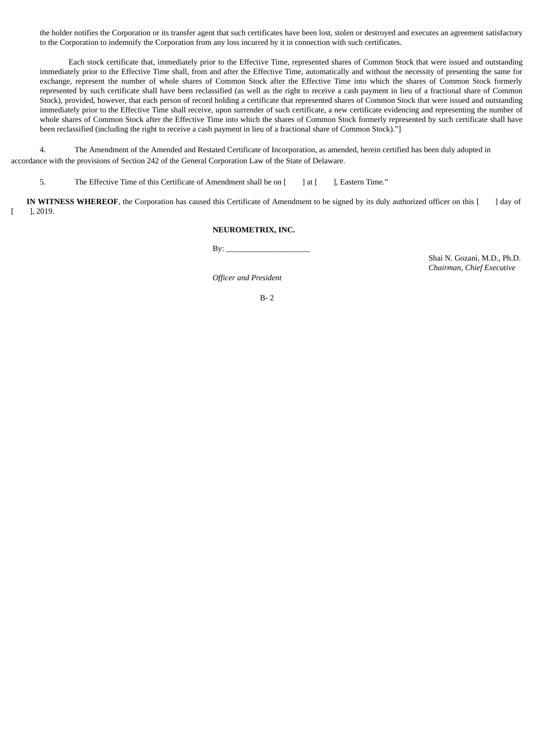the holder notifies the Corporation or its transfer agent that such certificates have been lost, stolen or destroyed and executes an agreement satisfactory to the Corporation to indemnify the Corporation from any loss incurred by it in connection with such certificates.

Each stock certificate that, immediately prior to the Effective Time, represented shares of Common Stock that were issued and outstanding immediately prior to the Effective Time shall, from and after the Effective Time, automatically and without the necessity of presenting the same for exchange, represent the number of whole shares of Common Stock after the Effective Time into which the shares of Common Stock formerly represented by such certificate shall have been reclassified (as well as the right to receive a cash payment in lieu of a fractional share of Common Stock), provided, however, that each person of record holding a certificate that represented shares of Common Stock that were issued and outstanding immediately prior to the Effective Time shall receive, upon surrender of such certificate, a new certificate evidencing and representing the number of whole shares of Common Stock after the Effective Time into which the shares of Common Stock formerly represented by such certificate shall have been reclassified (including the right to receive a cash payment in lieu of a fractional share of Common Stock)."]

4. The Amendment of the Amended and Restated Certificate of Incorporation, as amended, herein certified has been duly adopted in accordance with the provisions of Section 242 of the General Corporation Law of the State of Delaware.

5. The Effective Time of this Certificate of Amendment shall be on [ ] at [ ], Eastern Time."

**IN WITNESS WHEREOF**, the Corporation has caused this Certificate of Amendment to be signed by its duly authorized officer on this [ ] day of [ ], 2019.

**NEUROMETRIX, INC.**

By: ____________________

Shai N. Gozani, M.D., Ph.D.
*Chairman, Chief Executive Officer and President*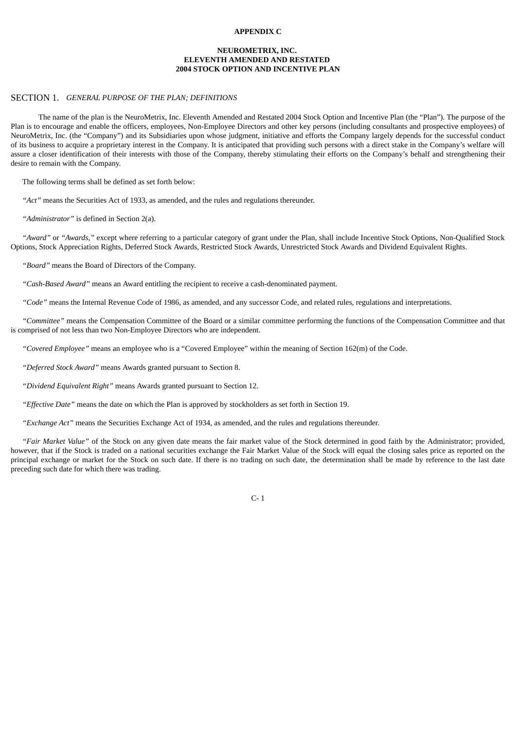**APPENDIX C**

**NEUROMETRIX, INC.**
**ELEVENTH AMENDED AND RESTATED**
**2004 STOCK OPTION AND INCENTIVE PLAN**

SECTION 1. *GENERAL PURPOSE OF THE PLAN; DEFINITIONS*

The name of the plan is the NeuroMetrix, Inc. Eleventh Amended and Restated 2004 Stock Option and Incentive Plan (the "Plan"). The purpose of the Plan is to encourage and enable the officers, employees, Non-Employee Directors and other key persons (including consultants and prospective employees) of NeuroMetrix, Inc. (the "Company") and its Subsidiaries upon whose judgment, initiative and efforts the Company largely depends for the successful conduct of its business to acquire a proprietary interest in the Company. It is anticipated that providing such persons with a direct stake in the Company's welfare will assure a closer identification of their interests with those of the Company, thereby stimulating their efforts on the Company's behalf and strengthening their desire to remain with the Company.

The following terms shall be defined as set forth below:

"*Act*" means the Securities Act of 1933, as amended, and the rules and regulations thereunder.

"*Administrator*" is defined in Section 2(a).

"*Award*" or "*Awards,*" except where referring to a particular category of grant under the Plan, shall include Incentive Stock Options, Non-Qualified Stock Options, Stock Appreciation Rights, Deferred Stock Awards, Restricted Stock Awards, Unrestricted Stock Awards and Dividend Equivalent Rights.

"*Board*" means the Board of Directors of the Company.

"*Cash-Based Award*" means an Award entitling the recipient to receive a cash-denominated payment.

"*Code*" means the Internal Revenue Code of 1986, as amended, and any successor Code, and related rules, regulations and interpretations.

"*Committee*" means the Compensation Committee of the Board or a similar committee performing the functions of the Compensation Committee and that is comprised of not less than two Non-Employee Directors who are independent.

"*Covered Employee*" means an employee who is a "Covered Employee" within the meaning of Section 162(m) of the Code.

"*Deferred Stock Award*" means Awards granted pursuant to Section 8.

"*Dividend Equivalent Right*" means Awards granted pursuant to Section 12.

"*Effective Date*" means the date on which the Plan is approved by stockholders as set forth in Section 19.

"*Exchange Act*" means the Securities Exchange Act of 1934, as amended, and the rules and regulations thereunder.

"*Fair Market Value*" of the Stock on any given date means the fair market value of the Stock determined in good faith by the Administrator; provided, however, that if the Stock is traded on a national securities exchange the Fair Market Value of the Stock will equal the closing sales price as reported on the principal exchange or market for the Stock on such date. If there is no trading on such date, the determination shall be made by reference to the last date preceding such date for which there was trading.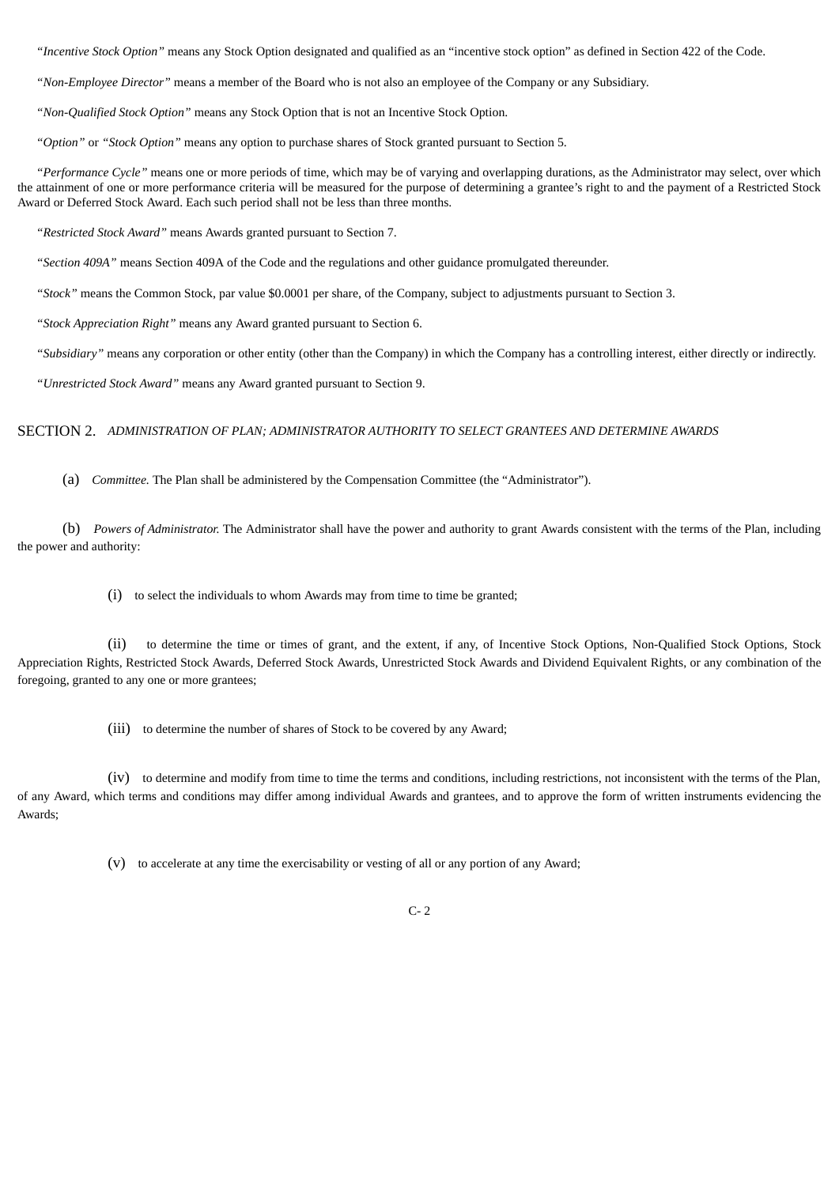"*Incentive Stock Option*" means any Stock Option designated and qualified as an "incentive stock option" as defined in Section 422 of the Code.

"*Non-Employee Director*" means a member of the Board who is not also an employee of the Company or any Subsidiary.

"*Non-Qualified Stock Option*" means any Stock Option that is not an Incentive Stock Option.

"*Option*" or "*Stock Option*" means any option to purchase shares of Stock granted pursuant to Section 5.

"*Performance Cycle*" means one or more periods of time, which may be of varying and overlapping durations, as the Administrator may select, over which the attainment of one or more performance criteria will be measured for the purpose of determining a grantee's right to and the payment of a Restricted Stock Award or Deferred Stock Award. Each such period shall not be less than three months.

"*Restricted Stock Award*" means Awards granted pursuant to Section 7.

"*Section 409A*" means Section 409A of the Code and the regulations and other guidance promulgated thereunder.

"*Stock*" means the Common Stock, par value $0.0001 per share, of the Company, subject to adjustments pursuant to Section 3.

"*Stock Appreciation Right*" means any Award granted pursuant to Section 6.

"*Subsidiary*" means any corporation or other entity (other than the Company) in which the Company has a controlling interest, either directly or indirectly.

"*Unrestricted Stock Award*" means any Award granted pursuant to Section 9.

## SECTION 2. *ADMINISTRATION OF PLAN; ADMINISTRATOR AUTHORITY TO SELECT GRANTEES AND DETERMINE AWARDS*

(a) *Committee.* The Plan shall be administered by the Compensation Committee (the "Administrator").

(b) *Powers of Administrator.* The Administrator shall have the power and authority to grant Awards consistent with the terms of the Plan, including the power and authority:

(i) to select the individuals to whom Awards may from time to time be granted;

(ii) to determine the time or times of grant, and the extent, if any, of Incentive Stock Options, Non-Qualified Stock Options, Stock Appreciation Rights, Restricted Stock Awards, Deferred Stock Awards, Unrestricted Stock Awards and Dividend Equivalent Rights, or any combination of the foregoing, granted to any one or more grantees;

(iii) to determine the number of shares of Stock to be covered by any Award;

(iv) to determine and modify from time to time the terms and conditions, including restrictions, not inconsistent with the terms of the Plan, of any Award, which terms and conditions may differ among individual Awards and grantees, and to approve the form of written instruments evidencing the Awards;

(v) to accelerate at any time the exercisability or vesting of all or any portion of any Award;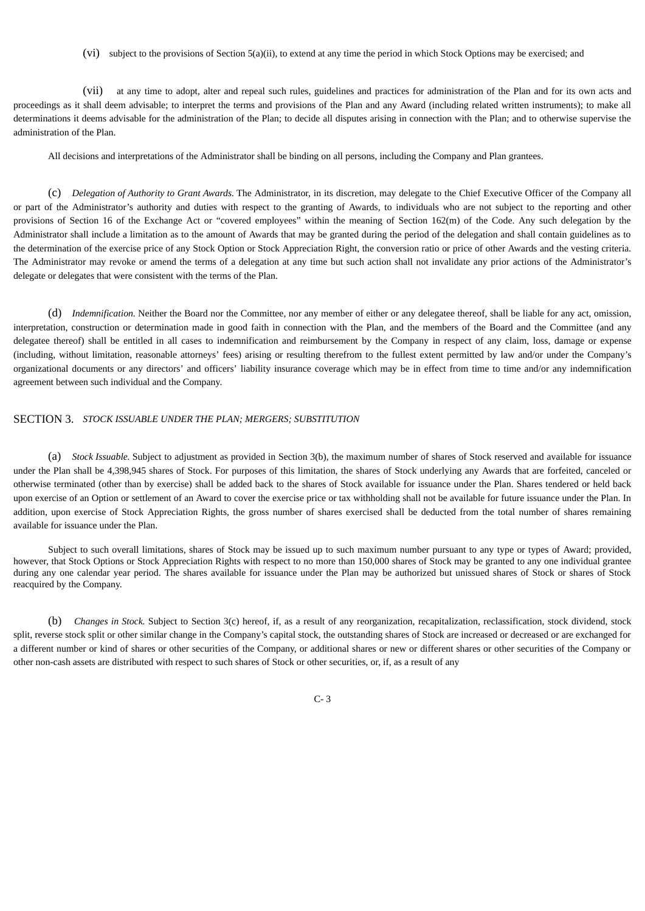(vi) subject to the provisions of Section 5(a)(ii), to extend at any time the period in which Stock Options may be exercised; and

(vii) at any time to adopt, alter and repeal such rules, guidelines and practices for administration of the Plan and for its own acts and proceedings as it shall deem advisable; to interpret the terms and provisions of the Plan and any Award (including related written instruments); to make all determinations it deems advisable for the administration of the Plan; to decide all disputes arising in connection with the Plan; and to otherwise supervise the administration of the Plan.

All decisions and interpretations of the Administrator shall be binding on all persons, including the Company and Plan grantees.

(c) *Delegation of Authority to Grant Awards.* The Administrator, in its discretion, may delegate to the Chief Executive Officer of the Company all or part of the Administrator's authority and duties with respect to the granting of Awards, to individuals who are not subject to the reporting and other provisions of Section 16 of the Exchange Act or "covered employees" within the meaning of Section 162(m) of the Code. Any such delegation by the Administrator shall include a limitation as to the amount of Awards that may be granted during the period of the delegation and shall contain guidelines as to the determination of the exercise price of any Stock Option or Stock Appreciation Right, the conversion ratio or price of other Awards and the vesting criteria. The Administrator may revoke or amend the terms of a delegation at any time but such action shall not invalidate any prior actions of the Administrator's delegate or delegates that were consistent with the terms of the Plan.

(d) *Indemnification.* Neither the Board nor the Committee, nor any member of either or any delegatee thereof, shall be liable for any act, omission, interpretation, construction or determination made in good faith in connection with the Plan, and the members of the Board and the Committee (and any delegatee thereof) shall be entitled in all cases to indemnification and reimbursement by the Company in respect of any claim, loss, damage or expense (including, without limitation, reasonable attorneys' fees) arising or resulting therefrom to the fullest extent permitted by law and/or under the Company's organizational documents or any directors' and officers' liability insurance coverage which may be in effect from time to time and/or any indemnification agreement between such individual and the Company.

## SECTION 3. *STOCK ISSUABLE UNDER THE PLAN; MERGERS; SUBSTITUTION*

(a) *Stock Issuable.* Subject to adjustment as provided in Section 3(b), the maximum number of shares of Stock reserved and available for issuance under the Plan shall be 4,398,945 shares of Stock. For purposes of this limitation, the shares of Stock underlying any Awards that are forfeited, canceled or otherwise terminated (other than by exercise) shall be added back to the shares of Stock available for issuance under the Plan. Shares tendered or held back upon exercise of an Option or settlement of an Award to cover the exercise price or tax withholding shall not be available for future issuance under the Plan. In addition, upon exercise of Stock Appreciation Rights, the gross number of shares exercised shall be deducted from the total number of shares remaining available for issuance under the Plan.

Subject to such overall limitations, shares of Stock may be issued up to such maximum number pursuant to any type or types of Award; provided, however, that Stock Options or Stock Appreciation Rights with respect to no more than 150,000 shares of Stock may be granted to any one individual grantee during any one calendar year period. The shares available for issuance under the Plan may be authorized but unissued shares of Stock or shares of Stock reacquired by the Company.

(b) *Changes in Stock.* Subject to Section 3(c) hereof, if, as a result of any reorganization, recapitalization, reclassification, stock dividend, stock split, reverse stock split or other similar change in the Company's capital stock, the outstanding shares of Stock are increased or decreased or are exchanged for a different number or kind of shares or other securities of the Company, or additional shares or new or different shares or other securities of the Company or other non-cash assets are distributed with respect to such shares of Stock or other securities, or, if, as a result of any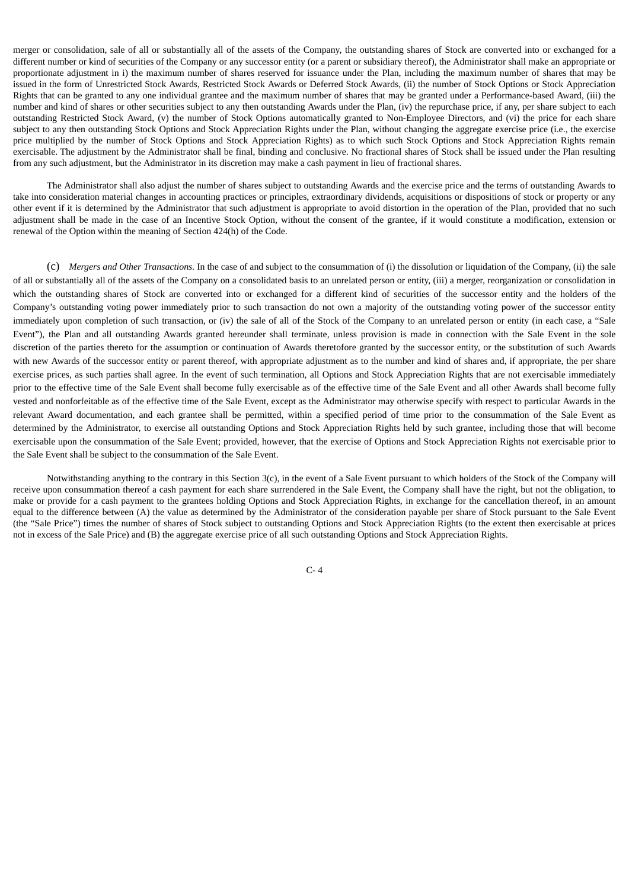merger or consolidation, sale of all or substantially all of the assets of the Company, the outstanding shares of Stock are converted into or exchanged for a different number or kind of securities of the Company or any successor entity (or a parent or subsidiary thereof), the Administrator shall make an appropriate or proportionate adjustment in i) the maximum number of shares reserved for issuance under the Plan, including the maximum number of shares that may be issued in the form of Unrestricted Stock Awards, Restricted Stock Awards or Deferred Stock Awards, (ii) the number of Stock Options or Stock Appreciation Rights that can be granted to any one individual grantee and the maximum number of shares that may be granted under a Performance-based Award, (iii) the number and kind of shares or other securities subject to any then outstanding Awards under the Plan, (iv) the repurchase price, if any, per share subject to each outstanding Restricted Stock Award, (v) the number of Stock Options automatically granted to Non-Employee Directors, and (vi) the price for each share subject to any then outstanding Stock Options and Stock Appreciation Rights under the Plan, without changing the aggregate exercise price (i.e., the exercise price multiplied by the number of Stock Options and Stock Appreciation Rights) as to which such Stock Options and Stock Appreciation Rights remain exercisable. The adjustment by the Administrator shall be final, binding and conclusive. No fractional shares of Stock shall be issued under the Plan resulting from any such adjustment, but the Administrator in its discretion may make a cash payment in lieu of fractional shares.

The Administrator shall also adjust the number of shares subject to outstanding Awards and the exercise price and the terms of outstanding Awards to take into consideration material changes in accounting practices or principles, extraordinary dividends, acquisitions or dispositions of stock or property or any other event if it is determined by the Administrator that such adjustment is appropriate to avoid distortion in the operation of the Plan, provided that no such adjustment shall be made in the case of an Incentive Stock Option, without the consent of the grantee, if it would constitute a modification, extension or renewal of the Option within the meaning of Section 424(h) of the Code.

(c) *Mergers and Other Transactions.* In the case of and subject to the consummation of (i) the dissolution or liquidation of the Company, (ii) the sale of all or substantially all of the assets of the Company on a consolidated basis to an unrelated person or entity, (iii) a merger, reorganization or consolidation in which the outstanding shares of Stock are converted into or exchanged for a different kind of securities of the successor entity and the holders of the Company's outstanding voting power immediately prior to such transaction do not own a majority of the outstanding voting power of the successor entity immediately upon completion of such transaction, or (iv) the sale of all of the Stock of the Company to an unrelated person or entity (in each case, a "Sale Event"), the Plan and all outstanding Awards granted hereunder shall terminate, unless provision is made in connection with the Sale Event in the sole discretion of the parties thereto for the assumption or continuation of Awards theretofore granted by the successor entity, or the substitution of such Awards with new Awards of the successor entity or parent thereof, with appropriate adjustment as to the number and kind of shares and, if appropriate, the per share exercise prices, as such parties shall agree. In the event of such termination, all Options and Stock Appreciation Rights that are not exercisable immediately prior to the effective time of the Sale Event shall become fully exercisable as of the effective time of the Sale Event and all other Awards shall become fully vested and nonforfeitable as of the effective time of the Sale Event, except as the Administrator may otherwise specify with respect to particular Awards in the relevant Award documentation, and each grantee shall be permitted, within a specified period of time prior to the consummation of the Sale Event as determined by the Administrator, to exercise all outstanding Options and Stock Appreciation Rights held by such grantee, including those that will become exercisable upon the consummation of the Sale Event; provided, however, that the exercise of Options and Stock Appreciation Rights not exercisable prior to the Sale Event shall be subject to the consummation of the Sale Event.

Notwithstanding anything to the contrary in this Section 3(c), in the event of a Sale Event pursuant to which holders of the Stock of the Company will receive upon consummation thereof a cash payment for each share surrendered in the Sale Event, the Company shall have the right, but not the obligation, to make or provide for a cash payment to the grantees holding Options and Stock Appreciation Rights, in exchange for the cancellation thereof, in an amount equal to the difference between (A) the value as determined by the Administrator of the consideration payable per share of Stock pursuant to the Sale Event (the "Sale Price") times the number of shares of Stock subject to outstanding Options and Stock Appreciation Rights (to the extent then exercisable at prices not in excess of the Sale Price) and (B) the aggregate exercise price of all such outstanding Options and Stock Appreciation Rights.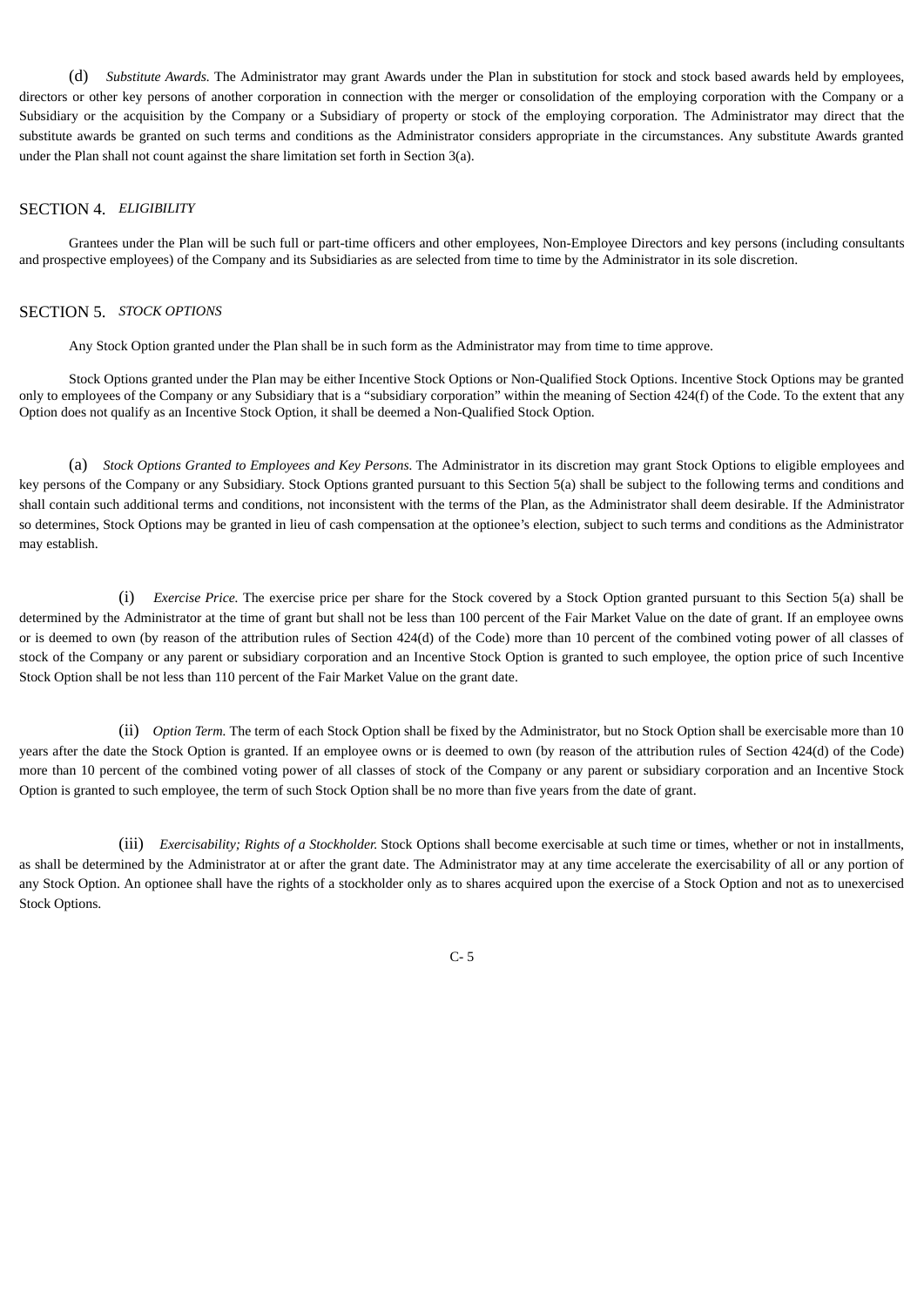(d) *Substitute Awards.* The Administrator may grant Awards under the Plan in substitution for stock and stock based awards held by employees, directors or other key persons of another corporation in connection with the merger or consolidation of the employing corporation with the Company or a Subsidiary or the acquisition by the Company or a Subsidiary of property or stock of the employing corporation. The Administrator may direct that the substitute awards be granted on such terms and conditions as the Administrator considers appropriate in the circumstances. Any substitute Awards granted under the Plan shall not count against the share limitation set forth in Section 3(a).

## SECTION 4. *ELIGIBILITY*

Grantees under the Plan will be such full or part-time officers and other employees, Non-Employee Directors and key persons (including consultants and prospective employees) of the Company and its Subsidiaries as are selected from time to time by the Administrator in its sole discretion.

## SECTION 5. *STOCK OPTIONS*

Any Stock Option granted under the Plan shall be in such form as the Administrator may from time to time approve.

Stock Options granted under the Plan may be either Incentive Stock Options or Non-Qualified Stock Options. Incentive Stock Options may be granted only to employees of the Company or any Subsidiary that is a "subsidiary corporation" within the meaning of Section 424(f) of the Code. To the extent that any Option does not qualify as an Incentive Stock Option, it shall be deemed a Non-Qualified Stock Option.

(a) *Stock Options Granted to Employees and Key Persons.* The Administrator in its discretion may grant Stock Options to eligible employees and key persons of the Company or any Subsidiary. Stock Options granted pursuant to this Section 5(a) shall be subject to the following terms and conditions and shall contain such additional terms and conditions, not inconsistent with the terms of the Plan, as the Administrator shall deem desirable. If the Administrator so determines, Stock Options may be granted in lieu of cash compensation at the optionee's election, subject to such terms and conditions as the Administrator may establish.

(i) *Exercise Price.* The exercise price per share for the Stock covered by a Stock Option granted pursuant to this Section 5(a) shall be determined by the Administrator at the time of grant but shall not be less than 100 percent of the Fair Market Value on the date of grant. If an employee owns or is deemed to own (by reason of the attribution rules of Section 424(d) of the Code) more than 10 percent of the combined voting power of all classes of stock of the Company or any parent or subsidiary corporation and an Incentive Stock Option is granted to such employee, the option price of such Incentive Stock Option shall be not less than 110 percent of the Fair Market Value on the grant date.

(ii) *Option Term.* The term of each Stock Option shall be fixed by the Administrator, but no Stock Option shall be exercisable more than 10 years after the date the Stock Option is granted. If an employee owns or is deemed to own (by reason of the attribution rules of Section 424(d) of the Code) more than 10 percent of the combined voting power of all classes of stock of the Company or any parent or subsidiary corporation and an Incentive Stock Option is granted to such employee, the term of such Stock Option shall be no more than five years from the date of grant.

(iii) *Exercisability; Rights of a Stockholder.* Stock Options shall become exercisable at such time or times, whether or not in installments, as shall be determined by the Administrator at or after the grant date. The Administrator may at any time accelerate the exercisability of all or any portion of any Stock Option. An optionee shall have the rights of a stockholder only as to shares acquired upon the exercise of a Stock Option and not as to unexercised Stock Options.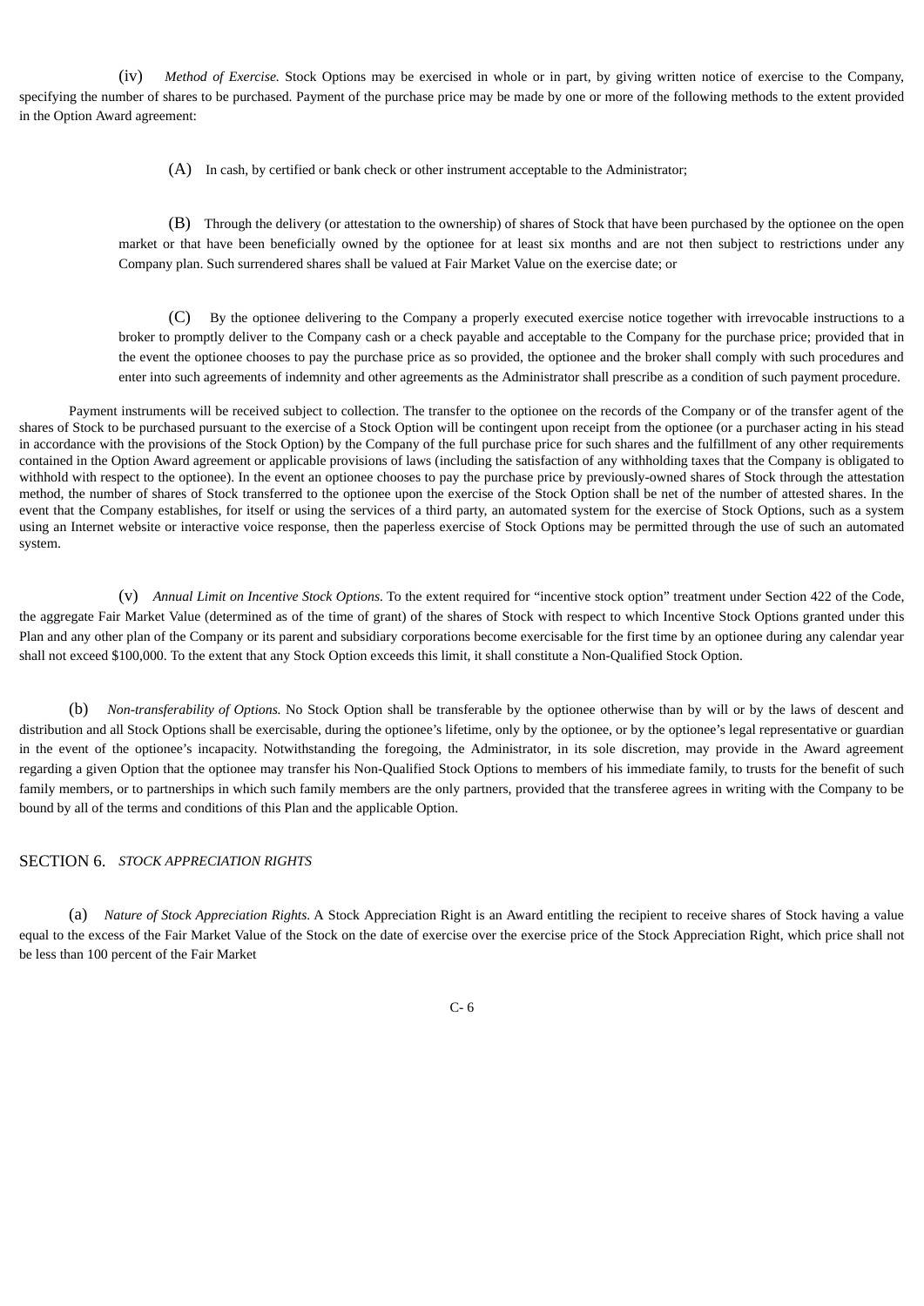(iv) *Method of Exercise.* Stock Options may be exercised in whole or in part, by giving written notice of exercise to the Company, specifying the number of shares to be purchased. Payment of the purchase price may be made by one or more of the following methods to the extent provided in the Option Award agreement:

(A) In cash, by certified or bank check or other instrument acceptable to the Administrator;

(B) Through the delivery (or attestation to the ownership) of shares of Stock that have been purchased by the optionee on the open market or that have been beneficially owned by the optionee for at least six months and are not then subject to restrictions under any Company plan. Such surrendered shares shall be valued at Fair Market Value on the exercise date; or

(C) By the optionee delivering to the Company a properly executed exercise notice together with irrevocable instructions to a broker to promptly deliver to the Company cash or a check payable and acceptable to the Company for the purchase price; provided that in the event the optionee chooses to pay the purchase price as so provided, the optionee and the broker shall comply with such procedures and enter into such agreements of indemnity and other agreements as the Administrator shall prescribe as a condition of such payment procedure.

Payment instruments will be received subject to collection. The transfer to the optionee on the records of the Company or of the transfer agent of the shares of Stock to be purchased pursuant to the exercise of a Stock Option will be contingent upon receipt from the optionee (or a purchaser acting in his stead in accordance with the provisions of the Stock Option) by the Company of the full purchase price for such shares and the fulfillment of any other requirements contained in the Option Award agreement or applicable provisions of laws (including the satisfaction of any withholding taxes that the Company is obligated to withhold with respect to the optionee). In the event an optionee chooses to pay the purchase price by previously-owned shares of Stock through the attestation method, the number of shares of Stock transferred to the optionee upon the exercise of the Stock Option shall be net of the number of attested shares. In the event that the Company establishes, for itself or using the services of a third party, an automated system for the exercise of Stock Options, such as a system using an Internet website or interactive voice response, then the paperless exercise of Stock Options may be permitted through the use of such an automated system.

(v) *Annual Limit on Incentive Stock Options.* To the extent required for "incentive stock option" treatment under Section 422 of the Code, the aggregate Fair Market Value (determined as of the time of grant) of the shares of Stock with respect to which Incentive Stock Options granted under this Plan and any other plan of the Company or its parent and subsidiary corporations become exercisable for the first time by an optionee during any calendar year shall not exceed $100,000. To the extent that any Stock Option exceeds this limit, it shall constitute a Non-Qualified Stock Option.

(b) *Non-transferability of Options.* No Stock Option shall be transferable by the optionee otherwise than by will or by the laws of descent and distribution and all Stock Options shall be exercisable, during the optionee's lifetime, only by the optionee, or by the optionee's legal representative or guardian in the event of the optionee's incapacity. Notwithstanding the foregoing, the Administrator, in its sole discretion, may provide in the Award agreement regarding a given Option that the optionee may transfer his Non-Qualified Stock Options to members of his immediate family, to trusts for the benefit of such family members, or to partnerships in which such family members are the only partners, provided that the transferee agrees in writing with the Company to be bound by all of the terms and conditions of this Plan and the applicable Option.

## SECTION 6. *STOCK APPRECIATION RIGHTS*

(a) *Nature of Stock Appreciation Rights.* A Stock Appreciation Right is an Award entitling the recipient to receive shares of Stock having a value equal to the excess of the Fair Market Value of the Stock on the date of exercise over the exercise price of the Stock Appreciation Right, which price shall not be less than 100 percent of the Fair Market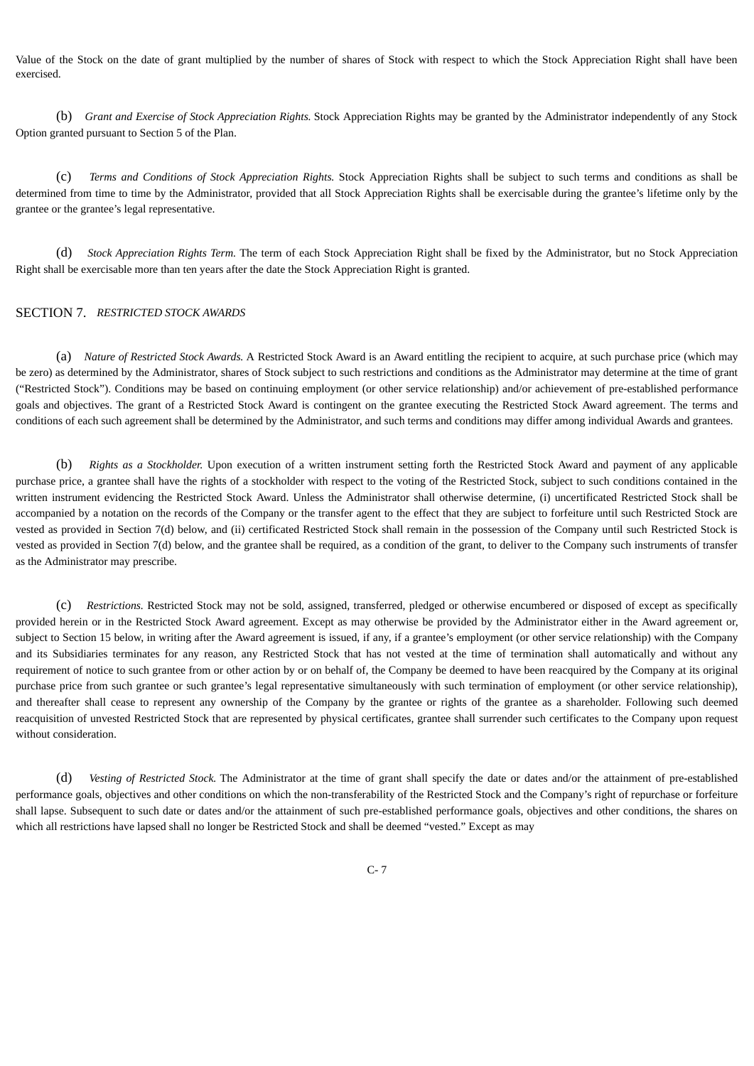Value of the Stock on the date of grant multiplied by the number of shares of Stock with respect to which the Stock Appreciation Right shall have been exercised.

(b) *Grant and Exercise of Stock Appreciation Rights.* Stock Appreciation Rights may be granted by the Administrator independently of any Stock Option granted pursuant to Section 5 of the Plan.

(c) *Terms and Conditions of Stock Appreciation Rights.* Stock Appreciation Rights shall be subject to such terms and conditions as shall be determined from time to time by the Administrator, provided that all Stock Appreciation Rights shall be exercisable during the grantee's lifetime only by the grantee or the grantee's legal representative.

(d) *Stock Appreciation Rights Term.* The term of each Stock Appreciation Right shall be fixed by the Administrator, but no Stock Appreciation Right shall be exercisable more than ten years after the date the Stock Appreciation Right is granted.

## SECTION 7. *RESTRICTED STOCK AWARDS*

(a) *Nature of Restricted Stock Awards.* A Restricted Stock Award is an Award entitling the recipient to acquire, at such purchase price (which may be zero) as determined by the Administrator, shares of Stock subject to such restrictions and conditions as the Administrator may determine at the time of grant ("Restricted Stock"). Conditions may be based on continuing employment (or other service relationship) and/or achievement of pre-established performance goals and objectives. The grant of a Restricted Stock Award is contingent on the grantee executing the Restricted Stock Award agreement. The terms and conditions of each such agreement shall be determined by the Administrator, and such terms and conditions may differ among individual Awards and grantees.

(b) *Rights as a Stockholder.* Upon execution of a written instrument setting forth the Restricted Stock Award and payment of any applicable purchase price, a grantee shall have the rights of a stockholder with respect to the voting of the Restricted Stock, subject to such conditions contained in the written instrument evidencing the Restricted Stock Award. Unless the Administrator shall otherwise determine, (i) uncertificated Restricted Stock shall be accompanied by a notation on the records of the Company or the transfer agent to the effect that they are subject to forfeiture until such Restricted Stock are vested as provided in Section 7(d) below, and (ii) certificated Restricted Stock shall remain in the possession of the Company until such Restricted Stock is vested as provided in Section 7(d) below, and the grantee shall be required, as a condition of the grant, to deliver to the Company such instruments of transfer as the Administrator may prescribe.

(c) *Restrictions.* Restricted Stock may not be sold, assigned, transferred, pledged or otherwise encumbered or disposed of except as specifically provided herein or in the Restricted Stock Award agreement. Except as may otherwise be provided by the Administrator either in the Award agreement or, subject to Section 15 below, in writing after the Award agreement is issued, if any, if a grantee's employment (or other service relationship) with the Company and its Subsidiaries terminates for any reason, any Restricted Stock that has not vested at the time of termination shall automatically and without any requirement of notice to such grantee from or other action by or on behalf of, the Company be deemed to have been reacquired by the Company at its original purchase price from such grantee or such grantee's legal representative simultaneously with such termination of employment (or other service relationship), and thereafter shall cease to represent any ownership of the Company by the grantee or rights of the grantee as a shareholder. Following such deemed reacquisition of unvested Restricted Stock that are represented by physical certificates, grantee shall surrender such certificates to the Company upon request without consideration.

(d) *Vesting of Restricted Stock.* The Administrator at the time of grant shall specify the date or dates and/or the attainment of pre-established performance goals, objectives and other conditions on which the non-transferability of the Restricted Stock and the Company's right of repurchase or forfeiture shall lapse. Subsequent to such date or dates and/or the attainment of such pre-established performance goals, objectives and other conditions, the shares on which all restrictions have lapsed shall no longer be Restricted Stock and shall be deemed "vested." Except as may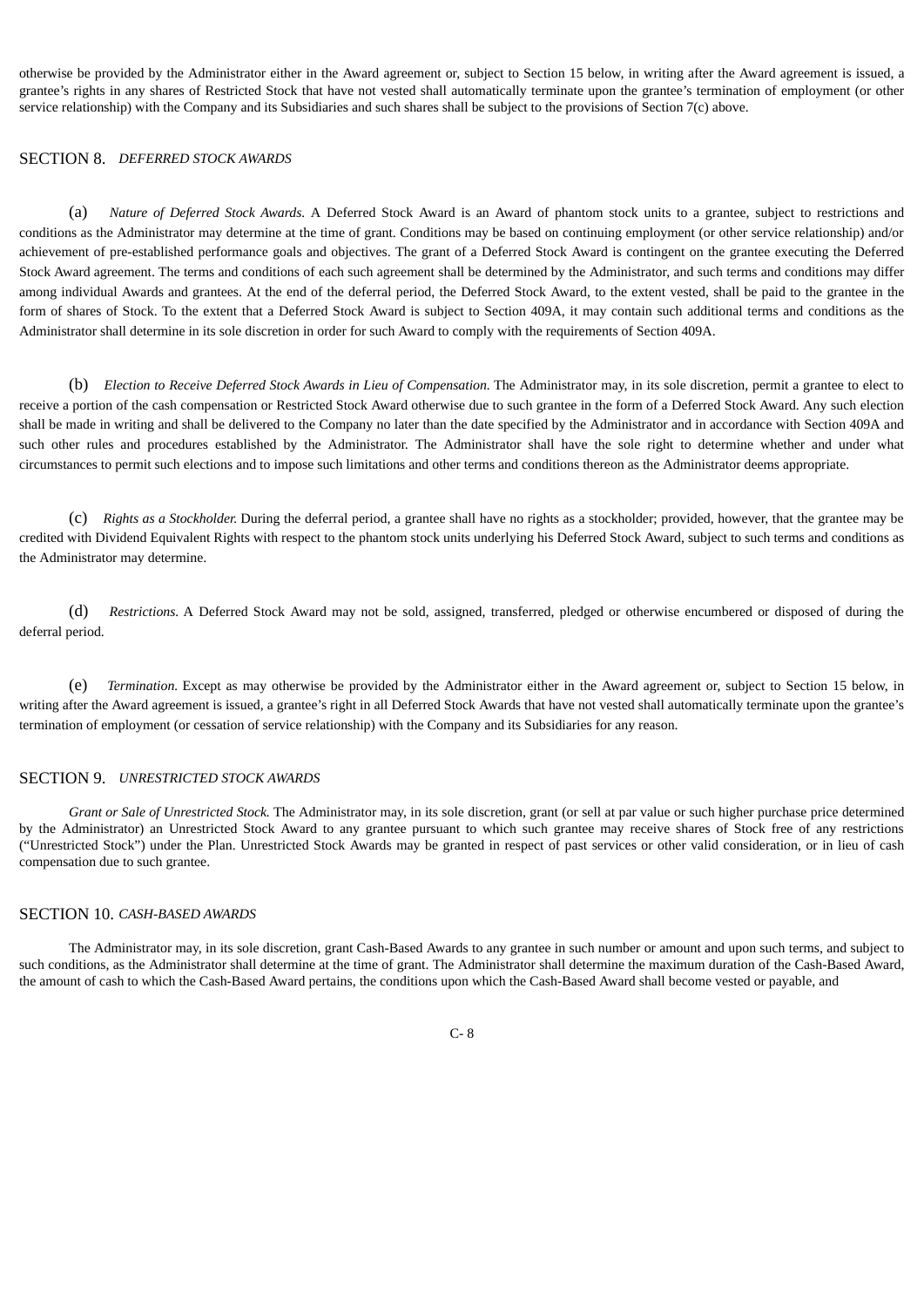otherwise be provided by the Administrator either in the Award agreement or, subject to Section 15 below, in writing after the Award agreement is issued, a grantee's rights in any shares of Restricted Stock that have not vested shall automatically terminate upon the grantee's termination of employment (or other service relationship) with the Company and its Subsidiaries and such shares shall be subject to the provisions of Section 7(c) above.

## SECTION 8. *DEFERRED STOCK AWARDS*

(a) *Nature of Deferred Stock Awards.* A Deferred Stock Award is an Award of phantom stock units to a grantee, subject to restrictions and conditions as the Administrator may determine at the time of grant. Conditions may be based on continuing employment (or other service relationship) and/or achievement of pre-established performance goals and objectives. The grant of a Deferred Stock Award is contingent on the grantee executing the Deferred Stock Award agreement. The terms and conditions of each such agreement shall be determined by the Administrator, and such terms and conditions may differ among individual Awards and grantees. At the end of the deferral period, the Deferred Stock Award, to the extent vested, shall be paid to the grantee in the form of shares of Stock. To the extent that a Deferred Stock Award is subject to Section 409A, it may contain such additional terms and conditions as the Administrator shall determine in its sole discretion in order for such Award to comply with the requirements of Section 409A.

(b) *Election to Receive Deferred Stock Awards in Lieu of Compensation.* The Administrator may, in its sole discretion, permit a grantee to elect to receive a portion of the cash compensation or Restricted Stock Award otherwise due to such grantee in the form of a Deferred Stock Award. Any such election shall be made in writing and shall be delivered to the Company no later than the date specified by the Administrator and in accordance with Section 409A and such other rules and procedures established by the Administrator. The Administrator shall have the sole right to determine whether and under what circumstances to permit such elections and to impose such limitations and other terms and conditions thereon as the Administrator deems appropriate.

(c) *Rights as a Stockholder.* During the deferral period, a grantee shall have no rights as a stockholder; provided, however, that the grantee may be credited with Dividend Equivalent Rights with respect to the phantom stock units underlying his Deferred Stock Award, subject to such terms and conditions as the Administrator may determine.

(d) *Restrictions.* A Deferred Stock Award may not be sold, assigned, transferred, pledged or otherwise encumbered or disposed of during the deferral period.

(e) *Termination.* Except as may otherwise be provided by the Administrator either in the Award agreement or, subject to Section 15 below, in writing after the Award agreement is issued, a grantee's right in all Deferred Stock Awards that have not vested shall automatically terminate upon the grantee's termination of employment (or cessation of service relationship) with the Company and its Subsidiaries for any reason.

## SECTION 9. *UNRESTRICTED STOCK AWARDS*

*Grant or Sale of Unrestricted Stock.* The Administrator may, in its sole discretion, grant (or sell at par value or such higher purchase price determined by the Administrator) an Unrestricted Stock Award to any grantee pursuant to which such grantee may receive shares of Stock free of any restrictions ("Unrestricted Stock") under the Plan. Unrestricted Stock Awards may be granted in respect of past services or other valid consideration, or in lieu of cash compensation due to such grantee.

## SECTION 10. *CASH-BASED AWARDS*

The Administrator may, in its sole discretion, grant Cash-Based Awards to any grantee in such number or amount and upon such terms, and subject to such conditions, as the Administrator shall determine at the time of grant. The Administrator shall determine the maximum duration of the Cash-Based Award, the amount of cash to which the Cash-Based Award pertains, the conditions upon which the Cash-Based Award shall become vested or payable, and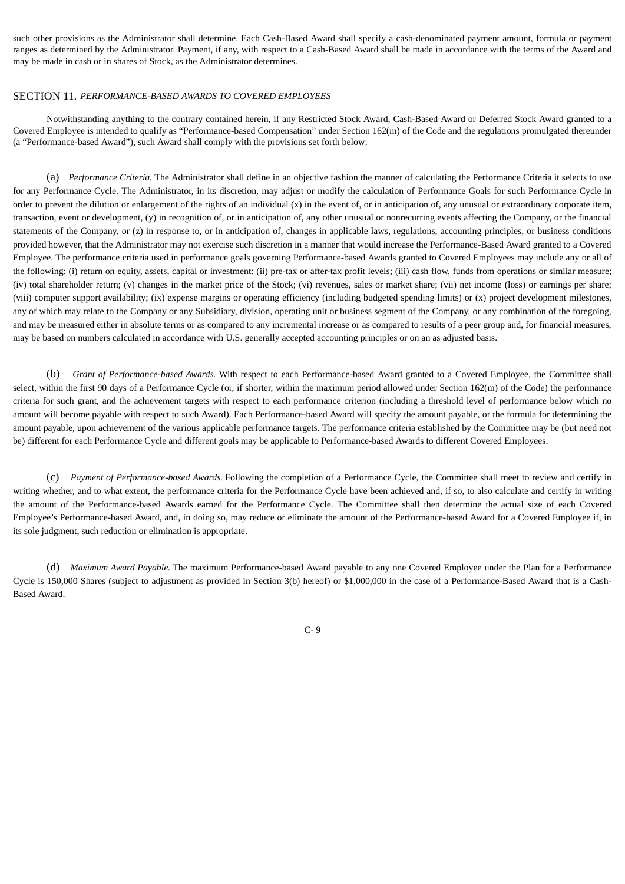such other provisions as the Administrator shall determine. Each Cash-Based Award shall specify a cash-denominated payment amount, formula or payment ranges as determined by the Administrator. Payment, if any, with respect to a Cash-Based Award shall be made in accordance with the terms of the Award and may be made in cash or in shares of Stock, as the Administrator determines.

## SECTION 11. *PERFORMANCE-BASED AWARDS TO COVERED EMPLOYEES*

Notwithstanding anything to the contrary contained herein, if any Restricted Stock Award, Cash-Based Award or Deferred Stock Award granted to a Covered Employee is intended to qualify as "Performance-based Compensation" under Section 162(m) of the Code and the regulations promulgated thereunder (a "Performance-based Award"), such Award shall comply with the provisions set forth below:

(a) *Performance Criteria.* The Administrator shall define in an objective fashion the manner of calculating the Performance Criteria it selects to use for any Performance Cycle. The Administrator, in its discretion, may adjust or modify the calculation of Performance Goals for such Performance Cycle in order to prevent the dilution or enlargement of the rights of an individual (x) in the event of, or in anticipation of, any unusual or extraordinary corporate item, transaction, event or development, (y) in recognition of, or in anticipation of, any other unusual or nonrecurring events affecting the Company, or the financial statements of the Company, or (z) in response to, or in anticipation of, changes in applicable laws, regulations, accounting principles, or business conditions provided however, that the Administrator may not exercise such discretion in a manner that would increase the Performance-Based Award granted to a Covered Employee. The performance criteria used in performance goals governing Performance-based Awards granted to Covered Employees may include any or all of the following: (i) return on equity, assets, capital or investment: (ii) pre-tax or after-tax profit levels; (iii) cash flow, funds from operations or similar measure; (iv) total shareholder return; (v) changes in the market price of the Stock; (vi) revenues, sales or market share; (vii) net income (loss) or earnings per share; (viii) computer support availability; (ix) expense margins or operating efficiency (including budgeted spending limits) or (x) project development milestones, any of which may relate to the Company or any Subsidiary, division, operating unit or business segment of the Company, or any combination of the foregoing, and may be measured either in absolute terms or as compared to any incremental increase or as compared to results of a peer group and, for financial measures, may be based on numbers calculated in accordance with U.S. generally accepted accounting principles or on an as adjusted basis.

(b) *Grant of Performance-based Awards.* With respect to each Performance-based Award granted to a Covered Employee, the Committee shall select, within the first 90 days of a Performance Cycle (or, if shorter, within the maximum period allowed under Section 162(m) of the Code) the performance criteria for such grant, and the achievement targets with respect to each performance criterion (including a threshold level of performance below which no amount will become payable with respect to such Award). Each Performance-based Award will specify the amount payable, or the formula for determining the amount payable, upon achievement of the various applicable performance targets. The performance criteria established by the Committee may be (but need not be) different for each Performance Cycle and different goals may be applicable to Performance-based Awards to different Covered Employees.

(c) *Payment of Performance-based Awards.* Following the completion of a Performance Cycle, the Committee shall meet to review and certify in writing whether, and to what extent, the performance criteria for the Performance Cycle have been achieved and, if so, to also calculate and certify in writing the amount of the Performance-based Awards earned for the Performance Cycle. The Committee shall then determine the actual size of each Covered Employee's Performance-based Award, and, in doing so, may reduce or eliminate the amount of the Performance-based Award for a Covered Employee if, in its sole judgment, such reduction or elimination is appropriate.

(d) *Maximum Award Payable.* The maximum Performance-based Award payable to any one Covered Employee under the Plan for a Performance Cycle is 150,000 Shares (subject to adjustment as provided in Section 3(b) hereof) or $1,000,000 in the case of a Performance-Based Award that is a Cash-Based Award.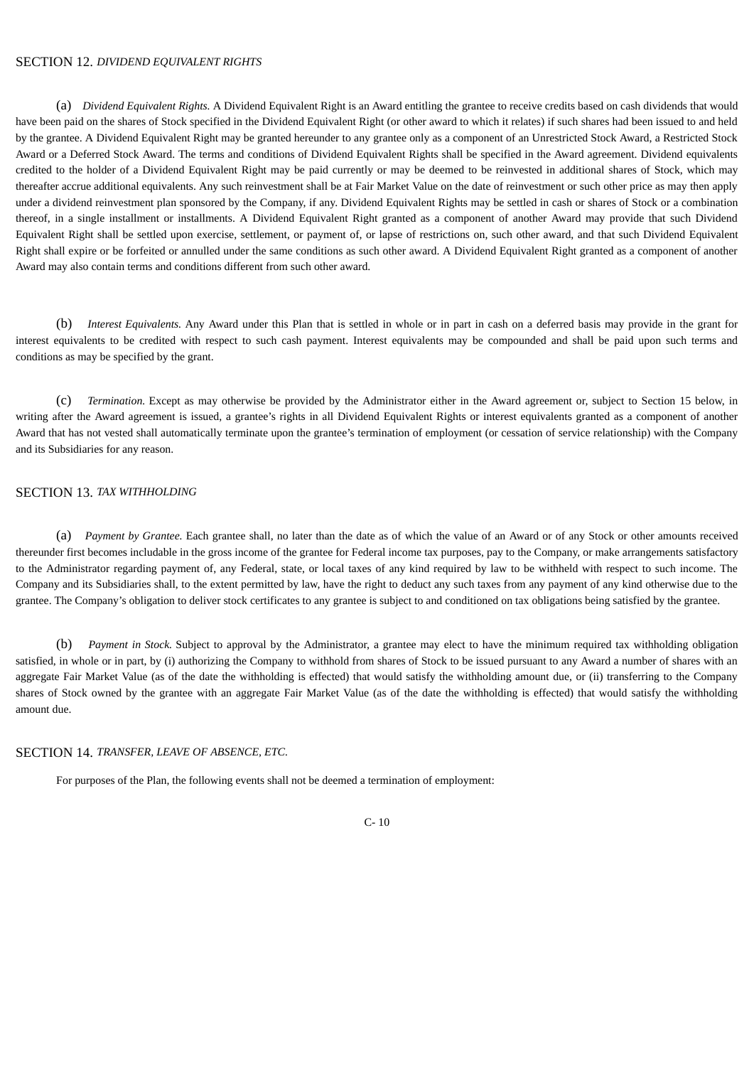## SECTION 12. *DIVIDEND EQUIVALENT RIGHTS*

(a) *Dividend Equivalent Rights.* A Dividend Equivalent Right is an Award entitling the grantee to receive credits based on cash dividends that would have been paid on the shares of Stock specified in the Dividend Equivalent Right (or other award to which it relates) if such shares had been issued to and held by the grantee. A Dividend Equivalent Right may be granted hereunder to any grantee only as a component of an Unrestricted Stock Award, a Restricted Stock Award or a Deferred Stock Award. The terms and conditions of Dividend Equivalent Rights shall be specified in the Award agreement. Dividend equivalents credited to the holder of a Dividend Equivalent Right may be paid currently or may be deemed to be reinvested in additional shares of Stock, which may thereafter accrue additional equivalents. Any such reinvestment shall be at Fair Market Value on the date of reinvestment or such other price as may then apply under a dividend reinvestment plan sponsored by the Company, if any. Dividend Equivalent Rights may be settled in cash or shares of Stock or a combination thereof, in a single installment or installments. A Dividend Equivalent Right granted as a component of another Award may provide that such Dividend Equivalent Right shall be settled upon exercise, settlement, or payment of, or lapse of restrictions on, such other award, and that such Dividend Equivalent Right shall expire or be forfeited or annulled under the same conditions as such other award. A Dividend Equivalent Right granted as a component of another Award may also contain terms and conditions different from such other award.

(b) *Interest Equivalents.* Any Award under this Plan that is settled in whole or in part in cash on a deferred basis may provide in the grant for interest equivalents to be credited with respect to such cash payment. Interest equivalents may be compounded and shall be paid upon such terms and conditions as may be specified by the grant.

(c) *Termination.* Except as may otherwise be provided by the Administrator either in the Award agreement or, subject to Section 15 below, in writing after the Award agreement is issued, a grantee's rights in all Dividend Equivalent Rights or interest equivalents granted as a component of another Award that has not vested shall automatically terminate upon the grantee's termination of employment (or cessation of service relationship) with the Company and its Subsidiaries for any reason.

## SECTION 13. *TAX WITHHOLDING*

(a) *Payment by Grantee.* Each grantee shall, no later than the date as of which the value of an Award or of any Stock or other amounts received thereunder first becomes includable in the gross income of the grantee for Federal income tax purposes, pay to the Company, or make arrangements satisfactory to the Administrator regarding payment of, any Federal, state, or local taxes of any kind required by law to be withheld with respect to such income. The Company and its Subsidiaries shall, to the extent permitted by law, have the right to deduct any such taxes from any payment of any kind otherwise due to the grantee. The Company's obligation to deliver stock certificates to any grantee is subject to and conditioned on tax obligations being satisfied by the grantee.

(b) *Payment in Stock.* Subject to approval by the Administrator, a grantee may elect to have the minimum required tax withholding obligation satisfied, in whole or in part, by (i) authorizing the Company to withhold from shares of Stock to be issued pursuant to any Award a number of shares with an aggregate Fair Market Value (as of the date the withholding is effected) that would satisfy the withholding amount due, or (ii) transferring to the Company shares of Stock owned by the grantee with an aggregate Fair Market Value (as of the date the withholding is effected) that would satisfy the withholding amount due.

## SECTION 14. *TRANSFER, LEAVE OF ABSENCE, ETC.*

For purposes of the Plan, the following events shall not be deemed a termination of employment: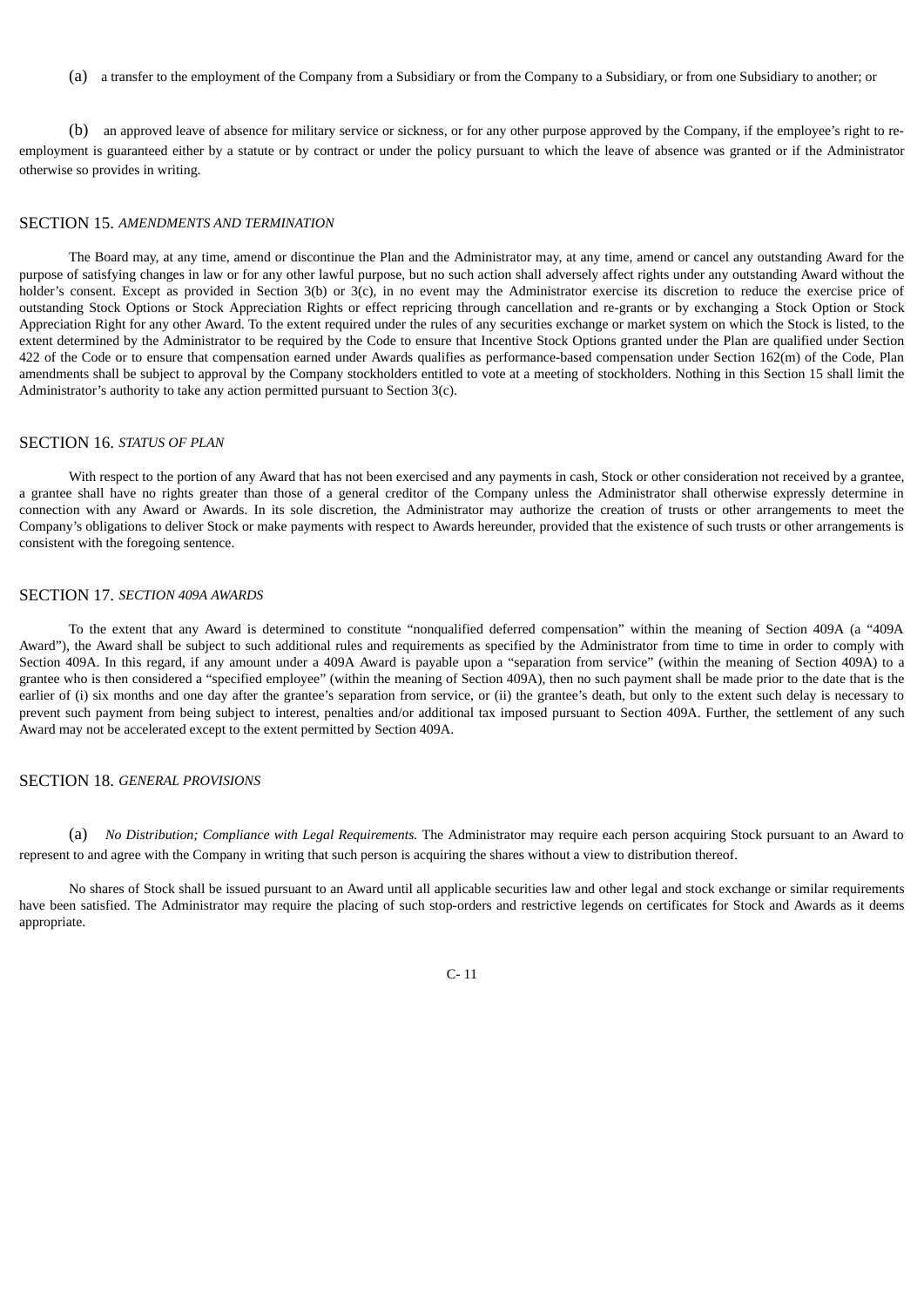(a) a transfer to the employment of the Company from a Subsidiary or from the Company to a Subsidiary, or from one Subsidiary to another; or

(b) an approved leave of absence for military service or sickness, or for any other purpose approved by the Company, if the employee's right to re-employment is guaranteed either by a statute or by contract or under the policy pursuant to which the leave of absence was granted or if the Administrator otherwise so provides in writing.

## SECTION 15. *AMENDMENTS AND TERMINATION*

The Board may, at any time, amend or discontinue the Plan and the Administrator may, at any time, amend or cancel any outstanding Award for the purpose of satisfying changes in law or for any other lawful purpose, but no such action shall adversely affect rights under any outstanding Award without the holder's consent. Except as provided in Section 3(b) or 3(c), in no event may the Administrator exercise its discretion to reduce the exercise price of outstanding Stock Options or Stock Appreciation Rights or effect repricing through cancellation and re-grants or by exchanging a Stock Option or Stock Appreciation Right for any other Award. To the extent required under the rules of any securities exchange or market system on which the Stock is listed, to the extent determined by the Administrator to be required by the Code to ensure that Incentive Stock Options granted under the Plan are qualified under Section 422 of the Code or to ensure that compensation earned under Awards qualifies as performance-based compensation under Section 162(m) of the Code, Plan amendments shall be subject to approval by the Company stockholders entitled to vote at a meeting of stockholders. Nothing in this Section 15 shall limit the Administrator's authority to take any action permitted pursuant to Section 3(c).

## SECTION 16. *STATUS OF PLAN*

With respect to the portion of any Award that has not been exercised and any payments in cash, Stock or other consideration not received by a grantee, a grantee shall have no rights greater than those of a general creditor of the Company unless the Administrator shall otherwise expressly determine in connection with any Award or Awards. In its sole discretion, the Administrator may authorize the creation of trusts or other arrangements to meet the Company's obligations to deliver Stock or make payments with respect to Awards hereunder, provided that the existence of such trusts or other arrangements is consistent with the foregoing sentence.

## SECTION 17. *SECTION 409A AWARDS*

To the extent that any Award is determined to constitute "nonqualified deferred compensation" within the meaning of Section 409A (a "409A Award"), the Award shall be subject to such additional rules and requirements as specified by the Administrator from time to time in order to comply with Section 409A. In this regard, if any amount under a 409A Award is payable upon a "separation from service" (within the meaning of Section 409A) to a grantee who is then considered a "specified employee" (within the meaning of Section 409A), then no such payment shall be made prior to the date that is the earlier of (i) six months and one day after the grantee's separation from service, or (ii) the grantee's death, but only to the extent such delay is necessary to prevent such payment from being subject to interest, penalties and/or additional tax imposed pursuant to Section 409A. Further, the settlement of any such Award may not be accelerated except to the extent permitted by Section 409A.

## SECTION 18. *GENERAL PROVISIONS*

(a) *No Distribution; Compliance with Legal Requirements.* The Administrator may require each person acquiring Stock pursuant to an Award to represent to and agree with the Company in writing that such person is acquiring the shares without a view to distribution thereof.

No shares of Stock shall be issued pursuant to an Award until all applicable securities law and other legal and stock exchange or similar requirements have been satisfied. The Administrator may require the placing of such stop-orders and restrictive legends on certificates for Stock and Awards as it deems appropriate.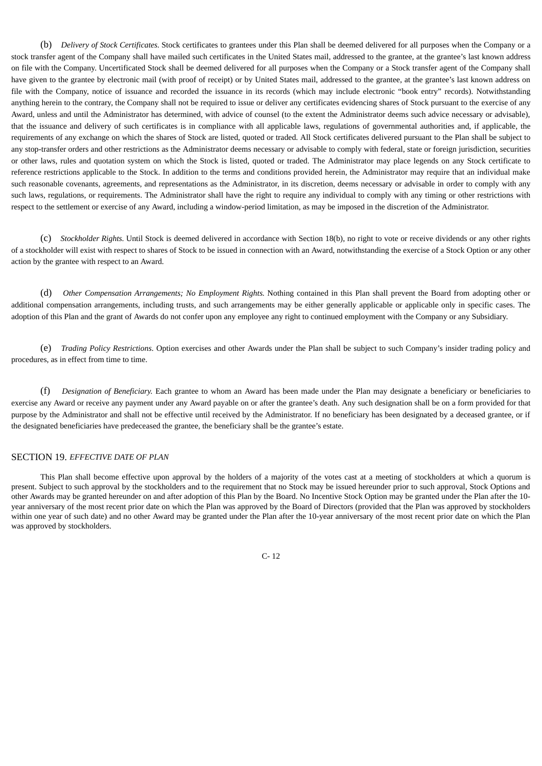(b) *Delivery of Stock Certificates.* Stock certificates to grantees under this Plan shall be deemed delivered for all purposes when the Company or a stock transfer agent of the Company shall have mailed such certificates in the United States mail, addressed to the grantee, at the grantee's last known address on file with the Company. Uncertificated Stock shall be deemed delivered for all purposes when the Company or a Stock transfer agent of the Company shall have given to the grantee by electronic mail (with proof of receipt) or by United States mail, addressed to the grantee, at the grantee's last known address on file with the Company, notice of issuance and recorded the issuance in its records (which may include electronic "book entry" records). Notwithstanding anything herein to the contrary, the Company shall not be required to issue or deliver any certificates evidencing shares of Stock pursuant to the exercise of any Award, unless and until the Administrator has determined, with advice of counsel (to the extent the Administrator deems such advice necessary or advisable), that the issuance and delivery of such certificates is in compliance with all applicable laws, regulations of governmental authorities and, if applicable, the requirements of any exchange on which the shares of Stock are listed, quoted or traded. All Stock certificates delivered pursuant to the Plan shall be subject to any stop-transfer orders and other restrictions as the Administrator deems necessary or advisable to comply with federal, state or foreign jurisdiction, securities or other laws, rules and quotation system on which the Stock is listed, quoted or traded. The Administrator may place legends on any Stock certificate to reference restrictions applicable to the Stock. In addition to the terms and conditions provided herein, the Administrator may require that an individual make such reasonable covenants, agreements, and representations as the Administrator, in its discretion, deems necessary or advisable in order to comply with any such laws, regulations, or requirements. The Administrator shall have the right to require any individual to comply with any timing or other restrictions with respect to the settlement or exercise of any Award, including a window-period limitation, as may be imposed in the discretion of the Administrator.

(c) *Stockholder Rights.* Until Stock is deemed delivered in accordance with Section 18(b), no right to vote or receive dividends or any other rights of a stockholder will exist with respect to shares of Stock to be issued in connection with an Award, notwithstanding the exercise of a Stock Option or any other action by the grantee with respect to an Award.

(d) *Other Compensation Arrangements; No Employment Rights.* Nothing contained in this Plan shall prevent the Board from adopting other or additional compensation arrangements, including trusts, and such arrangements may be either generally applicable or applicable only in specific cases. The adoption of this Plan and the grant of Awards do not confer upon any employee any right to continued employment with the Company or any Subsidiary.

(e) *Trading Policy Restrictions.* Option exercises and other Awards under the Plan shall be subject to such Company's insider trading policy and procedures, as in effect from time to time.

(f) *Designation of Beneficiary.* Each grantee to whom an Award has been made under the Plan may designate a beneficiary or beneficiaries to exercise any Award or receive any payment under any Award payable on or after the grantee's death. Any such designation shall be on a form provided for that purpose by the Administrator and shall not be effective until received by the Administrator. If no beneficiary has been designated by a deceased grantee, or if the designated beneficiaries have predeceased the grantee, the beneficiary shall be the grantee's estate.

## SECTION 19. *EFFECTIVE DATE OF PLAN*

This Plan shall become effective upon approval by the holders of a majority of the votes cast at a meeting of stockholders at which a quorum is present. Subject to such approval by the stockholders and to the requirement that no Stock may be issued hereunder prior to such approval, Stock Options and other Awards may be granted hereunder on and after adoption of this Plan by the Board. No Incentive Stock Option may be granted under the Plan after the 10-year anniversary of the most recent prior date on which the Plan was approved by the Board of Directors (provided that the Plan was approved by stockholders within one year of such date) and no other Award may be granted under the Plan after the 10-year anniversary of the most recent prior date on which the Plan was approved by stockholders.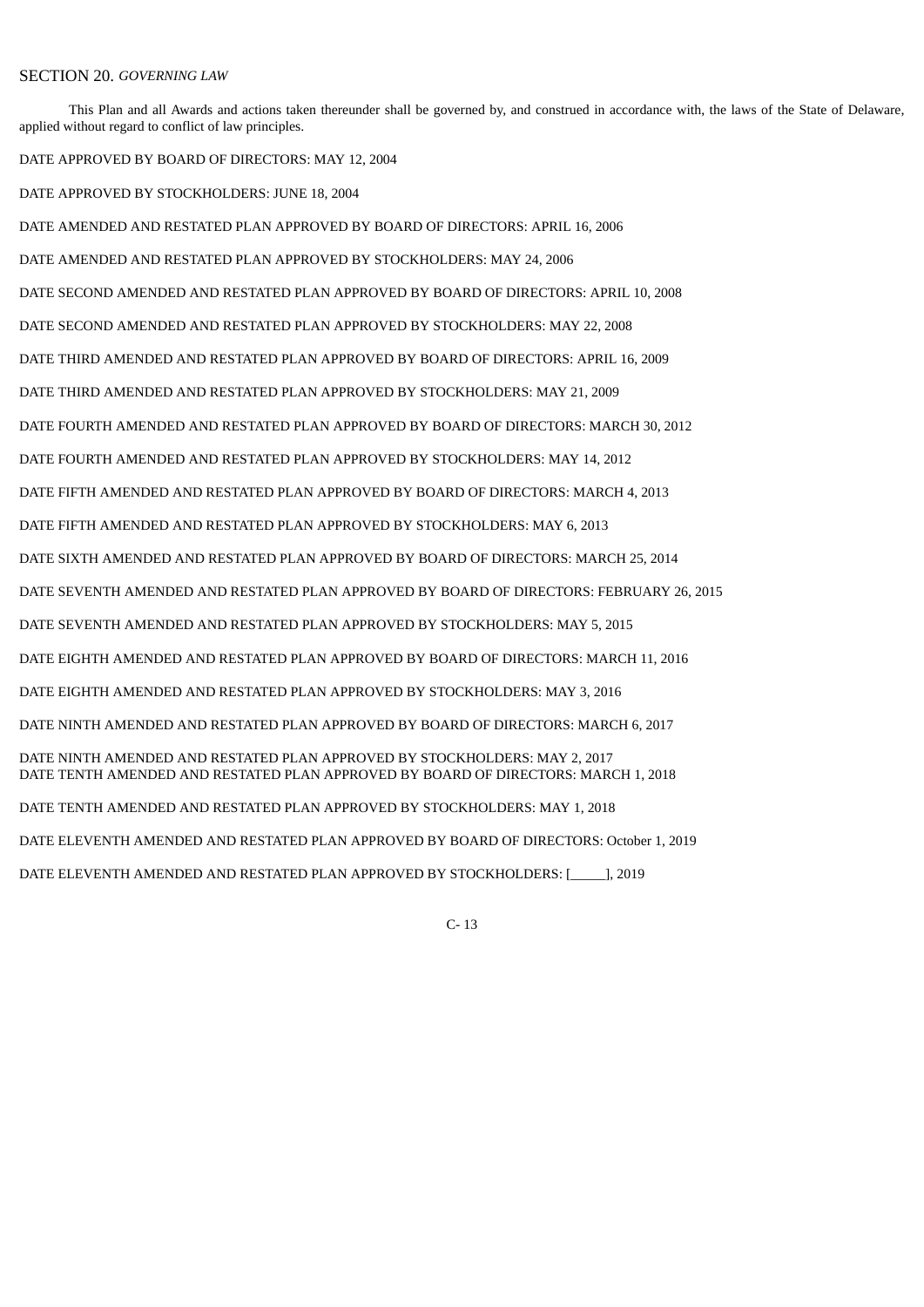## SECTION 20. *GOVERNING LAW*

This Plan and all Awards and actions taken thereunder shall be governed by, and construed in accordance with, the laws of the State of Delaware, applied without regard to conflict of law principles.

DATE APPROVED BY BOARD OF DIRECTORS: MAY 12, 2004

DATE APPROVED BY STOCKHOLDERS: JUNE 18, 2004

DATE AMENDED AND RESTATED PLAN APPROVED BY BOARD OF DIRECTORS: APRIL 16, 2006

DATE AMENDED AND RESTATED PLAN APPROVED BY STOCKHOLDERS: MAY 24, 2006

DATE SECOND AMENDED AND RESTATED PLAN APPROVED BY BOARD OF DIRECTORS: APRIL 10, 2008

DATE SECOND AMENDED AND RESTATED PLAN APPROVED BY STOCKHOLDERS: MAY 22, 2008

DATE THIRD AMENDED AND RESTATED PLAN APPROVED BY BOARD OF DIRECTORS: APRIL 16, 2009

DATE THIRD AMENDED AND RESTATED PLAN APPROVED BY STOCKHOLDERS: MAY 21, 2009

DATE FOURTH AMENDED AND RESTATED PLAN APPROVED BY BOARD OF DIRECTORS: MARCH 30, 2012

DATE FOURTH AMENDED AND RESTATED PLAN APPROVED BY STOCKHOLDERS: MAY 14, 2012

DATE FIFTH AMENDED AND RESTATED PLAN APPROVED BY BOARD OF DIRECTORS: MARCH 4, 2013

DATE FIFTH AMENDED AND RESTATED PLAN APPROVED BY STOCKHOLDERS: MAY 6, 2013

DATE SIXTH AMENDED AND RESTATED PLAN APPROVED BY BOARD OF DIRECTORS: MARCH 25, 2014

DATE SEVENTH AMENDED AND RESTATED PLAN APPROVED BY BOARD OF DIRECTORS: FEBRUARY 26, 2015

DATE SEVENTH AMENDED AND RESTATED PLAN APPROVED BY STOCKHOLDERS: MAY 5, 2015

DATE EIGHTH AMENDED AND RESTATED PLAN APPROVED BY BOARD OF DIRECTORS: MARCH 11, 2016

DATE EIGHTH AMENDED AND RESTATED PLAN APPROVED BY STOCKHOLDERS: MAY 3, 2016

DATE NINTH AMENDED AND RESTATED PLAN APPROVED BY BOARD OF DIRECTORS: MARCH 6, 2017

DATE NINTH AMENDED AND RESTATED PLAN APPROVED BY STOCKHOLDERS: MAY 2, 2017
DATE TENTH AMENDED AND RESTATED PLAN APPROVED BY BOARD OF DIRECTORS: MARCH 1, 2018

DATE TENTH AMENDED AND RESTATED PLAN APPROVED BY STOCKHOLDERS: MAY 1, 2018

DATE ELEVENTH AMENDED AND RESTATED PLAN APPROVED BY BOARD OF DIRECTORS: October 1, 2019

DATE ELEVENTH AMENDED AND RESTATED PLAN APPROVED BY STOCKHOLDERS: [_____], 2019